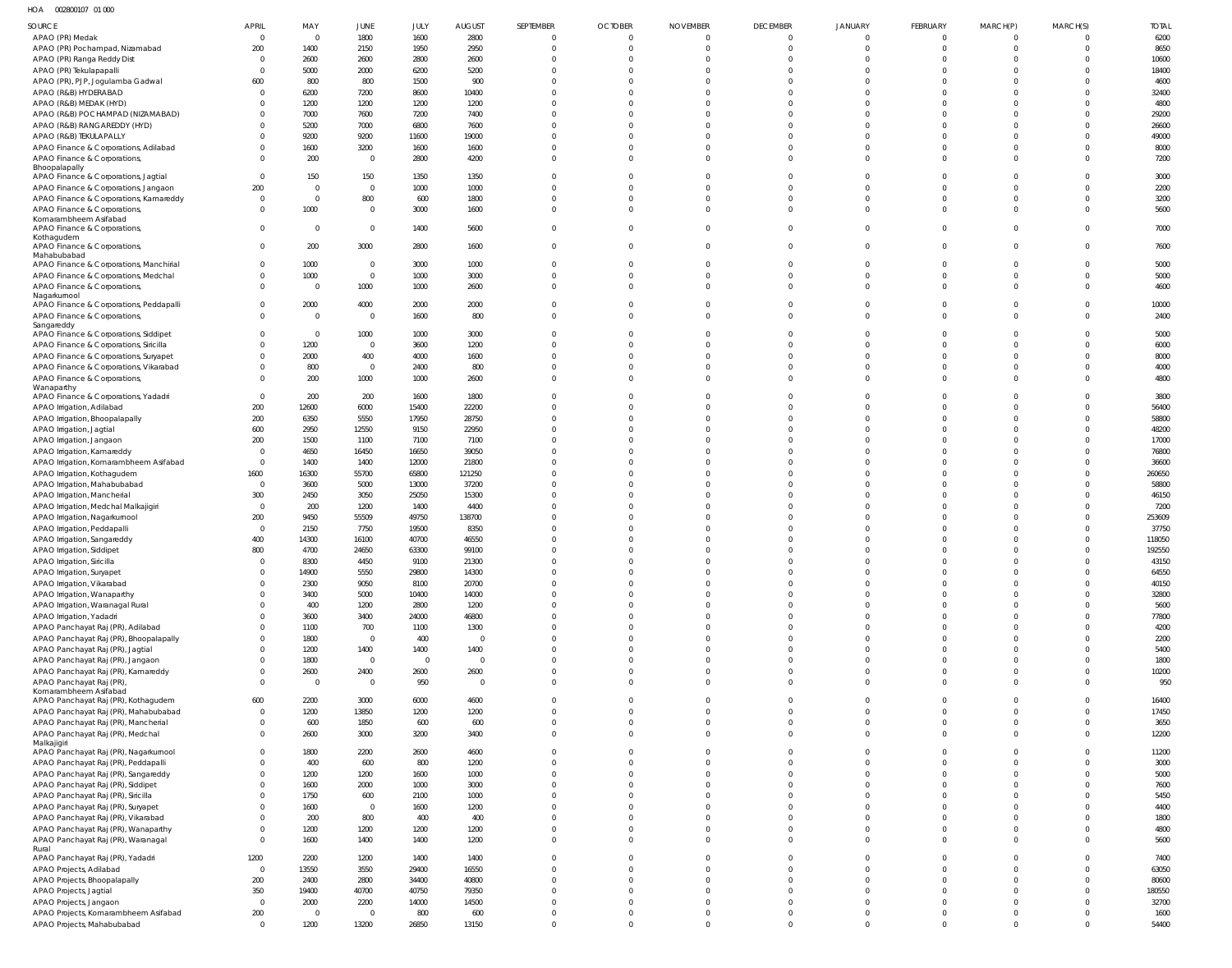HOA 002800107 01 000

| SOURCE | APRIL | MAY | JUNE | JULY | AUGUST | SEPTEMBER | OCTOBER | NOVEMBER | DECEMBER | JANUARY | FEBRUARY | MARCH(P) | MARCH(S) | TOTAL |
|---|---|---|---|---|---|---|---|---|---|---|---|---|---|---|
| APAO (PR) Medak | 0 | 0 | 1800 | 1600 | 2800 | 0 | 0 | 0 | 0 | 0 | 0 | 0 | 0 | 6200 |
| APAO (PR) Pochampad, Nizamabad | 200 | 1400 | 2150 | 1950 | 2950 | 0 | 0 | 0 | 0 | 0 | 0 | 0 | 0 | 8650 |
| APAO (PR) Ranga Reddy Dist | 0 | 2600 | 2600 | 2800 | 2600 | 0 | 0 | 0 | 0 | 0 | 0 | 0 | 0 | 10600 |
| APAO (PR) Tekulapapalli | 0 | 5000 | 2000 | 6200 | 5200 | 0 | 0 | 0 | 0 | 0 | 0 | 0 | 0 | 18400 |
| APAO (PR), PJP, Jogulamba Gadwal | 600 | 800 | 800 | 1500 | 900 | 0 | 0 | 0 | 0 | 0 | 0 | 0 | 0 | 4600 |
| APAO (R&B) HYDERABAD | 0 | 6200 | 7200 | 8600 | 10400 | 0 | 0 | 0 | 0 | 0 | 0 | 0 | 0 | 32400 |
| APAO (R&B) MEDAK (HYD) | 0 | 1200 | 1200 | 1200 | 1200 | 0 | 0 | 0 | 0 | 0 | 0 | 0 | 0 | 4800 |
| APAO (R&B) POCHAMPAD (NIZAMABAD) | 0 | 7000 | 7600 | 7200 | 7400 | 0 | 0 | 0 | 0 | 0 | 0 | 0 | 0 | 29200 |
| APAO (R&B) RANGAREDDY (HYD) | 0 | 5200 | 7000 | 6800 | 7600 | 0 | 0 | 0 | 0 | 0 | 0 | 0 | 0 | 26600 |
| APAO (R&B) TEKULAPALLY | 0 | 9200 | 9200 | 11600 | 19000 | 0 | 0 | 0 | 0 | 0 | 0 | 0 | 0 | 49000 |
| APAO Finance & Corporations, Adilabad | 0 | 1600 | 3200 | 1600 | 1600 | 0 | 0 | 0 | 0 | 0 | 0 | 0 | 0 | 8000 |
| APAO Finance & Corporations, Bhoopalapally | 0 | 200 | 0 | 2800 | 4200 | 0 | 0 | 0 | 0 | 0 | 0 | 0 | 0 | 7200 |
| APAO Finance & Corporations, Jagtial | 0 | 150 | 150 | 1350 | 1350 | 0 | 0 | 0 | 0 | 0 | 0 | 0 | 0 | 3000 |
| APAO Finance & Corporations, Jangaon | 200 | 0 | 0 | 1000 | 1000 | 0 | 0 | 0 | 0 | 0 | 0 | 0 | 0 | 2200 |
| APAO Finance & Corporations, Kamareddy | 0 | 0 | 800 | 600 | 1800 | 0 | 0 | 0 | 0 | 0 | 0 | 0 | 0 | 3200 |
| APAO Finance & Corporations, Komarambheem Asifabad | 0 | 1000 | 0 | 3000 | 1600 | 0 | 0 | 0 | 0 | 0 | 0 | 0 | 0 | 5600 |
| APAO Finance & Corporations, Kothagudem | 0 | 0 | 0 | 1400 | 5600 | 0 | 0 | 0 | 0 | 0 | 0 | 0 | 0 | 7000 |
| APAO Finance & Corporations, Mahabubabad | 0 | 200 | 3000 | 2800 | 1600 | 0 | 0 | 0 | 0 | 0 | 0 | 0 | 0 | 7600 |
| APAO Finance & Corporations, Manchirial | 0 | 1000 | 0 | 3000 | 1000 | 0 | 0 | 0 | 0 | 0 | 0 | 0 | 0 | 5000 |
| APAO Finance & Corporations, Medchal | 0 | 1000 | 0 | 1000 | 3000 | 0 | 0 | 0 | 0 | 0 | 0 | 0 | 0 | 5000 |
| APAO Finance & Corporations, Nagarkurnool | 0 | 0 | 1000 | 1000 | 2600 | 0 | 0 | 0 | 0 | 0 | 0 | 0 | 0 | 4600 |
| APAO Finance & Corporations, Peddapalli | 0 | 2000 | 4000 | 2000 | 2000 | 0 | 0 | 0 | 0 | 0 | 0 | 0 | 0 | 10000 |
| APAO Finance & Corporations, Sangareddy | 0 | 0 | 0 | 1600 | 800 | 0 | 0 | 0 | 0 | 0 | 0 | 0 | 0 | 2400 |
| APAO Finance & Corporations, Siddipet | 0 | 0 | 1000 | 1000 | 3000 | 0 | 0 | 0 | 0 | 0 | 0 | 0 | 0 | 5000 |
| APAO Finance & Corporations, Siricilla | 0 | 1200 | 0 | 3600 | 1200 | 0 | 0 | 0 | 0 | 0 | 0 | 0 | 0 | 6000 |
| APAO Finance & Corporations, Suryapet | 0 | 2000 | 400 | 4000 | 1600 | 0 | 0 | 0 | 0 | 0 | 0 | 0 | 0 | 8000 |
| APAO Finance & Corporations, Vikarabad | 0 | 800 | 0 | 2400 | 800 | 0 | 0 | 0 | 0 | 0 | 0 | 0 | 0 | 4000 |
| APAO Finance & Corporations, Wanaparthy | 0 | 200 | 1000 | 1000 | 2600 | 0 | 0 | 0 | 0 | 0 | 0 | 0 | 0 | 4800 |
| APAO Finance & Corporations, Yadadri | 0 | 200 | 200 | 1600 | 1800 | 0 | 0 | 0 | 0 | 0 | 0 | 0 | 0 | 3800 |
| APAO Irrigation, Adilabad | 200 | 12600 | 6000 | 15400 | 22200 | 0 | 0 | 0 | 0 | 0 | 0 | 0 | 0 | 56400 |
| APAO Irrigation, Bhoopalapally | 200 | 6350 | 5550 | 17950 | 28750 | 0 | 0 | 0 | 0 | 0 | 0 | 0 | 0 | 58800 |
| APAO Irrigation, Jagtial | 600 | 2950 | 12550 | 9150 | 22950 | 0 | 0 | 0 | 0 | 0 | 0 | 0 | 0 | 48200 |
| APAO Irrigation, Jangaon | 200 | 1500 | 1100 | 7100 | 7100 | 0 | 0 | 0 | 0 | 0 | 0 | 0 | 0 | 17000 |
| APAO Irrigation, Kamareddy | 0 | 4650 | 16450 | 16650 | 39050 | 0 | 0 | 0 | 0 | 0 | 0 | 0 | 0 | 76800 |
| APAO Irrigation, Komarambheem Asifabad | 0 | 1400 | 1400 | 12000 | 21800 | 0 | 0 | 0 | 0 | 0 | 0 | 0 | 0 | 36600 |
| APAO Irrigation, Kothagudem | 1600 | 16300 | 55700 | 65800 | 121250 | 0 | 0 | 0 | 0 | 0 | 0 | 0 | 0 | 260650 |
| APAO Irrigation, Mahabubabad | 0 | 3600 | 5000 | 13000 | 37200 | 0 | 0 | 0 | 0 | 0 | 0 | 0 | 0 | 58800 |
| APAO Irrigation, Mancherial | 300 | 2450 | 3050 | 25050 | 15300 | 0 | 0 | 0 | 0 | 0 | 0 | 0 | 0 | 46150 |
| APAO Irrigation, Medchal Malkajigiri | 0 | 200 | 1200 | 1400 | 4400 | 0 | 0 | 0 | 0 | 0 | 0 | 0 | 0 | 7200 |
| APAO Irrigation, Nagarkurnool | 200 | 9450 | 55509 | 49750 | 138700 | 0 | 0 | 0 | 0 | 0 | 0 | 0 | 0 | 253609 |
| APAO Irrigation, Peddapalli | 0 | 2150 | 7750 | 19500 | 8350 | 0 | 0 | 0 | 0 | 0 | 0 | 0 | 0 | 37750 |
| APAO Irrigation, Sangareddy | 400 | 14300 | 16100 | 40700 | 46550 | 0 | 0 | 0 | 0 | 0 | 0 | 0 | 0 | 118050 |
| APAO Irrigation, Siddipet | 800 | 4700 | 24650 | 63300 | 99100 | 0 | 0 | 0 | 0 | 0 | 0 | 0 | 0 | 192550 |
| APAO Irrigation, Siricilla | 0 | 8300 | 4450 | 9100 | 21300 | 0 | 0 | 0 | 0 | 0 | 0 | 0 | 0 | 43150 |
| APAO Irrigation, Suryapet | 0 | 14900 | 5550 | 29800 | 14300 | 0 | 0 | 0 | 0 | 0 | 0 | 0 | 0 | 64550 |
| APAO Irrigation, Vikarabad | 0 | 2300 | 9050 | 8100 | 20700 | 0 | 0 | 0 | 0 | 0 | 0 | 0 | 0 | 40150 |
| APAO Irrigation, Wanaparthy | 0 | 3400 | 5000 | 10400 | 14000 | 0 | 0 | 0 | 0 | 0 | 0 | 0 | 0 | 32800 |
| APAO Irrigation, Waranagal Rural | 0 | 400 | 1200 | 2800 | 1200 | 0 | 0 | 0 | 0 | 0 | 0 | 0 | 0 | 5600 |
| APAO Irrigation, Yadadri | 0 | 3600 | 3400 | 24000 | 46800 | 0 | 0 | 0 | 0 | 0 | 0 | 0 | 0 | 77800 |
| APAO Panchayat Raj (PR), Adilabad | 0 | 1100 | 700 | 1100 | 1300 | 0 | 0 | 0 | 0 | 0 | 0 | 0 | 0 | 4200 |
| APAO Panchayat Raj (PR), Bhoopalapally | 0 | 1800 | 0 | 400 | 0 | 0 | 0 | 0 | 0 | 0 | 0 | 0 | 0 | 2200 |
| APAO Panchayat Raj (PR), Jagtial | 0 | 1200 | 1400 | 1400 | 1400 | 0 | 0 | 0 | 0 | 0 | 0 | 0 | 0 | 5400 |
| APAO Panchayat Raj (PR), Jangaon | 0 | 1800 | 0 | 0 | 0 | 0 | 0 | 0 | 0 | 0 | 0 | 0 | 0 | 1800 |
| APAO Panchayat Raj (PR), Kamareddy | 0 | 2600 | 2400 | 2600 | 2600 | 0 | 0 | 0 | 0 | 0 | 0 | 0 | 0 | 10200 |
| APAO Panchayat Raj (PR), Komarambheem Asifabad | 0 | 0 | 0 | 950 | 0 | 0 | 0 | 0 | 0 | 0 | 0 | 0 | 0 | 950 |
| APAO Panchayat Raj (PR), Kothagudem | 600 | 2200 | 3000 | 6000 | 4600 | 0 | 0 | 0 | 0 | 0 | 0 | 0 | 0 | 16400 |
| APAO Panchayat Raj (PR), Mahabubabad | 0 | 1200 | 13850 | 1200 | 1200 | 0 | 0 | 0 | 0 | 0 | 0 | 0 | 0 | 17450 |
| APAO Panchayat Raj (PR), Mancherial | 0 | 600 | 1850 | 600 | 600 | 0 | 0 | 0 | 0 | 0 | 0 | 0 | 0 | 3650 |
| APAO Panchayat Raj (PR), Medchal Malkajigiri | 0 | 2600 | 3000 | 3200 | 3400 | 0 | 0 | 0 | 0 | 0 | 0 | 0 | 0 | 12200 |
| APAO Panchayat Raj (PR), Nagarkurnool | 0 | 1800 | 2200 | 2600 | 4600 | 0 | 0 | 0 | 0 | 0 | 0 | 0 | 0 | 11200 |
| APAO Panchayat Raj (PR), Peddapalli | 0 | 400 | 600 | 800 | 1200 | 0 | 0 | 0 | 0 | 0 | 0 | 0 | 0 | 3000 |
| APAO Panchayat Raj (PR), Sangareddy | 0 | 1200 | 1200 | 1600 | 1000 | 0 | 0 | 0 | 0 | 0 | 0 | 0 | 0 | 5000 |
| APAO Panchayat Raj (PR), Siddipet | 0 | 1600 | 2000 | 1000 | 3000 | 0 | 0 | 0 | 0 | 0 | 0 | 0 | 0 | 7600 |
| APAO Panchayat Raj (PR), Siricilla | 0 | 1750 | 600 | 2100 | 1000 | 0 | 0 | 0 | 0 | 0 | 0 | 0 | 0 | 5450 |
| APAO Panchayat Raj (PR), Suryapet | 0 | 1600 | 0 | 1600 | 1200 | 0 | 0 | 0 | 0 | 0 | 0 | 0 | 0 | 4400 |
| APAO Panchayat Raj (PR), Vikarabad | 0 | 200 | 800 | 400 | 400 | 0 | 0 | 0 | 0 | 0 | 0 | 0 | 0 | 1800 |
| APAO Panchayat Raj (PR), Wanaparthy | 0 | 1200 | 1200 | 1200 | 1200 | 0 | 0 | 0 | 0 | 0 | 0 | 0 | 0 | 4800 |
| APAO Panchayat Raj (PR), Waranagal Rural | 0 | 1600 | 1400 | 1400 | 1200 | 0 | 0 | 0 | 0 | 0 | 0 | 0 | 0 | 5600 |
| APAO Panchayat Raj (PR), Yadadri | 1200 | 2200 | 1200 | 1400 | 1400 | 0 | 0 | 0 | 0 | 0 | 0 | 0 | 0 | 7400 |
| APAO Projects, Adilabad | 0 | 13550 | 3550 | 29400 | 16550 | 0 | 0 | 0 | 0 | 0 | 0 | 0 | 0 | 63050 |
| APAO Projects, Bhoopalapally | 200 | 2400 | 2800 | 34400 | 40800 | 0 | 0 | 0 | 0 | 0 | 0 | 0 | 0 | 80600 |
| APAO Projects, Jagtial | 350 | 19400 | 40700 | 40750 | 79350 | 0 | 0 | 0 | 0 | 0 | 0 | 0 | 0 | 180550 |
| APAO Projects, Jangaon | 0 | 2000 | 2200 | 14000 | 14500 | 0 | 0 | 0 | 0 | 0 | 0 | 0 | 0 | 32700 |
| APAO Projects, Komarambheem Asifabad | 200 | 0 | 0 | 800 | 600 | 0 | 0 | 0 | 0 | 0 | 0 | 0 | 0 | 1600 |
| APAO Projects, Mahabubabad | 0 | 1200 | 13200 | 26850 | 13150 | 0 | 0 | 0 | 0 | 0 | 0 | 0 | 0 | 54400 |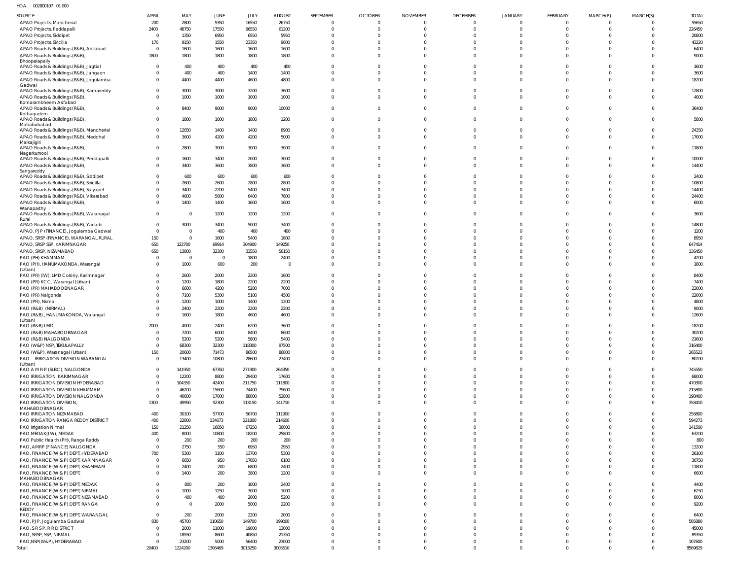HOA 002800107 01 000

| SOURCE | APRIL | MAY | JUNE | JULY | AUGUST | SEPTEMBER | OCTOBER | NOVEMBER | DECEMBER | JANUARY | FEBRUARY | MARCH(P) | MARCH(S) | TOTAL |
|---|---|---|---|---|---|---|---|---|---|---|---|---|---|---|
| APAO Projects, Mancherial | 200 | 2800 | 9350 | 16550 | 26750 | 0 | 0 | 0 | 0 | 0 | 0 | 0 | 0 | 55650 |
| APAO Projects, Peddapalli | 2400 | 48750 | 17550 | 96550 | 61200 | 0 | 0 | 0 | 0 | 0 | 0 | 0 | 0 | 226450 |
| APAO Projects, Siddipet | 0 | 1350 | 6950 | 6550 | 5950 | 0 | 0 | 0 | 0 | 0 | 0 | 0 | 0 | 20800 |
| APAO Projects, Siricilla | 170 | 9150 | 1550 | 23350 | 9000 | 0 | 0 | 0 | 0 | 0 | 0 | 0 | 0 | 43220 |
| APAO Roads & Buildings (R&B), Adilabad | 0 | 1600 | 1600 | 1600 | 1600 | 0 | 0 | 0 | 0 | 0 | 0 | 0 | 0 | 6400 |
| APAO Roads & Buildings (R&B), Bhoopalapally | 1800 | 1800 | 1800 | 1800 | 1800 | 0 | 0 | 0 | 0 | 0 | 0 | 0 | 0 | 9000 |
| APAO Roads & Buildings (R&B), Jagtial | 0 | 400 | 400 | 400 | 400 | 0 | 0 | 0 | 0 | 0 | 0 | 0 | 0 | 1600 |
| APAO Roads & Buildings (R&B), Jangaon | 0 | 400 | 400 | 1400 | 1400 | 0 | 0 | 0 | 0 | 0 | 0 | 0 | 0 | 3600 |
| APAO Roads & Buildings (R&B), Jogulamba Gadwal | 0 | 4400 | 4400 | 4600 | 4800 | 0 | 0 | 0 | 0 | 0 | 0 | 0 | 0 | 18200 |
| APAO Roads & Buildings (R&B), Kamareddy | 0 | 3000 | 3000 | 3200 | 3600 | 0 | 0 | 0 | 0 | 0 | 0 | 0 | 0 | 12800 |
| APAO Roads & Buildings (R&B), Komarambheem Asifabad | 0 | 1000 | 1000 | 1000 | 1000 | 0 | 0 | 0 | 0 | 0 | 0 | 0 | 0 | 4000 |
| APAO Roads & Buildings (R&B), Kothagudem | 0 | 8400 | 9000 | 9000 | 10000 | 0 | 0 | 0 | 0 | 0 | 0 | 0 | 0 | 36400 |
| APAO Roads & Buildings (R&B), Mahabubabad | 0 | 1800 | 1000 | 1800 | 1200 | 0 | 0 | 0 | 0 | 0 | 0 | 0 | 0 | 5800 |
| APAO Roads & Buildings (R&B), Mancherial | 0 | 12650 | 1400 | 1400 | 8900 | 0 | 0 | 0 | 0 | 0 | 0 | 0 | 0 | 24350 |
| APAO Roads & Buildings (R&B), Medchal Malkajigiri | 0 | 3600 | 4200 | 4200 | 5000 | 0 | 0 | 0 | 0 | 0 | 0 | 0 | 0 | 17000 |
| APAO Roads & Buildings (R&B), Nagarkurnool | 0 | 2800 | 3000 | 3000 | 3000 | 0 | 0 | 0 | 0 | 0 | 0 | 0 | 0 | 11800 |
| APAO Roads & Buildings (R&B), Peddapalli | 0 | 1600 | 3400 | 2000 | 3000 | 0 | 0 | 0 | 0 | 0 | 0 | 0 | 0 | 10000 |
| APAO Roads & Buildings (R&B), Sangareddy | 0 | 3400 | 3600 | 3800 | 3600 | 0 | 0 | 0 | 0 | 0 | 0 | 0 | 0 | 14400 |
| APAO Roads & Buildings (R&B), Siddipet | 0 | 600 | 600 | 600 | 600 | 0 | 0 | 0 | 0 | 0 | 0 | 0 | 0 | 2400 |
| APAO Roads & Buildings (R&B), Siricilla | 0 | 2600 | 2600 | 2800 | 2800 | 0 | 0 | 0 | 0 | 0 | 0 | 0 | 0 | 10800 |
| APAO Roads & Buildings (R&B), Suryapet | 0 | 3400 | 2200 | 5400 | 3400 | 0 | 0 | 0 | 0 | 0 | 0 | 0 | 0 | 14400 |
| APAO Roads & Buildings (R&B), Vikarabad | 0 | 4600 | 5600 | 6400 | 7800 | 0 | 0 | 0 | 0 | 0 | 0 | 0 | 0 | 24400 |
| APAO Roads & Buildings (R&B), Wanaparthy | 0 | 1400 | 1400 | 1600 | 1600 | 0 | 0 | 0 | 0 | 0 | 0 | 0 | 0 | 6000 |
| APAO Roads & Buildings (R&B), Waranagal Rural | 0 | 0 | 1200 | 1200 | 1200 | 0 | 0 | 0 | 0 | 0 | 0 | 0 | 0 | 3600 |
| APAO Roads & Buildings (R&B), Yadadri | 0 | 3000 | 3400 | 5000 | 3400 | 0 | 0 | 0 | 0 | 0 | 0 | 0 | 0 | 14800 |
| APAO, PJP (FINANCE), Jogulamba Gadwal | 0 | 0 | 400 | 400 | 400 | 0 | 0 | 0 | 0 | 0 | 0 | 0 | 0 | 1200 |
| APAO, SRSP (FINANCE), WARANGAL RURAL | 150 | 0 | 1600 | 5400 | 1800 | 0 | 0 | 0 | 0 | 0 | 0 | 0 | 0 | 8950 |
| APAO, SRSP SSP, KARIMNAGAR | 650 | 122700 | 69914 | 304900 | 149250 | 0 | 0 | 0 | 0 | 0 | 0 | 0 | 0 | 647414 |
| APAO, SRSP, NIZAMABAD | 650 | 13800 | 32300 | 33550 | 56150 | 0 | 0 | 0 | 0 | 0 | 0 | 0 | 0 | 136450 |
| PAO (PH) KHAMMAM | 0 | 0 | 0 | 1800 | 2400 | 0 | 0 | 0 | 0 | 0 | 0 | 0 | 0 | 4200 |
| PAO (PH), HANUMAKONDA, Warangal (Urban) | 0 | 1000 | 600 | 200 | 0 | 0 | 0 | 0 | 0 | 0 | 0 | 0 | 0 | 1800 |
| PAO (PR) (IW), LMD Colony, Karimnagar | 0 | 2600 | 2000 | 2200 | 1600 | 0 | 0 | 0 | 0 | 0 | 0 | 0 | 0 | 8400 |
| PAO (PR) KCC, Warangal (Urban) | 0 | 1200 | 1800 | 2200 | 2200 | 0 | 0 | 0 | 0 | 0 | 0 | 0 | 0 | 7400 |
| PAO (PR) MAHABOOBNAGAR | 0 | 6600 | 4200 | 5200 | 7000 | 0 | 0 | 0 | 0 | 0 | 0 | 0 | 0 | 23000 |
| PAO (PR) Nalgonda | 0 | 7100 | 5300 | 5100 | 4500 | 0 | 0 | 0 | 0 | 0 | 0 | 0 | 0 | 22000 |
| PAO (PR), Nirmal | 0 | 1200 | 1000 | 1400 | 1200 | 0 | 0 | 0 | 0 | 0 | 0 | 0 | 0 | 4800 |
| PAO (R&B) (NIRMAL) | 0 | 2400 | 2200 | 2200 | 2200 | 0 | 0 | 0 | 0 | 0 | 0 | 0 | 0 | 9000 |
| PAO (R&B), HANUMAKONDA, Warangal (Urban) | 0 | 1600 | 1800 | 4600 | 4600 | 0 | 0 | 0 | 0 | 0 | 0 | 0 | 0 | 12600 |
| PAO (R&B) LMD | 2000 | 4000 | 2400 | 6200 | 3600 | 0 | 0 | 0 | 0 | 0 | 0 | 0 | 0 | 18200 |
| PAO (R&B) MAHABOOBNAGAR | 0 | 7200 | 6000 | 8400 | 8600 | 0 | 0 | 0 | 0 | 0 | 0 | 0 | 0 | 30200 |
| PAO (R&B) NALGONDA | 0 | 5200 | 5200 | 5800 | 5400 | 0 | 0 | 0 | 0 | 0 | 0 | 0 | 0 | 21600 |
| PAO (W&P) NSP, TEKULAPALLY | 0 | 68300 | 32300 | 118300 | 97500 | 0 | 0 | 0 | 0 | 0 | 0 | 0 | 0 | 316400 |
| PAO (W&P), Waranagal (Urban) | 150 | 20600 | 71473 | 86500 | 86800 | 0 | 0 | 0 | 0 | 0 | 0 | 0 | 0 | 265523 |
| PAO - IRRIGATION DIVISION WARANGAL (Urban) | 0 | 13400 | 10800 | 28600 | 27400 | 0 | 0 | 0 | 0 | 0 | 0 | 0 | 0 | 80200 |
| PAO A M R P (SLBC), NALGONDA | 0 | 141950 | 67350 | 271900 | 264350 | 0 | 0 | 0 | 0 | 0 | 0 | 0 | 0 | 745550 |
| PAO IRRIGATION KARIMNAGAR | 0 | 12200 | 8800 | 29400 | 17600 | 0 | 0 | 0 | 0 | 0 | 0 | 0 | 0 | 68000 |
| PAO IRRIGATION DIVISION HYDERABAD | 0 | 104350 | 42400 | 211750 | 111800 | 0 | 0 | 0 | 0 | 0 | 0 | 0 | 0 | 470300 |
| PAO IRRIGATION DIVISION KHAMMAM | 0 | 46200 | 15600 | 74400 | 79600 | 0 | 0 | 0 | 0 | 0 | 0 | 0 | 0 | 215800 |
| PAO IRRIGATION DIVISION NALGONDA | 0 | 40600 | 17000 | 88000 | 52800 | 0 | 0 | 0 | 0 | 0 | 0 | 0 | 0 | 198400 |
| PAO IRRIGATION DIVISION, MAHABOOBNAGAR | 1300 | 49950 | 52300 | 113150 | 141710 | 0 | 0 | 0 | 0 | 0 | 0 | 0 | 0 | 358410 |
| PAO IRRIGATION NIZAMABAD | 400 | 30100 | 57700 | 56700 | 111900 | 0 | 0 | 0 | 0 | 0 | 0 | 0 | 0 | 256800 |
| PAO IRRIGATION RANGA REDDY DISTRICT | 400 | 22800 | 134673 | 221800 | 214600 | 0 | 0 | 0 | 0 | 0 | 0 | 0 | 0 | 594273 |
| PAO Irrigation Nirmal | 150 | 21250 | 16850 | 67250 | 36000 | 0 | 0 | 0 | 0 | 0 | 0 | 0 | 0 | 141500 |
| PAO MEDAK(IW), MEDAK | 400 | 8000 | 10800 | 18200 | 25800 | 0 | 0 | 0 | 0 | 0 | 0 | 0 | 0 | 63200 |
| PAO Public Health (PH), Ranga Reddy | 0 | 200 | 200 | 200 | 200 | 0 | 0 | 0 | 0 | 0 | 0 | 0 | 0 | 800 |
| PAO, AMRP (FINANCE) NALGONDA | 0 | 2750 | 550 | 6950 | 2950 | 0 | 0 | 0 | 0 | 0 | 0 | 0 | 0 | 13200 |
| PAO, FINANCE (W & P) DEPT, HYDERABAD | 700 | 5300 | 1100 | 13700 | 5300 | 0 | 0 | 0 | 0 | 0 | 0 | 0 | 0 | 26100 |
| PAO, FINANCE (W & P) DEPT, KARIMNAGAR | 0 | 6650 | 950 | 17050 | 6100 | 0 | 0 | 0 | 0 | 0 | 0 | 0 | 0 | 30750 |
| PAO, FINANCE (W & P) DEPT, KHAMMAM | 0 | 2400 | 200 | 6800 | 2400 | 0 | 0 | 0 | 0 | 0 | 0 | 0 | 0 | 11800 |
| PAO, FINANCE (W & P) DEPT, MAHABOOBNAGAR | 0 | 1400 | 200 | 3800 | 1200 | 0 | 0 | 0 | 0 | 0 | 0 | 0 | 0 | 6600 |
| PAO, FINANCE (W & P) DEPT, MEDAK | 0 | 800 | 200 | 1000 | 2400 | 0 | 0 | 0 | 0 | 0 | 0 | 0 | 0 | 4400 |
| PAO, FINANCE (W & P) DEPT, NIRMAL | 0 | 1000 | 1250 | 3000 | 1000 | 0 | 0 | 0 | 0 | 0 | 0 | 0 | 0 | 6250 |
| PAO, FINANCE (W & P) DEPT, NIZAMABAD | 0 | 400 | 400 | 2000 | 5200 | 0 | 0 | 0 | 0 | 0 | 0 | 0 | 0 | 8000 |
| PAO, FINANCE (W & P) DEPT, RANGA REDDY | 0 | 0 | 2000 | 5000 | 2200 | 0 | 0 | 0 | 0 | 0 | 0 | 0 | 0 | 9200 |
| PAO, FINANCE (W & P) DEPT, WARANGAL | 0 | 200 | 2000 | 2200 | 2000 | 0 | 0 | 0 | 0 | 0 | 0 | 0 | 0 | 6400 |
| PAO, PJP, Jogulamba Gadwal | 830 | 45700 | 110650 | 149700 | 199000 | 0 | 0 | 0 | 0 | 0 | 0 | 0 | 0 | 505880 |
| PAO, S R S P, R R DISTRICT | 0 | 2000 | 11000 | 19000 | 13000 | 0 | 0 | 0 | 0 | 0 | 0 | 0 | 0 | 45000 |
| PAO, SRSP, SSP, NIRMAL | 0 | 18550 | 8600 | 40850 | 21350 | 0 | 0 | 0 | 0 | 0 | 0 | 0 | 0 | 89350 |
| PAO,NSP(W&P), HYDERABAD | 0 | 23200 | 5000 | 56400 | 23000 | 0 | 0 | 0 | 0 | 0 | 0 | 0 | 0 | 107600 |
| Total: | 20400 | 1224200 | 1306469 | 3013250 | 3005510 | 0 | 0 | 0 | 0 | 0 | 0 | 0 | 0 | 8569829 |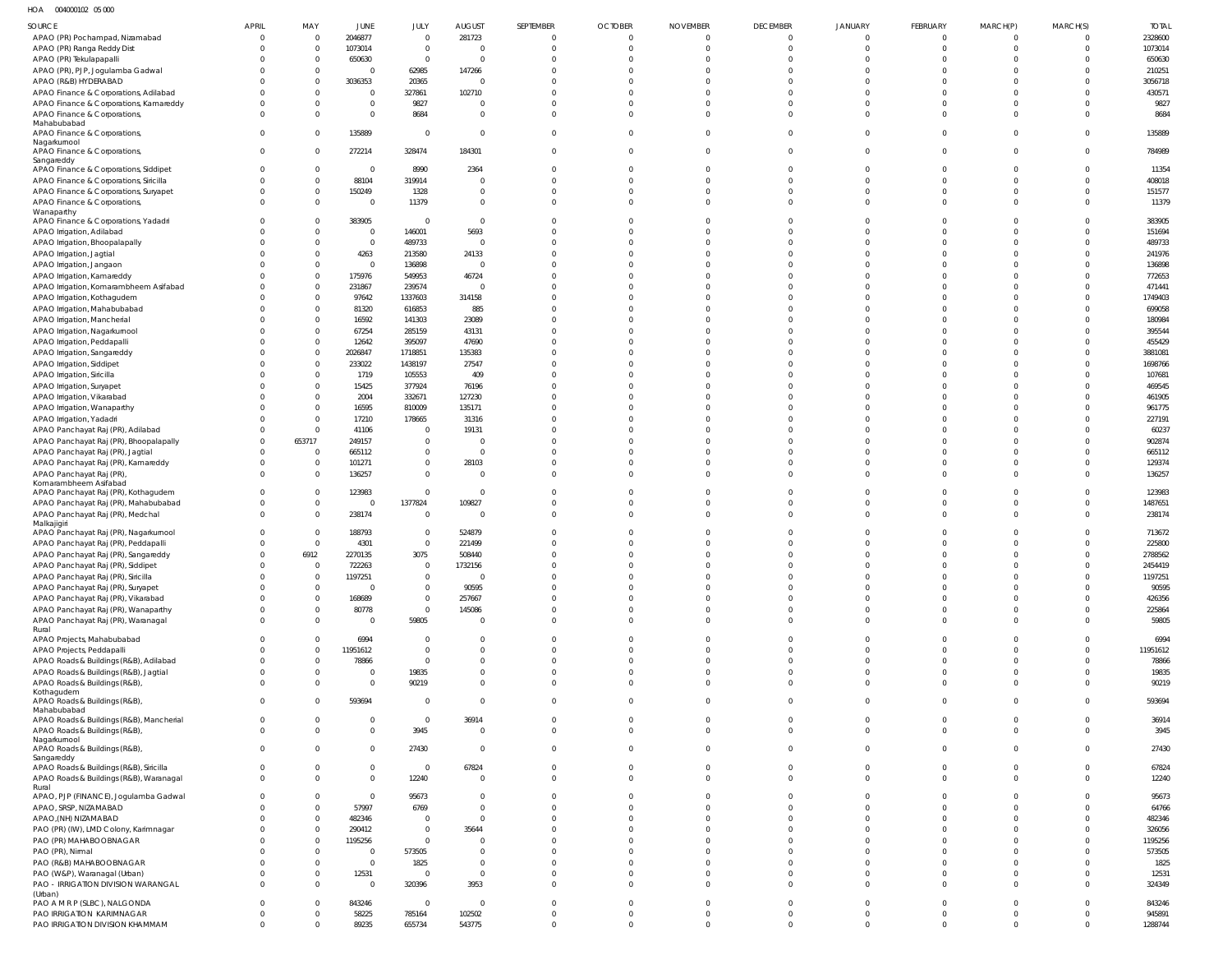HOA 004000102 05 000

| SOURCE | APRIL | MAY | JUNE | JULY | AUGUST | SEPTEMBER | OCTOBER | NOVEMBER | DECEMBER | JANUARY | FEBRUARY | MARCH(P) | MARCH(S) | TOTAL |
|---|---|---|---|---|---|---|---|---|---|---|---|---|---|---|
| APAO (PR) Pochampad, Nizamabad | 0 | 0 | 2046877 | 0 | 281723 | 0 | 0 | 0 | 0 | 0 | 0 | 0 | 0 | 2328600 |
| APAO (PR) Ranga Reddy Dist | 0 | 0 | 1073014 | 0 | 0 | 0 | 0 | 0 | 0 | 0 | 0 | 0 | 0 | 1073014 |
| APAO (PR) Tekulapapalli | 0 | 0 | 650630 | 0 | 0 | 0 | 0 | 0 | 0 | 0 | 0 | 0 | 0 | 650630 |
| APAO (PR), PJP, Jogulamba Gadwal | 0 | 0 | 0 | 62985 | 147266 | 0 | 0 | 0 | 0 | 0 | 0 | 0 | 0 | 210251 |
| APAO (R&B) HYDERABAD | 0 | 0 | 3036353 | 20365 | 0 | 0 | 0 | 0 | 0 | 0 | 0 | 0 | 0 | 3056718 |
| APAO Finance & Corporations, Adilabad | 0 | 0 | 0 | 327861 | 102710 | 0 | 0 | 0 | 0 | 0 | 0 | 0 | 0 | 430571 |
| APAO Finance & Corporations, Kamareddy | 0 | 0 | 0 | 9827 | 0 | 0 | 0 | 0 | 0 | 0 | 0 | 0 | 0 | 9827 |
| APAO Finance & Corporations, Mahabubabad | 0 | 0 | 0 | 8684 | 0 | 0 | 0 | 0 | 0 | 0 | 0 | 0 | 0 | 8684 |
| APAO Finance & Corporations, Nagarkurnool | 0 | 0 | 135889 | 0 | 0 | 0 | 0 | 0 | 0 | 0 | 0 | 0 | 0 | 135889 |
| APAO Finance & Corporations, Sangareddy | 0 | 0 | 272214 | 328474 | 184301 | 0 | 0 | 0 | 0 | 0 | 0 | 0 | 0 | 784989 |
| APAO Finance & Corporations, Siddipet | 0 | 0 | 0 | 8990 | 2364 | 0 | 0 | 0 | 0 | 0 | 0 | 0 | 0 | 11354 |
| APAO Finance & Corporations, Siricilla | 0 | 0 | 88104 | 319914 | 0 | 0 | 0 | 0 | 0 | 0 | 0 | 0 | 0 | 408018 |
| APAO Finance & Corporations, Suryapet | 0 | 0 | 150249 | 1328 | 0 | 0 | 0 | 0 | 0 | 0 | 0 | 0 | 0 | 151577 |
| APAO Finance & Corporations, Wanaparthy | 0 | 0 | 0 | 11379 | 0 | 0 | 0 | 0 | 0 | 0 | 0 | 0 | 0 | 11379 |
| APAO Finance & Corporations, Yadadri | 0 | 0 | 383905 | 0 | 0 | 0 | 0 | 0 | 0 | 0 | 0 | 0 | 0 | 383905 |
| APAO Irrigation, Adilabad | 0 | 0 | 0 | 146001 | 5693 | 0 | 0 | 0 | 0 | 0 | 0 | 0 | 0 | 151694 |
| APAO Irrigation, Bhoopalapally | 0 | 0 | 0 | 489733 | 0 | 0 | 0 | 0 | 0 | 0 | 0 | 0 | 0 | 489733 |
| APAO Irrigation, Jagtial | 0 | 0 | 4263 | 213580 | 24133 | 0 | 0 | 0 | 0 | 0 | 0 | 0 | 0 | 241976 |
| APAO Irrigation, Jangaon | 0 | 0 | 0 | 136898 | 0 | 0 | 0 | 0 | 0 | 0 | 0 | 0 | 0 | 136898 |
| APAO Irrigation, Kamareddy | 0 | 0 | 175976 | 549953 | 46724 | 0 | 0 | 0 | 0 | 0 | 0 | 0 | 0 | 772653 |
| APAO Irrigation, Komarambheem Asifabad | 0 | 0 | 231867 | 239574 | 0 | 0 | 0 | 0 | 0 | 0 | 0 | 0 | 0 | 471441 |
| APAO Irrigation, Kothagudem | 0 | 0 | 97642 | 1337603 | 314158 | 0 | 0 | 0 | 0 | 0 | 0 | 0 | 0 | 1749403 |
| APAO Irrigation, Mahabubabad | 0 | 0 | 81320 | 616853 | 885 | 0 | 0 | 0 | 0 | 0 | 0 | 0 | 0 | 699058 |
| APAO Irrigation, Mancherial | 0 | 0 | 16592 | 141303 | 23089 | 0 | 0 | 0 | 0 | 0 | 0 | 0 | 0 | 180984 |
| APAO Irrigation, Nagarkurnool | 0 | 0 | 67254 | 285159 | 43131 | 0 | 0 | 0 | 0 | 0 | 0 | 0 | 0 | 395544 |
| APAO Irrigation, Peddapalli | 0 | 0 | 12642 | 395097 | 47690 | 0 | 0 | 0 | 0 | 0 | 0 | 0 | 0 | 455429 |
| APAO Irrigation, Sangareddy | 0 | 0 | 2026847 | 1718851 | 135383 | 0 | 0 | 0 | 0 | 0 | 0 | 0 | 0 | 3881081 |
| APAO Irrigation, Siddipet | 0 | 0 | 233022 | 1438197 | 27547 | 0 | 0 | 0 | 0 | 0 | 0 | 0 | 0 | 1698766 |
| APAO Irrigation, Siricilla | 0 | 0 | 1719 | 105553 | 409 | 0 | 0 | 0 | 0 | 0 | 0 | 0 | 0 | 107681 |
| APAO Irrigation, Suryapet | 0 | 0 | 15425 | 377924 | 76196 | 0 | 0 | 0 | 0 | 0 | 0 | 0 | 0 | 469545 |
| APAO Irrigation, Vikarabad | 0 | 0 | 2004 | 332671 | 127230 | 0 | 0 | 0 | 0 | 0 | 0 | 0 | 0 | 461905 |
| APAO Irrigation, Wanaparthy | 0 | 0 | 16595 | 810009 | 135171 | 0 | 0 | 0 | 0 | 0 | 0 | 0 | 0 | 961775 |
| APAO Irrigation, Yadadri | 0 | 0 | 17210 | 178665 | 31316 | 0 | 0 | 0 | 0 | 0 | 0 | 0 | 0 | 227191 |
| APAO Panchayat Raj (PR), Adilabad | 0 | 0 | 41106 | 0 | 19131 | 0 | 0 | 0 | 0 | 0 | 0 | 0 | 0 | 60237 |
| APAO Panchayat Raj (PR), Bhoopalapally | 0 | 653717 | 249157 | 0 | 0 | 0 | 0 | 0 | 0 | 0 | 0 | 0 | 0 | 902874 |
| APAO Panchayat Raj (PR), Jagtial | 0 | 0 | 665112 | 0 | 0 | 0 | 0 | 0 | 0 | 0 | 0 | 0 | 0 | 665112 |
| APAO Panchayat Raj (PR), Kamareddy | 0 | 0 | 101271 | 0 | 28103 | 0 | 0 | 0 | 0 | 0 | 0 | 0 | 0 | 129374 |
| APAO Panchayat Raj (PR), Komarambheem Asifabad | 0 | 0 | 136257 | 0 | 0 | 0 | 0 | 0 | 0 | 0 | 0 | 0 | 0 | 136257 |
| APAO Panchayat Raj (PR), Kothagudem | 0 | 0 | 123983 | 0 | 0 | 0 | 0 | 0 | 0 | 0 | 0 | 0 | 0 | 123983 |
| APAO Panchayat Raj (PR), Mahabubabad | 0 | 0 | 0 | 1377824 | 109827 | 0 | 0 | 0 | 0 | 0 | 0 | 0 | 0 | 1487651 |
| APAO Panchayat Raj (PR), Medchal Malkajigiri | 0 | 0 | 238174 | 0 | 0 | 0 | 0 | 0 | 0 | 0 | 0 | 0 | 0 | 238174 |
| APAO Panchayat Raj (PR), Nagarkurnool | 0 | 0 | 188793 | 0 | 524879 | 0 | 0 | 0 | 0 | 0 | 0 | 0 | 0 | 713672 |
| APAO Panchayat Raj (PR), Peddapalli | 0 | 0 | 4301 | 0 | 221499 | 0 | 0 | 0 | 0 | 0 | 0 | 0 | 0 | 225800 |
| APAO Panchayat Raj (PR), Sangareddy | 0 | 6912 | 2270135 | 3075 | 508440 | 0 | 0 | 0 | 0 | 0 | 0 | 0 | 0 | 2788562 |
| APAO Panchayat Raj (PR), Siddipet | 0 | 0 | 722263 | 0 | 1732156 | 0 | 0 | 0 | 0 | 0 | 0 | 0 | 0 | 2454419 |
| APAO Panchayat Raj (PR), Siricilla | 0 | 0 | 1197251 | 0 | 0 | 0 | 0 | 0 | 0 | 0 | 0 | 0 | 0 | 1197251 |
| APAO Panchayat Raj (PR), Suryapet | 0 | 0 | 0 | 0 | 90595 | 0 | 0 | 0 | 0 | 0 | 0 | 0 | 0 | 90595 |
| APAO Panchayat Raj (PR), Vikarabad | 0 | 0 | 168689 | 0 | 257667 | 0 | 0 | 0 | 0 | 0 | 0 | 0 | 0 | 426356 |
| APAO Panchayat Raj (PR), Wanaparthy | 0 | 0 | 80778 | 0 | 145086 | 0 | 0 | 0 | 0 | 0 | 0 | 0 | 0 | 225864 |
| APAO Panchayat Raj (PR), Waranagal Rural | 0 | 0 | 0 | 59805 | 0 | 0 | 0 | 0 | 0 | 0 | 0 | 0 | 0 | 59805 |
| APAO Projects, Mahabubabad | 0 | 0 | 6994 | 0 | 0 | 0 | 0 | 0 | 0 | 0 | 0 | 0 | 0 | 6994 |
| APAO Projects, Peddapalli | 0 | 0 | 11951612 | 0 | 0 | 0 | 0 | 0 | 0 | 0 | 0 | 0 | 0 | 11951612 |
| APAO Roads & Buildings (R&B), Adilabad | 0 | 0 | 78866 | 0 | 0 | 0 | 0 | 0 | 0 | 0 | 0 | 0 | 0 | 78866 |
| APAO Roads & Buildings (R&B), Jagtial | 0 | 0 | 0 | 19835 | 0 | 0 | 0 | 0 | 0 | 0 | 0 | 0 | 0 | 19835 |
| APAO Roads & Buildings (R&B), Kothagudem | 0 | 0 | 0 | 90219 | 0 | 0 | 0 | 0 | 0 | 0 | 0 | 0 | 0 | 90219 |
| APAO Roads & Buildings (R&B), Mahabubabad | 0 | 0 | 593694 | 0 | 0 | 0 | 0 | 0 | 0 | 0 | 0 | 0 | 0 | 593694 |
| APAO Roads & Buildings (R&B), Mancherial | 0 | 0 | 0 | 0 | 36914 | 0 | 0 | 0 | 0 | 0 | 0 | 0 | 0 | 36914 |
| APAO Roads & Buildings (R&B), Nagarkurnool | 0 | 0 | 0 | 3945 | 0 | 0 | 0 | 0 | 0 | 0 | 0 | 0 | 0 | 3945 |
| APAO Roads & Buildings (R&B), Sangareddy | 0 | 0 | 0 | 27430 | 0 | 0 | 0 | 0 | 0 | 0 | 0 | 0 | 0 | 27430 |
| APAO Roads & Buildings (R&B), Siricilla | 0 | 0 | 0 | 0 | 67824 | 0 | 0 | 0 | 0 | 0 | 0 | 0 | 0 | 67824 |
| APAO Roads & Buildings (R&B), Waranagal Rural | 0 | 0 | 0 | 12240 | 0 | 0 | 0 | 0 | 0 | 0 | 0 | 0 | 0 | 12240 |
| APAO, PJP (FINANCE), Jogulamba Gadwal | 0 | 0 | 0 | 95673 | 0 | 0 | 0 | 0 | 0 | 0 | 0 | 0 | 0 | 95673 |
| APAO, SRSP, NIZAMABAD | 0 | 0 | 57997 | 6769 | 0 | 0 | 0 | 0 | 0 | 0 | 0 | 0 | 0 | 64766 |
| APAO,(NH) NIZAMABAD | 0 | 0 | 482346 | 0 | 0 | 0 | 0 | 0 | 0 | 0 | 0 | 0 | 0 | 482346 |
| PAO (PR) (IW), LMD Colony, Karimnagar | 0 | 0 | 290412 | 0 | 35644 | 0 | 0 | 0 | 0 | 0 | 0 | 0 | 0 | 326056 |
| PAO (PR) MAHABOOBNAGAR | 0 | 0 | 1195256 | 0 | 0 | 0 | 0 | 0 | 0 | 0 | 0 | 0 | 0 | 1195256 |
| PAO (PR), Nirmal | 0 | 0 | 0 | 573505 | 0 | 0 | 0 | 0 | 0 | 0 | 0 | 0 | 0 | 573505 |
| PAO (R&B) MAHABOOBNAGAR | 0 | 0 | 0 | 1825 | 0 | 0 | 0 | 0 | 0 | 0 | 0 | 0 | 0 | 1825 |
| PAO (W&P), Waranagal (Urban) | 0 | 0 | 12531 | 0 | 0 | 0 | 0 | 0 | 0 | 0 | 0 | 0 | 0 | 12531 |
| PAO - IRRIGATION DIVISION WARANGAL (Urban) | 0 | 0 | 0 | 320396 | 3953 | 0 | 0 | 0 | 0 | 0 | 0 | 0 | 0 | 324349 |
| PAO A M R P (SLBC), NALGONDA | 0 | 0 | 843246 | 0 | 0 | 0 | 0 | 0 | 0 | 0 | 0 | 0 | 0 | 843246 |
| PAO IRRIGATION KARIMNAGAR | 0 | 0 | 58225 | 785164 | 102502 | 0 | 0 | 0 | 0 | 0 | 0 | 0 | 0 | 945891 |
| PAO IRRIGATION DIVISION KHAMMAM | 0 | 0 | 89235 | 655734 | 543775 | 0 | 0 | 0 | 0 | 0 | 0 | 0 | 0 | 1288744 |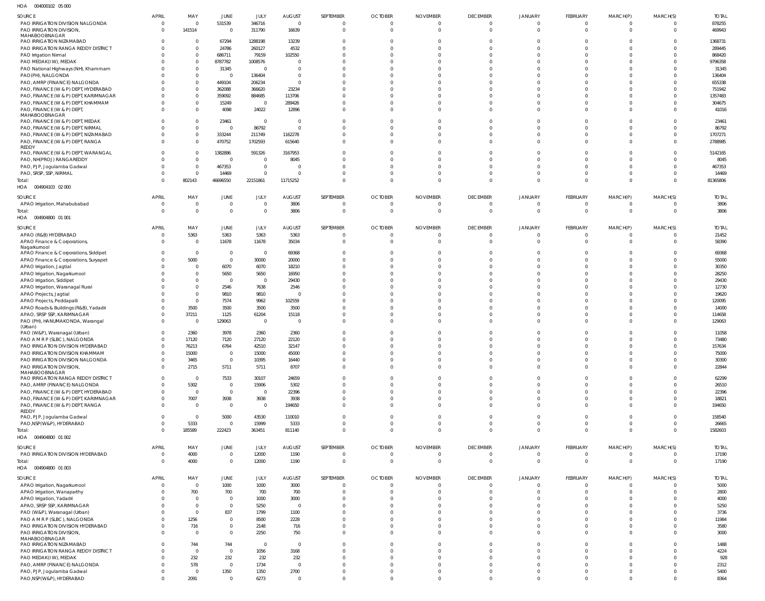HOA 004000102 05 000

| SOURCE | APRIL | MAY | JUNE | JULY | AUGUST | SEPTEMBER | OCTOBER | NOVEMBER | DECEMBER | JANUARY | FEBRUARY | MARCH(P) | MARCH(S) | TOTAL |
|---|---|---|---|---|---|---|---|---|---|---|---|---|---|---|
| PAO IRRIGATION DIVISION NALGONDA | 0 | 0 | 531539 | 346716 | 0 | 0 | 0 | 0 | 0 | 0 | 0 | 0 | 0 | 878255 |
| PAO IRRIGATION DIVISION, MAHABOOBNAGAR | 0 | 141514 | 0 | 311790 | 16639 | 0 | 0 | 0 | 0 | 0 | 0 | 0 | 0 | 469943 |
| PAO IRRIGATION NIZAMABAD | 0 | 0 | 67294 | 1288198 | 13239 | 0 | 0 | 0 | 0 | 0 | 0 | 0 | 0 | 1368731 |
| PAO IRRIGATION RANGA REDDY DISTRICT | 0 | 0 | 24786 | 260127 | 4532 | 0 | 0 | 0 | 0 | 0 | 0 | 0 | 0 | 289445 |
| PAO Irrigation Nirmal | 0 | 0 | 686711 | 79159 | 102550 | 0 | 0 | 0 | 0 | 0 | 0 | 0 | 0 | 868420 |
| PAO MEDAK(IW), MEDAK | 0 | 0 | 8787782 | 1008576 | 0 | 0 | 0 | 0 | 0 | 0 | 0 | 0 | 0 | 9796358 |
| PAO National Highways (NH), Khammam | 0 | 0 | 31345 | 0 | 0 | 0 | 0 | 0 | 0 | 0 | 0 | 0 | 0 | 31345 |
| PAO(PH), NALGONDA | 0 | 0 | 0 | 136404 | 0 | 0 | 0 | 0 | 0 | 0 | 0 | 0 | 0 | 136404 |
| PAO, AMRP (FINANCE) NALGONDA | 0 | 0 | 449104 | 206234 | 0 | 0 | 0 | 0 | 0 | 0 | 0 | 0 | 0 | 655338 |
| PAO, FINANCE (W & P) DEPT, HYDERABAD | 0 | 0 | 362088 | 366620 | 23234 | 0 | 0 | 0 | 0 | 0 | 0 | 0 | 0 | 751942 |
| PAO, FINANCE (W & P) DEPT, KARIMNAGAR | 0 | 0 | 359092 | 884685 | 113706 | 0 | 0 | 0 | 0 | 0 | 0 | 0 | 0 | 1357483 |
| PAO, FINANCE (W & P) DEPT, KHAMMAM | 0 | 0 | 15249 | 0 | 289426 | 0 | 0 | 0 | 0 | 0 | 0 | 0 | 0 | 304675 |
| PAO, FINANCE (W & P) DEPT, MAHABOOBNAGAR | 0 | 0 | 4098 | 24022 | 12896 | 0 | 0 | 0 | 0 | 0 | 0 | 0 | 0 | 41016 |
| PAO, FINANCE (W & P) DEPT, MEDAK | 0 | 0 | 23461 | 0 | 0 | 0 | 0 | 0 | 0 | 0 | 0 | 0 | 0 | 23461 |
| PAO, FINANCE (W & P) DEPT, NIRMAL | 0 | 0 | 0 | 86792 | 0 | 0 | 0 | 0 | 0 | 0 | 0 | 0 | 0 | 86792 |
| PAO, FINANCE (W & P) DEPT, NIZAMABAD | 0 | 0 | 333244 | 211749 | 1162278 | 0 | 0 | 0 | 0 | 0 | 0 | 0 | 0 | 1707271 |
| PAO, FINANCE (W & P) DEPT, RANGA REDDY | 0 | 0 | 470752 | 1702593 | 615640 | 0 | 0 | 0 | 0 | 0 | 0 | 0 | 0 | 2788985 |
| PAO, FINANCE (W & P) DEPT, WARANGAL | 0 | 0 | 1382886 | 591326 | 3167953 | 0 | 0 | 0 | 0 | 0 | 0 | 0 | 0 | 5142165 |
| PAO, NH(PROJ) RANGAREDDY | 0 | 0 | 0 | 0 | 8045 | 0 | 0 | 0 | 0 | 0 | 0 | 0 | 0 | 8045 |
| PAO, PJP, Jogulamba Gadwal | 0 | 0 | 467353 | 0 | 0 | 0 | 0 | 0 | 0 | 0 | 0 | 0 | 0 | 467353 |
| PAO, SRSP, SSP, NIRMAL | 0 | 0 | 14469 | 0 | 0 | 0 | 0 | 0 | 0 | 0 | 0 | 0 | 0 | 14469 |
| Total: | 0 | 802143 | 46696550 | 22151861 | 11715252 | 0 | 0 | 0 | 0 | 0 | 0 | 0 | 0 | 81365806 |

HOA 004904103 02 000

| SOURCE | APRIL | MAY | JUNE | JULY | AUGUST | SEPTEMBER | OCTOBER | NOVEMBER | DECEMBER | JANUARY | FEBRUARY | MARCH(P) | MARCH(S) | TOTAL |
|---|---|---|---|---|---|---|---|---|---|---|---|---|---|---|
| APAO Irrigation, Mahabubabad | 0 | 0 | 0 | 0 | 3806 | 0 | 0 | 0 | 0 | 0 | 0 | 0 | 0 | 3806 |
| Total: | 0 | 0 | 0 | 0 | 3806 | 0 | 0 | 0 | 0 | 0 | 0 | 0 | 0 | 3806 |

HOA 004904800 01 001

| SOURCE | APRIL | MAY | JUNE | JULY | AUGUST | SEPTEMBER | OCTOBER | NOVEMBER | DECEMBER | JANUARY | FEBRUARY | MARCH(P) | MARCH(S) | TOTAL |
|---|---|---|---|---|---|---|---|---|---|---|---|---|---|---|
| APAO (R&B) HYDERABAD | 0 | 5363 | 5363 | 5363 | 5363 | 0 | 0 | 0 | 0 | 0 | 0 | 0 | 0 | 21452 |
| APAO Finance & Corporations, Nagarkurnool | 0 | 0 | 11678 | 11678 | 35034 | 0 | 0 | 0 | 0 | 0 | 0 | 0 | 0 | 58390 |
| APAO Finance & Corporations, Siddipet | 0 | 0 | 0 | 0 | 69368 | 0 | 0 | 0 | 0 | 0 | 0 | 0 | 0 | 69368 |
| APAO Finance & Corporations, Suryapet | 0 | 5000 | 0 | 30000 | 20000 | 0 | 0 | 0 | 0 | 0 | 0 | 0 | 0 | 55000 |
| APAO Irrigation, Jagtial | 0 | 0 | 6070 | 6070 | 18210 | 0 | 0 | 0 | 0 | 0 | 0 | 0 | 0 | 30350 |
| APAO Irrigation, Nagarkurnool | 0 | 0 | 5650 | 5650 | 16950 | 0 | 0 | 0 | 0 | 0 | 0 | 0 | 0 | 28250 |
| APAO Irrigation, Siddipet | 0 | 0 | 0 | 0 | 29430 | 0 | 0 | 0 | 0 | 0 | 0 | 0 | 0 | 29430 |
| APAO Irrigation, Waranagal Rural | 0 | 0 | 2546 | 7638 | 2546 | 0 | 0 | 0 | 0 | 0 | 0 | 0 | 0 | 12730 |
| APAO Projects, Jagtial | 0 | 0 | 9810 | 9810 | 0 | 0 | 0 | 0 | 0 | 0 | 0 | 0 | 0 | 19620 |
| APAO Projects, Peddapalli | 0 | 0 | 7574 | 9962 | 102559 | 0 | 0 | 0 | 0 | 0 | 0 | 0 | 0 | 120095 |
| APAO Roads & Buildings (R&B), Yadadri | 0 | 3500 | 3500 | 3500 | 3500 | 0 | 0 | 0 | 0 | 0 | 0 | 0 | 0 | 14000 |
| APAO, SRSP SSP, KARIMNAGAR | 0 | 37211 | 1125 | 61204 | 15118 | 0 | 0 | 0 | 0 | 0 | 0 | 0 | 0 | 114658 |
| PAO (PH), HANUMAKONDA, Warangal (Urban) | 0 | 0 | 129063 | 0 | 0 | 0 | 0 | 0 | 0 | 0 | 0 | 0 | 0 | 129063 |
| PAO (W&P), Waranagal (Urban) | 0 | 2360 | 3978 | 2360 | 2360 | 0 | 0 | 0 | 0 | 0 | 0 | 0 | 0 | 11058 |
| PAO A M R P (SLBC), NALGONDA | 0 | 17120 | 7120 | 27120 | 22120 | 0 | 0 | 0 | 0 | 0 | 0 | 0 | 0 | 73480 |
| PAO IRRIGATION DIVISION HYDERABAD | 0 | 76213 | 6764 | 42510 | 32147 | 0 | 0 | 0 | 0 | 0 | 0 | 0 | 0 | 157634 |
| PAO IRRIGATION DIVISION KHAMMAM | 0 | 15000 | 0 | 15000 | 45000 | 0 | 0 | 0 | 0 | 0 | 0 | 0 | 0 | 75000 |
| PAO IRRIGATION DIVISION NALGONDA | 0 | 3465 | 0 | 10395 | 16440 | 0 | 0 | 0 | 0 | 0 | 0 | 0 | 0 | 30300 |
| PAO IRRIGATION DIVISION, MAHABOOBNAGAR | 0 | 2715 | 5711 | 5711 | 8707 | 0 | 0 | 0 | 0 | 0 | 0 | 0 | 0 | 22844 |
| PAO IRRIGATION RANGA REDDY DISTRICT | 0 | 0 | 7533 | 30107 | 24659 | 0 | 0 | 0 | 0 | 0 | 0 | 0 | 0 | 62299 |
| PAO, AMRP (FINANCE) NALGONDA | 0 | 5302 | 0 | 15906 | 5302 | 0 | 0 | 0 | 0 | 0 | 0 | 0 | 0 | 26510 |
| PAO, FINANCE (W & P) DEPT, HYDERABAD | 0 | 0 | 0 | 0 | 22396 | 0 | 0 | 0 | 0 | 0 | 0 | 0 | 0 | 22396 |
| PAO, FINANCE (W & P) DEPT, KARIMNAGAR | 0 | 7007 | 3938 | 3938 | 3938 | 0 | 0 | 0 | 0 | 0 | 0 | 0 | 0 | 18821 |
| PAO, FINANCE (W & P) DEPT, RANGA REDDY | 0 | 0 | 0 | 0 | 194650 | 0 | 0 | 0 | 0 | 0 | 0 | 0 | 0 | 194650 |
| PAO, PJP, Jogulamba Gadwal | 0 | 0 | 5000 | 43530 | 110010 | 0 | 0 | 0 | 0 | 0 | 0 | 0 | 0 | 158540 |
| PAO,NSP(W&P), HYDERABAD | 0 | 5333 | 0 | 15999 | 5333 | 0 | 0 | 0 | 0 | 0 | 0 | 0 | 0 | 26665 |
| Total: | 0 | 185589 | 222423 | 363451 | 811140 | 0 | 0 | 0 | 0 | 0 | 0 | 0 | 0 | 1582603 |

HOA 004904800 01 002

| SOURCE | APRIL | MAY | JUNE | JULY | AUGUST | SEPTEMBER | OCTOBER | NOVEMBER | DECEMBER | JANUARY | FEBRUARY | MARCH(P) | MARCH(S) | TOTAL |
|---|---|---|---|---|---|---|---|---|---|---|---|---|---|---|
| PAO IRRIGATION DIVISION HYDERABAD | 0 | 4000 | 0 | 12000 | 1190 | 0 | 0 | 0 | 0 | 0 | 0 | 0 | 0 | 17190 |
| Total: | 0 | 4000 | 0 | 12000 | 1190 | 0 | 0 | 0 | 0 | 0 | 0 | 0 | 0 | 17190 |

HOA 004904800 01 003

| SOURCE | APRIL | MAY | JUNE | JULY | AUGUST | SEPTEMBER | OCTOBER | NOVEMBER | DECEMBER | JANUARY | FEBRUARY | MARCH(P) | MARCH(S) | TOTAL |
|---|---|---|---|---|---|---|---|---|---|---|---|---|---|---|
| APAO Irrigation, Nagarkurnool | 0 | 0 | 1000 | 1000 | 3000 | 0 | 0 | 0 | 0 | 0 | 0 | 0 | 0 | 5000 |
| APAO Irrigation, Wanaparthy | 0 | 700 | 700 | 700 | 700 | 0 | 0 | 0 | 0 | 0 | 0 | 0 | 0 | 2800 |
| APAO Irrigation, Yadadri | 0 | 0 | 0 | 1000 | 3000 | 0 | 0 | 0 | 0 | 0 | 0 | 0 | 0 | 4000 |
| APAO, SRSP SSP, KARIMNAGAR | 0 | 0 | 0 | 5250 | 0 | 0 | 0 | 0 | 0 | 0 | 0 | 0 | 0 | 5250 |
| PAO (W&P), Waranagal (Urban) | 0 | 0 | 837 | 1799 | 1100 | 0 | 0 | 0 | 0 | 0 | 0 | 0 | 0 | 3736 |
| PAO A M R P (SLBC), NALGONDA | 0 | 1256 | 0 | 8500 | 2228 | 0 | 0 | 0 | 0 | 0 | 0 | 0 | 0 | 11984 |
| PAO IRRIGATION DIVISION HYDERABAD | 0 | 716 | 0 | 2148 | 716 | 0 | 0 | 0 | 0 | 0 | 0 | 0 | 0 | 3580 |
| PAO IRRIGATION DIVISION, MAHABOOBNAGAR | 0 | 0 | 0 | 2250 | 750 | 0 | 0 | 0 | 0 | 0 | 0 | 0 | 0 | 3000 |
| PAO IRRIGATION NIZAMABAD | 0 | 744 | 744 | 0 | 0 | 0 | 0 | 0 | 0 | 0 | 0 | 0 | 0 | 1488 |
| PAO IRRIGATION RANGA REDDY DISTRICT | 0 | 0 | 0 | 1056 | 3168 | 0 | 0 | 0 | 0 | 0 | 0 | 0 | 0 | 4224 |
| PAO MEDAK(IW), MEDAK | 0 | 232 | 232 | 232 | 232 | 0 | 0 | 0 | 0 | 0 | 0 | 0 | 0 | 928 |
| PAO, AMRP (FINANCE) NALGONDA | 0 | 578 | 0 | 1734 | 0 | 0 | 0 | 0 | 0 | 0 | 0 | 0 | 0 | 2312 |
| PAO, PJP, Jogulamba Gadwal | 0 | 0 | 1350 | 1350 | 2700 | 0 | 0 | 0 | 0 | 0 | 0 | 0 | 0 | 5400 |
| PAO,NSP(W&P), HYDERABAD | 0 | 2091 | 0 | 6273 | 0 | 0 | 0 | 0 | 0 | 0 | 0 | 0 | 0 | 8364 |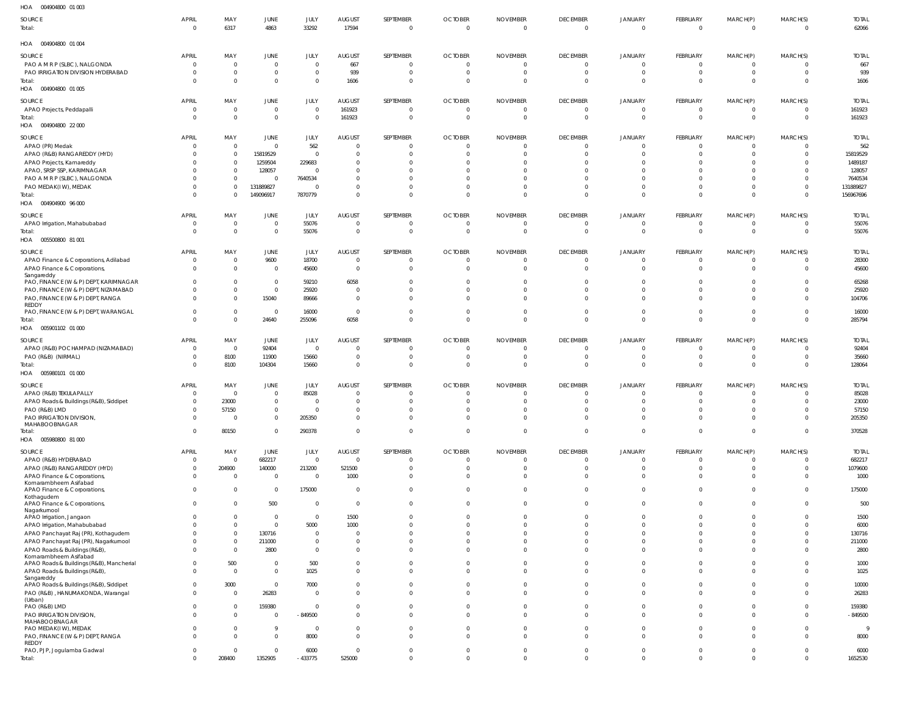HOA 004904800 01 003

| SOURCE | APRIL | MAY | JUNE | JULY | AUGUST | SEPTEMBER | OCTOBER | NOVEMBER | DECEMBER | JANUARY | FEBRUARY | MARCH(P) | MARCH(S) | TOTAL |
|---|---|---|---|---|---|---|---|---|---|---|---|---|---|---|
| Total: | 0 | 6317 | 4863 | 33292 | 17594 | 0 | 0 | 0 | 0 | 0 | 0 | 0 | 0 | 62066 |

HOA 004904800 01 004

| SOURCE | APRIL | MAY | JUNE | JULY | AUGUST | SEPTEMBER | OCTOBER | NOVEMBER | DECEMBER | JANUARY | FEBRUARY | MARCH(P) | MARCH(S) | TOTAL |
|---|---|---|---|---|---|---|---|---|---|---|---|---|---|---|
| PAO A M R P (SLBC), NALGONDA | 0 | 0 | 0 | 0 | 667 | 0 | 0 | 0 | 0 | 0 | 0 | 0 | 0 | 667 |
| PAO IRRIGATION DIVISION HYDERABAD | 0 | 0 | 0 | 0 | 939 | 0 | 0 | 0 | 0 | 0 | 0 | 0 | 0 | 939 |
| Total: | 0 | 0 | 0 | 0 | 1606 | 0 | 0 | 0 | 0 | 0 | 0 | 0 | 0 | 1606 |

HOA 004904800 01 005

| SOURCE | APRIL | MAY | JUNE | JULY | AUGUST | SEPTEMBER | OCTOBER | NOVEMBER | DECEMBER | JANUARY | FEBRUARY | MARCH(P) | MARCH(S) | TOTAL |
|---|---|---|---|---|---|---|---|---|---|---|---|---|---|---|
| APAO Projects, Peddapalli | 0 | 0 | 0 | 0 | 161923 | 0 | 0 | 0 | 0 | 0 | 0 | 0 | 0 | 161923 |
| Total: | 0 | 0 | 0 | 0 | 161923 | 0 | 0 | 0 | 0 | 0 | 0 | 0 | 0 | 161923 |

HOA 004904800 22 000

| SOURCE | APRIL | MAY | JUNE | JULY | AUGUST | SEPTEMBER | OCTOBER | NOVEMBER | DECEMBER | JANUARY | FEBRUARY | MARCH(P) | MARCH(S) | TOTAL |
|---|---|---|---|---|---|---|---|---|---|---|---|---|---|---|
| APAO (PR) Medak | 0 | 0 | 0 | 562 | 0 | 0 | 0 | 0 | 0 | 0 | 0 | 0 | 0 | 562 |
| APAO (R&B) RANGAREDDY (HYD) | 0 | 0 | 15819529 | 0 | 0 | 0 | 0 | 0 | 0 | 0 | 0 | 0 | 0 | 15819529 |
| APAO Projects, Kamareddy | 0 | 0 | 1259504 | 229683 | 0 | 0 | 0 | 0 | 0 | 0 | 0 | 0 | 0 | 1489187 |
| APAO, SRSP SSP, KARIMNAGAR | 0 | 0 | 128057 | 0 | 0 | 0 | 0 | 0 | 0 | 0 | 0 | 0 | 0 | 128057 |
| PAO A M R P (SLBC), NALGONDA | 0 | 0 | 0 | 7640534 | 0 | 0 | 0 | 0 | 0 | 0 | 0 | 0 | 0 | 7640534 |
| PAO MEDAK(IW), MEDAK | 0 | 0 | 131889827 | 0 | 0 | 0 | 0 | 0 | 0 | 0 | 0 | 0 | 0 | 131889827 |
| Total: | 0 | 0 | 149096917 | 7870779 | 0 | 0 | 0 | 0 | 0 | 0 | 0 | 0 | 0 | 156967696 |

HOA 004904900 96 000

| SOURCE | APRIL | MAY | JUNE | JULY | AUGUST | SEPTEMBER | OCTOBER | NOVEMBER | DECEMBER | JANUARY | FEBRUARY | MARCH(P) | MARCH(S) | TOTAL |
|---|---|---|---|---|---|---|---|---|---|---|---|---|---|---|
| APAO Irrigation, Mahabubabad | 0 | 0 | 0 | 55076 | 0 | 0 | 0 | 0 | 0 | 0 | 0 | 0 | 0 | 55076 |
| Total: | 0 | 0 | 0 | 55076 | 0 | 0 | 0 | 0 | 0 | 0 | 0 | 0 | 0 | 55076 |

HOA 005500800 81 001

| SOURCE | APRIL | MAY | JUNE | JULY | AUGUST | SEPTEMBER | OCTOBER | NOVEMBER | DECEMBER | JANUARY | FEBRUARY | MARCH(P) | MARCH(S) | TOTAL |
|---|---|---|---|---|---|---|---|---|---|---|---|---|---|---|
| APAO Finance & Corporations, Adilabad | 0 | 0 | 9600 | 18700 | 0 | 0 | 0 | 0 | 0 | 0 | 0 | 0 | 0 | 28300 |
| APAO Finance & Corporations, Sangareddy | 0 | 0 | 0 | 45600 | 0 | 0 | 0 | 0 | 0 | 0 | 0 | 0 | 0 | 45600 |
| PAO, FINANCE (W & P) DEPT, KARIMNAGAR | 0 | 0 | 0 | 59210 | 6058 | 0 | 0 | 0 | 0 | 0 | 0 | 0 | 0 | 65268 |
| PAO, FINANCE (W & P) DEPT, NIZAMABAD | 0 | 0 | 0 | 25920 | 0 | 0 | 0 | 0 | 0 | 0 | 0 | 0 | 0 | 25920 |
| PAO, FINANCE (W & P) DEPT, RANGA REDDY | 0 | 0 | 15040 | 89666 | 0 | 0 | 0 | 0 | 0 | 0 | 0 | 0 | 0 | 104706 |
| PAO, FINANCE (W & P) DEPT, WARANGAL | 0 | 0 | 0 | 16000 | 0 | 0 | 0 | 0 | 0 | 0 | 0 | 0 | 0 | 16000 |
| Total: | 0 | 0 | 24640 | 255096 | 6058 | 0 | 0 | 0 | 0 | 0 | 0 | 0 | 0 | 285794 |

HOA 005901102 01 000

| SOURCE | APRIL | MAY | JUNE | JULY | AUGUST | SEPTEMBER | OCTOBER | NOVEMBER | DECEMBER | JANUARY | FEBRUARY | MARCH(P) | MARCH(S) | TOTAL |
|---|---|---|---|---|---|---|---|---|---|---|---|---|---|---|
| APAO (R&B) POCHAMPAD (NIZAMABAD) | 0 | 0 | 92404 | 0 | 0 | 0 | 0 | 0 | 0 | 0 | 0 | 0 | 0 | 92404 |
| PAO (R&B) (NIRMAL) | 0 | 8100 | 11900 | 15660 | 0 | 0 | 0 | 0 | 0 | 0 | 0 | 0 | 0 | 35660 |
| Total: | 0 | 8100 | 104304 | 15660 | 0 | 0 | 0 | 0 | 0 | 0 | 0 | 0 | 0 | 128064 |

HOA 005980101 01 000

| SOURCE | APRIL | MAY | JUNE | JULY | AUGUST | SEPTEMBER | OCTOBER | NOVEMBER | DECEMBER | JANUARY | FEBRUARY | MARCH(P) | MARCH(S) | TOTAL |
|---|---|---|---|---|---|---|---|---|---|---|---|---|---|---|
| APAO (R&B) TEKULAPALLY | 0 | 0 | 0 | 85028 | 0 | 0 | 0 | 0 | 0 | 0 | 0 | 0 | 0 | 85028 |
| APAO Roads & Buildings (R&B), Siddipet | 0 | 23000 | 0 | 0 | 0 | 0 | 0 | 0 | 0 | 0 | 0 | 0 | 0 | 23000 |
| PAO (R&B) LMD | 0 | 57150 | 0 | 0 | 0 | 0 | 0 | 0 | 0 | 0 | 0 | 0 | 0 | 57150 |
| PAO IRRIGATION DIVISION, MAHABOOBNAGAR | 0 | 0 | 0 | 205350 | 0 | 0 | 0 | 0 | 0 | 0 | 0 | 0 | 0 | 205350 |
| Total: | 0 | 80150 | 0 | 290378 | 0 | 0 | 0 | 0 | 0 | 0 | 0 | 0 | 0 | 370528 |

HOA 005980800 81 000

| SOURCE | APRIL | MAY | JUNE | JULY | AUGUST | SEPTEMBER | OCTOBER | NOVEMBER | DECEMBER | JANUARY | FEBRUARY | MARCH(P) | MARCH(S) | TOTAL |
|---|---|---|---|---|---|---|---|---|---|---|---|---|---|---|
| APAO (R&B) HYDERABAD | 0 | 0 | 682217 | 0 | 0 | 0 | 0 | 0 | 0 | 0 | 0 | 0 | 0 | 682217 |
| APAO (R&B) RANGAREDDY (HYD) | 0 | 204900 | 140000 | 213200 | 521500 | 0 | 0 | 0 | 0 | 0 | 0 | 0 | 0 | 1079600 |
| APAO Finance & Corporations, Komarambheem Asifabad | 0 | 0 | 0 | 0 | 1000 | 0 | 0 | 0 | 0 | 0 | 0 | 0 | 0 | 1000 |
| APAO Finance & Corporations, Kothagudem | 0 | 0 | 0 | 175000 | 0 | 0 | 0 | 0 | 0 | 0 | 0 | 0 | 0 | 175000 |
| APAO Finance & Corporations, Nagarkurnool | 0 | 0 | 500 | 0 | 0 | 0 | 0 | 0 | 0 | 0 | 0 | 0 | 0 | 500 |
| APAO Irrigation, Jangaon | 0 | 0 | 0 | 0 | 1500 | 0 | 0 | 0 | 0 | 0 | 0 | 0 | 0 | 1500 |
| APAO Irrigation, Mahabubabad | 0 | 0 | 0 | 5000 | 1000 | 0 | 0 | 0 | 0 | 0 | 0 | 0 | 0 | 6000 |
| APAO Panchayat Raj (PR), Kothagudem | 0 | 0 | 130716 | 0 | 0 | 0 | 0 | 0 | 0 | 0 | 0 | 0 | 0 | 130716 |
| APAO Panchayat Raj (PR), Nagarkurnool | 0 | 0 | 211000 | 0 | 0 | 0 | 0 | 0 | 0 | 0 | 0 | 0 | 0 | 211000 |
| APAO Roads & Buildings (R&B), Komarambheem Asifabad | 0 | 0 | 2800 | 0 | 0 | 0 | 0 | 0 | 0 | 0 | 0 | 0 | 0 | 2800 |
| APAO Roads & Buildings (R&B), Mancherial | 0 | 500 | 0 | 500 | 0 | 0 | 0 | 0 | 0 | 0 | 0 | 0 | 0 | 1000 |
| APAO Roads & Buildings (R&B), Sangareddy | 0 | 0 | 0 | 1025 | 0 | 0 | 0 | 0 | 0 | 0 | 0 | 0 | 0 | 1025 |
| APAO Roads & Buildings (R&B), Siddipet | 0 | 3000 | 0 | 7000 | 0 | 0 | 0 | 0 | 0 | 0 | 0 | 0 | 0 | 10000 |
| PAO (R&B) , HANUMAKONDA, Warangal (Urban) | 0 | 0 | 26283 | 0 | 0 | 0 | 0 | 0 | 0 | 0 | 0 | 0 | 0 | 26283 |
| PAO (R&B) LMD | 0 | 0 | 159380 | 0 | 0 | 0 | 0 | 0 | 0 | 0 | 0 | 0 | 0 | 159380 |
| PAO IRRIGATION DIVISION, MAHABOOBNAGAR | 0 | 0 | 0 | -849500 | 0 | 0 | 0 | 0 | 0 | 0 | 0 | 0 | 0 | -849500 |
| PAO MEDAK(IW), MEDAK | 0 | 0 | 9 | 0 | 0 | 0 | 0 | 0 | 0 | 0 | 0 | 0 | 0 | 9 |
| PAO, FINANCE (W & P) DEPT, RANGA REDDY | 0 | 0 | 0 | 8000 | 0 | 0 | 0 | 0 | 0 | 0 | 0 | 0 | 0 | 8000 |
| PAO, PJP, Jogulamba Gadwal | 0 | 0 | 0 | 6000 | 0 | 0 | 0 | 0 | 0 | 0 | 0 | 0 | 0 | 6000 |
| Total: | 0 | 208400 | 1352905 | -433775 | 525000 | 0 | 0 | 0 | 0 | 0 | 0 | 0 | 0 | 1652530 |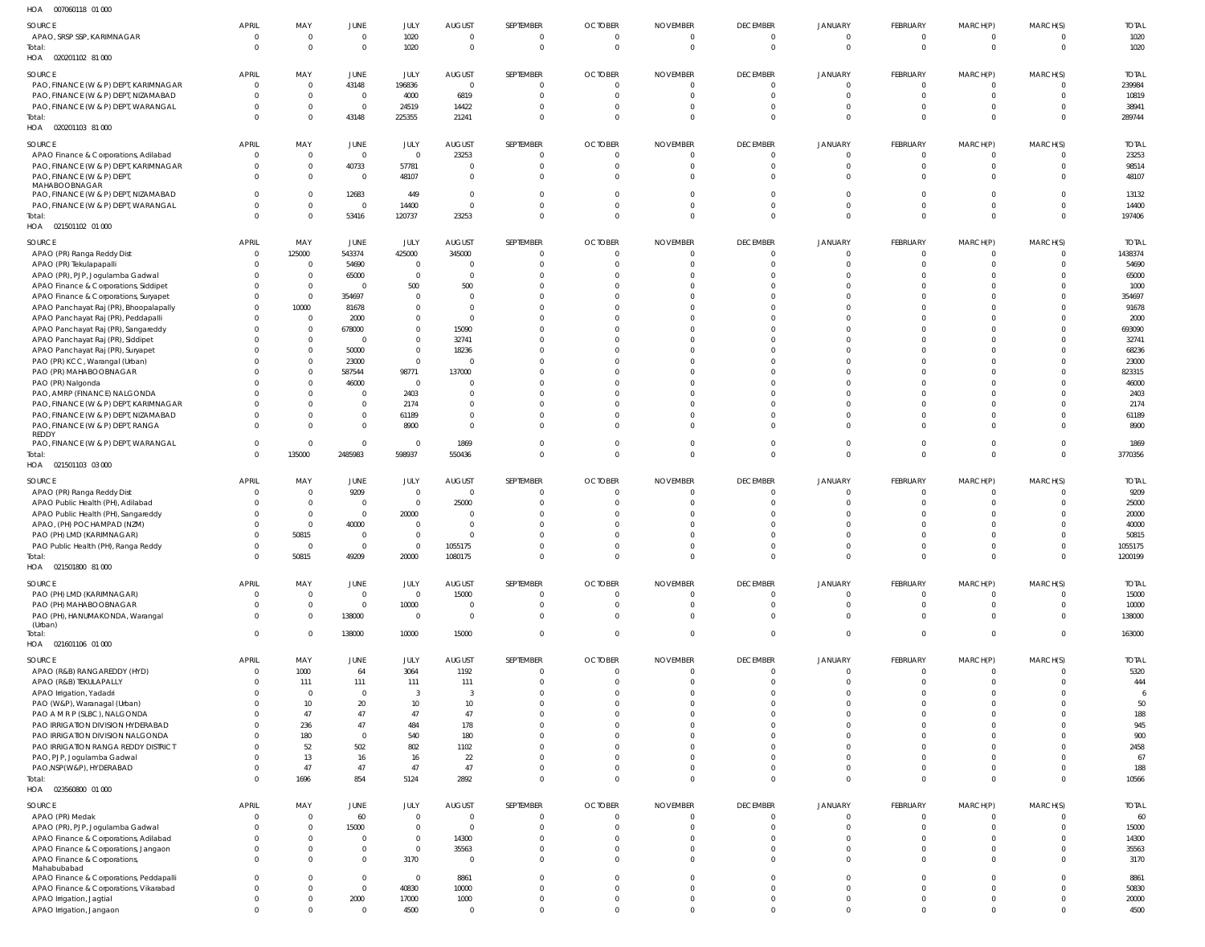HOA 007060118 01 000

| SOURCE | APRIL | MAY | JUNE | JULY | AUGUST | SEPTEMBER | OCTOBER | NOVEMBER | DECEMBER | JANUARY | FEBRUARY | MARCH(P) | MARCH(S) | TOTAL |
|---|---|---|---|---|---|---|---|---|---|---|---|---|---|---|
| APAO, SRSP SSP, KARIMNAGAR | 0 | 0 | 0 | 1020 | 0 | 0 | 0 | 0 | 0 | 0 | 0 | 0 | 0 | 1020 |
| Total: | 0 | 0 | 0 | 1020 | 0 | 0 | 0 | 0 | 0 | 0 | 0 | 0 | 0 | 1020 |

HOA 020201102 81 000

| SOURCE | APRIL | MAY | JUNE | JULY | AUGUST | SEPTEMBER | OCTOBER | NOVEMBER | DECEMBER | JANUARY | FEBRUARY | MARCH(P) | MARCH(S) | TOTAL |
|---|---|---|---|---|---|---|---|---|---|---|---|---|---|---|
| PAO, FINANCE (W & P) DEPT, KARIMNAGAR | 0 | 0 | 43148 | 196836 | 0 | 0 | 0 | 0 | 0 | 0 | 0 | 0 | 0 | 239984 |
| PAO, FINANCE (W & P) DEPT, NIZAMABAD | 0 | 0 | 0 | 4000 | 6819 | 0 | 0 | 0 | 0 | 0 | 0 | 0 | 0 | 10819 |
| PAO, FINANCE (W & P) DEPT, WARANGAL | 0 | 0 | 0 | 24519 | 14422 | 0 | 0 | 0 | 0 | 0 | 0 | 0 | 0 | 38941 |
| Total: | 0 | 0 | 43148 | 225355 | 21241 | 0 | 0 | 0 | 0 | 0 | 0 | 0 | 0 | 289744 |

HOA 020201103 81 000

| SOURCE | APRIL | MAY | JUNE | JULY | AUGUST | SEPTEMBER | OCTOBER | NOVEMBER | DECEMBER | JANUARY | FEBRUARY | MARCH(P) | MARCH(S) | TOTAL |
|---|---|---|---|---|---|---|---|---|---|---|---|---|---|---|
| APAO Finance & Corporations, Adilabad | 0 | 0 | 0 | 0 | 23253 | 0 | 0 | 0 | 0 | 0 | 0 | 0 | 0 | 23253 |
| PAO, FINANCE (W & P) DEPT, KARIMNAGAR | 0 | 0 | 40733 | 57781 | 0 | 0 | 0 | 0 | 0 | 0 | 0 | 0 | 0 | 98514 |
| PAO, FINANCE (W & P) DEPT, MAHABOOBNAGAR | 0 | 0 | 0 | 48107 | 0 | 0 | 0 | 0 | 0 | 0 | 0 | 0 | 0 | 48107 |
| PAO, FINANCE (W & P) DEPT, NIZAMABAD | 0 | 0 | 12683 | 449 | 0 | 0 | 0 | 0 | 0 | 0 | 0 | 0 | 0 | 13132 |
| PAO, FINANCE (W & P) DEPT, WARANGAL | 0 | 0 | 0 | 14400 | 0 | 0 | 0 | 0 | 0 | 0 | 0 | 0 | 0 | 14400 |
| Total: | 0 | 0 | 53416 | 120737 | 23253 | 0 | 0 | 0 | 0 | 0 | 0 | 0 | 0 | 197406 |

HOA 021501102 01 000

| SOURCE | APRIL | MAY | JUNE | JULY | AUGUST | SEPTEMBER | OCTOBER | NOVEMBER | DECEMBER | JANUARY | FEBRUARY | MARCH(P) | MARCH(S) | TOTAL |
|---|---|---|---|---|---|---|---|---|---|---|---|---|---|---|
| APAO (PR) Ranga Reddy Dist | 0 | 125000 | 543374 | 425000 | 345000 | 0 | 0 | 0 | 0 | 0 | 0 | 0 | 0 | 1438374 |
| APAO (PR) Tekulapapalli | 0 | 0 | 54690 | 0 | 0 | 0 | 0 | 0 | 0 | 0 | 0 | 0 | 0 | 54690 |
| APAO (PR), PJP, Jogulamba Gadwal | 0 | 0 | 65000 | 0 | 0 | 0 | 0 | 0 | 0 | 0 | 0 | 0 | 0 | 65000 |
| APAO Finance & Corporations, Siddipet | 0 | 0 | 0 | 500 | 500 | 0 | 0 | 0 | 0 | 0 | 0 | 0 | 0 | 1000 |
| APAO Finance & Corporations, Suryapet | 0 | 0 | 354697 | 0 | 0 | 0 | 0 | 0 | 0 | 0 | 0 | 0 | 0 | 354697 |
| APAO Panchayat Raj (PR), Bhoopalapally | 0 | 10000 | 81678 | 0 | 0 | 0 | 0 | 0 | 0 | 0 | 0 | 0 | 0 | 91678 |
| APAO Panchayat Raj (PR), Peddapalli | 0 | 0 | 2000 | 0 | 0 | 0 | 0 | 0 | 0 | 0 | 0 | 0 | 0 | 2000 |
| APAO Panchayat Raj (PR), Sangareddy | 0 | 0 | 678000 | 0 | 15090 | 0 | 0 | 0 | 0 | 0 | 0 | 0 | 0 | 693090 |
| APAO Panchayat Raj (PR), Siddipet | 0 | 0 | 0 | 0 | 32741 | 0 | 0 | 0 | 0 | 0 | 0 | 0 | 0 | 32741 |
| APAO Panchayat Raj (PR), Suryapet | 0 | 0 | 50000 | 0 | 18236 | 0 | 0 | 0 | 0 | 0 | 0 | 0 | 0 | 68236 |
| PAO (PR) KCC, Warangal (Urban) | 0 | 0 | 23000 | 0 | 0 | 0 | 0 | 0 | 0 | 0 | 0 | 0 | 0 | 23000 |
| PAO (PR) MAHABOOBNAGAR | 0 | 0 | 587544 | 98771 | 137000 | 0 | 0 | 0 | 0 | 0 | 0 | 0 | 0 | 823315 |
| PAO (PR) Nalgonda | 0 | 0 | 46000 | 0 | 0 | 0 | 0 | 0 | 0 | 0 | 0 | 0 | 0 | 46000 |
| PAO, AMRP (FINANCE) NALGONDA | 0 | 0 | 0 | 2403 | 0 | 0 | 0 | 0 | 0 | 0 | 0 | 0 | 0 | 2403 |
| PAO, FINANCE (W & P) DEPT, KARIMNAGAR | 0 | 0 | 0 | 2174 | 0 | 0 | 0 | 0 | 0 | 0 | 0 | 0 | 0 | 2174 |
| PAO, FINANCE (W & P) DEPT, NIZAMABAD | 0 | 0 | 0 | 61189 | 0 | 0 | 0 | 0 | 0 | 0 | 0 | 0 | 0 | 61189 |
| PAO, FINANCE (W & P) DEPT, RANGA REDDY | 0 | 0 | 0 | 8900 | 0 | 0 | 0 | 0 | 0 | 0 | 0 | 0 | 0 | 8900 |
| PAO, FINANCE (W & P) DEPT, WARANGAL | 0 | 0 | 0 | 0 | 1869 | 0 | 0 | 0 | 0 | 0 | 0 | 0 | 0 | 1869 |
| Total: | 0 | 135000 | 2485983 | 598937 | 550436 | 0 | 0 | 0 | 0 | 0 | 0 | 0 | 0 | 3770356 |

HOA 021501103 03 000

| SOURCE | APRIL | MAY | JUNE | JULY | AUGUST | SEPTEMBER | OCTOBER | NOVEMBER | DECEMBER | JANUARY | FEBRUARY | MARCH(P) | MARCH(S) | TOTAL |
|---|---|---|---|---|---|---|---|---|---|---|---|---|---|---|
| APAO (PR) Ranga Reddy Dist | 0 | 0 | 9209 | 0 | 0 | 0 | 0 | 0 | 0 | 0 | 0 | 0 | 0 | 9209 |
| APAO Public Health (PH), Adilabad | 0 | 0 | 0 | 0 | 25000 | 0 | 0 | 0 | 0 | 0 | 0 | 0 | 0 | 25000 |
| APAO Public Health (PH), Sangareddy | 0 | 0 | 0 | 20000 | 0 | 0 | 0 | 0 | 0 | 0 | 0 | 0 | 0 | 20000 |
| APAO, (PH) POCHAMPAD (NZM) | 0 | 0 | 40000 | 0 | 0 | 0 | 0 | 0 | 0 | 0 | 0 | 0 | 0 | 40000 |
| PAO (PH) LMD (KARIMNAGAR) | 0 | 50815 | 0 | 0 | 0 | 0 | 0 | 0 | 0 | 0 | 0 | 0 | 0 | 50815 |
| PAO Public Health (PH), Ranga Reddy | 0 | 0 | 0 | 0 | 1055175 | 0 | 0 | 0 | 0 | 0 | 0 | 0 | 0 | 1055175 |
| Total: | 0 | 50815 | 49209 | 20000 | 1080175 | 0 | 0 | 0 | 0 | 0 | 0 | 0 | 0 | 1200199 |

HOA 021501800 81 000

| SOURCE | APRIL | MAY | JUNE | JULY | AUGUST | SEPTEMBER | OCTOBER | NOVEMBER | DECEMBER | JANUARY | FEBRUARY | MARCH(P) | MARCH(S) | TOTAL |
|---|---|---|---|---|---|---|---|---|---|---|---|---|---|---|
| PAO (PH) LMD (KARIMNAGAR) | 0 | 0 | 0 | 0 | 15000 | 0 | 0 | 0 | 0 | 0 | 0 | 0 | 0 | 15000 |
| PAO (PH) MAHABOOBNAGAR | 0 | 0 | 0 | 10000 | 0 | 0 | 0 | 0 | 0 | 0 | 0 | 0 | 0 | 10000 |
| PAO (PH), HANUMAKONDA, Warangal (Urban) | 0 | 0 | 138000 | 0 | 0 | 0 | 0 | 0 | 0 | 0 | 0 | 0 | 0 | 138000 |
| Total: | 0 | 0 | 138000 | 10000 | 15000 | 0 | 0 | 0 | 0 | 0 | 0 | 0 | 0 | 163000 |

HOA 021601106 01 000

| SOURCE | APRIL | MAY | JUNE | JULY | AUGUST | SEPTEMBER | OCTOBER | NOVEMBER | DECEMBER | JANUARY | FEBRUARY | MARCH(P) | MARCH(S) | TOTAL |
|---|---|---|---|---|---|---|---|---|---|---|---|---|---|---|
| APAO (R&B) RANGAREDDY (HYD) | 0 | 1000 | 64 | 3064 | 1192 | 0 | 0 | 0 | 0 | 0 | 0 | 0 | 0 | 5320 |
| APAO (R&B) TEKULAPALLY | 0 | 111 | 111 | 111 | 111 | 0 | 0 | 0 | 0 | 0 | 0 | 0 | 0 | 444 |
| APAO Irrigation, Yadadri | 0 | 0 | 0 | 3 | 3 | 0 | 0 | 0 | 0 | 0 | 0 | 0 | 0 | 6 |
| PAO (W&P), Waranagal (Urban) | 0 | 10 | 20 | 10 | 10 | 0 | 0 | 0 | 0 | 0 | 0 | 0 | 0 | 50 |
| PAO A M R P (SLBC), NALGONDA | 0 | 47 | 47 | 47 | 47 | 0 | 0 | 0 | 0 | 0 | 0 | 0 | 0 | 188 |
| PAO IRRIGATION DIVISION HYDERABAD | 0 | 236 | 47 | 484 | 178 | 0 | 0 | 0 | 0 | 0 | 0 | 0 | 0 | 945 |
| PAO IRRIGATION DIVISION NALGONDA | 0 | 180 | 0 | 540 | 180 | 0 | 0 | 0 | 0 | 0 | 0 | 0 | 0 | 900 |
| PAO IRRIGATION RANGA REDDY DISTRICT | 0 | 52 | 502 | 802 | 1102 | 0 | 0 | 0 | 0 | 0 | 0 | 0 | 0 | 2458 |
| PAO, PJP, Jogulamba Gadwal | 0 | 13 | 16 | 16 | 22 | 0 | 0 | 0 | 0 | 0 | 0 | 0 | 0 | 67 |
| PAO,NSP(W&P), HYDERABAD | 0 | 47 | 47 | 47 | 47 | 0 | 0 | 0 | 0 | 0 | 0 | 0 | 0 | 188 |
| Total: | 0 | 1696 | 854 | 5124 | 2892 | 0 | 0 | 0 | 0 | 0 | 0 | 0 | 0 | 10566 |

HOA 023560800 01 000

| SOURCE | APRIL | MAY | JUNE | JULY | AUGUST | SEPTEMBER | OCTOBER | NOVEMBER | DECEMBER | JANUARY | FEBRUARY | MARCH(P) | MARCH(S) | TOTAL |
|---|---|---|---|---|---|---|---|---|---|---|---|---|---|---|
| APAO (PR) Medak | 0 | 0 | 60 | 0 | 0 | 0 | 0 | 0 | 0 | 0 | 0 | 0 | 0 | 60 |
| APAO (PR), PJP, Jogulamba Gadwal | 0 | 0 | 15000 | 0 | 0 | 0 | 0 | 0 | 0 | 0 | 0 | 0 | 0 | 15000 |
| APAO Finance & Corporations, Adilabad | 0 | 0 | 0 | 0 | 14300 | 0 | 0 | 0 | 0 | 0 | 0 | 0 | 0 | 14300 |
| APAO Finance & Corporations, Jangaon | 0 | 0 | 0 | 0 | 35563 | 0 | 0 | 0 | 0 | 0 | 0 | 0 | 0 | 35563 |
| APAO Finance & Corporations, Mahabubabad | 0 | 0 | 0 | 3170 | 0 | 0 | 0 | 0 | 0 | 0 | 0 | 0 | 0 | 3170 |
| APAO Finance & Corporations, Peddapalli | 0 | 0 | 0 | 0 | 8861 | 0 | 0 | 0 | 0 | 0 | 0 | 0 | 0 | 8861 |
| APAO Finance & Corporations, Vikarabad | 0 | 0 | 0 | 40830 | 10000 | 0 | 0 | 0 | 0 | 0 | 0 | 0 | 0 | 50830 |
| APAO Irrigation, Jagtial | 0 | 0 | 2000 | 17000 | 1000 | 0 | 0 | 0 | 0 | 0 | 0 | 0 | 0 | 20000 |
| APAO Irrigation, Jangaon | 0 | 0 | 0 | 4500 | 0 | 0 | 0 | 0 | 0 | 0 | 0 | 0 | 0 | 4500 |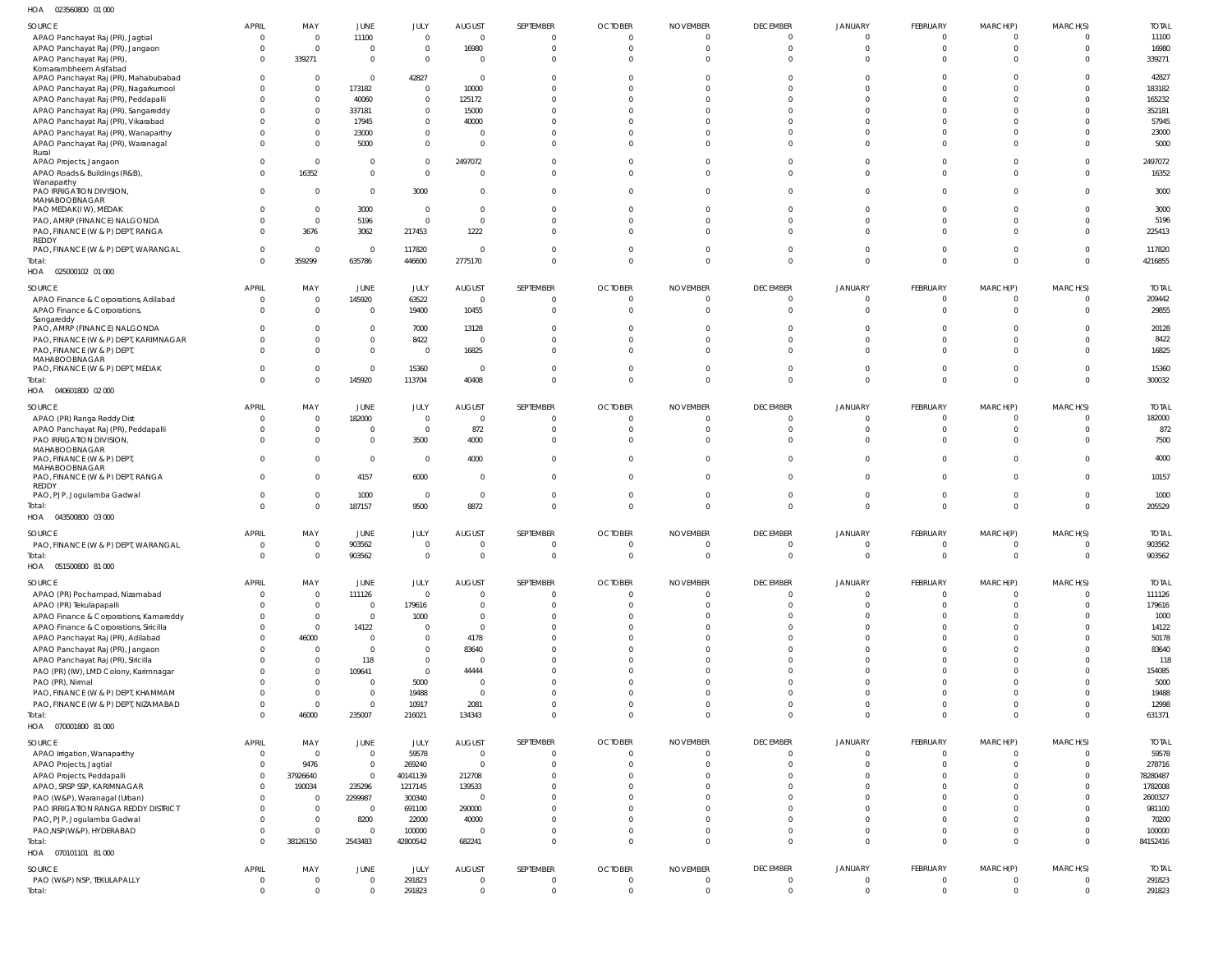HOA 023560800 01 000

| SOURCE | APRIL | MAY | JUNE | JULY | AUGUST | SEPTEMBER | OCTOBER | NOVEMBER | DECEMBER | JANUARY | FEBRUARY | MARCH(P) | MARCH(S) | TOTAL |
|---|---|---|---|---|---|---|---|---|---|---|---|---|---|---|
| APAO Panchayat Raj (PR), Jagtial | 0 | 0 | 11100 | 0 | 0 | 0 | 0 | 0 | 0 | 0 | 0 | 0 | 0 | 11100 |
| APAO Panchayat Raj (PR), Jangaon | 0 | 0 | 0 | 0 | 16980 | 0 | 0 | 0 | 0 | 0 | 0 | 0 | 0 | 16980 |
| APAO Panchayat Raj (PR), Komarambheem Asifabad | 0 | 339271 | 0 | 0 | 0 | 0 | 0 | 0 | 0 | 0 | 0 | 0 | 0 | 339271 |
| APAO Panchayat Raj (PR), Mahabubabad | 0 | 0 | 0 | 42827 | 0 | 0 | 0 | 0 | 0 | 0 | 0 | 0 | 0 | 42827 |
| APAO Panchayat Raj (PR), Nagarkurnool | 0 | 0 | 173182 | 0 | 10000 | 0 | 0 | 0 | 0 | 0 | 0 | 0 | 0 | 183182 |
| APAO Panchayat Raj (PR), Peddapalli | 0 | 0 | 40060 | 0 | 125172 | 0 | 0 | 0 | 0 | 0 | 0 | 0 | 0 | 165232 |
| APAO Panchayat Raj (PR), Sangareddy | 0 | 0 | 337181 | 0 | 15000 | 0 | 0 | 0 | 0 | 0 | 0 | 0 | 0 | 352181 |
| APAO Panchayat Raj (PR), Vikarabad | 0 | 0 | 17945 | 0 | 40000 | 0 | 0 | 0 | 0 | 0 | 0 | 0 | 0 | 57945 |
| APAO Panchayat Raj (PR), Wanaparthy | 0 | 0 | 23000 | 0 | 0 | 0 | 0 | 0 | 0 | 0 | 0 | 0 | 0 | 23000 |
| APAO Panchayat Raj (PR), Waranagal Rural | 0 | 0 | 5000 | 0 | 0 | 0 | 0 | 0 | 0 | 0 | 0 | 0 | 0 | 5000 |
| APAO Projects, Jangaon | 0 | 0 | 0 | 0 | 2497072 | 0 | 0 | 0 | 0 | 0 | 0 | 0 | 0 | 2497072 |
| APAO Roads & Buildings (R&B), Wanaparthy | 0 | 16352 | 0 | 0 | 0 | 0 | 0 | 0 | 0 | 0 | 0 | 0 | 0 | 16352 |
| PAO IRRIGATION DIVISION, MAHABOOBNAGAR | 0 | 0 | 0 | 3000 | 0 | 0 | 0 | 0 | 0 | 0 | 0 | 0 | 0 | 3000 |
| PAO MEDAK(IW), MEDAK | 0 | 0 | 3000 | 0 | 0 | 0 | 0 | 0 | 0 | 0 | 0 | 0 | 0 | 3000 |
| PAO, AMRP (FINANCE) NALGONDA | 0 | 0 | 5196 | 0 | 0 | 0 | 0 | 0 | 0 | 0 | 0 | 0 | 0 | 5196 |
| PAO, FINANCE (W & P) DEPT, RANGA REDDY | 0 | 3676 | 3062 | 217453 | 1222 | 0 | 0 | 0 | 0 | 0 | 0 | 0 | 0 | 225413 |
| PAO, FINANCE (W & P) DEPT, WARANGAL | 0 | 0 | 0 | 117820 | 0 | 0 | 0 | 0 | 0 | 0 | 0 | 0 | 0 | 117820 |
| Total: | 0 | 359299 | 635786 | 446600 | 2775170 | 0 | 0 | 0 | 0 | 0 | 0 | 0 | 0 | 4216855 |

HOA 025000102 01 000

| SOURCE | APRIL | MAY | JUNE | JULY | AUGUST | SEPTEMBER | OCTOBER | NOVEMBER | DECEMBER | JANUARY | FEBRUARY | MARCH(P) | MARCH(S) | TOTAL |
|---|---|---|---|---|---|---|---|---|---|---|---|---|---|---|
| APAO Finance & Corporations, Adilabad | 0 | 0 | 145920 | 63522 | 0 | 0 | 0 | 0 | 0 | 0 | 0 | 0 | 0 | 209442 |
| APAO Finance & Corporations, Sangareddy | 0 | 0 | 0 | 19400 | 10455 | 0 | 0 | 0 | 0 | 0 | 0 | 0 | 0 | 29855 |
| PAO, AMRP (FINANCE) NALGONDA | 0 | 0 | 0 | 7000 | 13128 | 0 | 0 | 0 | 0 | 0 | 0 | 0 | 0 | 20128 |
| PAO, FINANCE (W & P) DEPT, KARIMNAGAR | 0 | 0 | 0 | 8422 | 0 | 0 | 0 | 0 | 0 | 0 | 0 | 0 | 0 | 8422 |
| PAO, FINANCE (W & P) DEPT, MAHABOOBNAGAR | 0 | 0 | 0 | 0 | 16825 | 0 | 0 | 0 | 0 | 0 | 0 | 0 | 0 | 16825 |
| PAO, FINANCE (W & P) DEPT, MEDAK | 0 | 0 | 0 | 15360 | 0 | 0 | 0 | 0 | 0 | 0 | 0 | 0 | 0 | 15360 |
| Total: | 0 | 0 | 145920 | 113704 | 40408 | 0 | 0 | 0 | 0 | 0 | 0 | 0 | 0 | 300032 |

HOA 040601800 02 000

| SOURCE | APRIL | MAY | JUNE | JULY | AUGUST | SEPTEMBER | OCTOBER | NOVEMBER | DECEMBER | JANUARY | FEBRUARY | MARCH(P) | MARCH(S) | TOTAL |
|---|---|---|---|---|---|---|---|---|---|---|---|---|---|---|
| APAO (PR) Ranga Reddy Dist | 0 | 0 | 182000 | 0 | 0 | 0 | 0 | 0 | 0 | 0 | 0 | 0 | 0 | 182000 |
| APAO Panchayat Raj (PR), Peddapalli | 0 | 0 | 0 | 0 | 872 | 0 | 0 | 0 | 0 | 0 | 0 | 0 | 0 | 872 |
| PAO IRRIGATION DIVISION, MAHABOOBNAGAR | 0 | 0 | 0 | 3500 | 4000 | 0 | 0 | 0 | 0 | 0 | 0 | 0 | 0 | 7500 |
| PAO, FINANCE (W & P) DEPT, MAHABOOBNAGAR | 0 | 0 | 0 | 0 | 4000 | 0 | 0 | 0 | 0 | 0 | 0 | 0 | 0 | 4000 |
| PAO, FINANCE (W & P) DEPT, RANGA REDDY | 0 | 0 | 4157 | 6000 | 0 | 0 | 0 | 0 | 0 | 0 | 0 | 0 | 0 | 10157 |
| PAO, PJP, Jogulamba Gadwal | 0 | 0 | 1000 | 0 | 0 | 0 | 0 | 0 | 0 | 0 | 0 | 0 | 0 | 1000 |
| Total: | 0 | 0 | 187157 | 9500 | 8872 | 0 | 0 | 0 | 0 | 0 | 0 | 0 | 0 | 205529 |

HOA 043500800 03 000

| SOURCE | APRIL | MAY | JUNE | JULY | AUGUST | SEPTEMBER | OCTOBER | NOVEMBER | DECEMBER | JANUARY | FEBRUARY | MARCH(P) | MARCH(S) | TOTAL |
|---|---|---|---|---|---|---|---|---|---|---|---|---|---|---|
| PAO, FINANCE (W & P) DEPT, WARANGAL | 0 | 0 | 903562 | 0 | 0 | 0 | 0 | 0 | 0 | 0 | 0 | 0 | 0 | 903562 |
| Total: | 0 | 0 | 903562 | 0 | 0 | 0 | 0 | 0 | 0 | 0 | 0 | 0 | 0 | 903562 |

HOA 051500800 81 000

| SOURCE | APRIL | MAY | JUNE | JULY | AUGUST | SEPTEMBER | OCTOBER | NOVEMBER | DECEMBER | JANUARY | FEBRUARY | MARCH(P) | MARCH(S) | TOTAL |
|---|---|---|---|---|---|---|---|---|---|---|---|---|---|---|
| APAO (PR) Pochampad, Nizamabad | 0 | 0 | 111126 | 0 | 0 | 0 | 0 | 0 | 0 | 0 | 0 | 0 | 0 | 111126 |
| APAO (PR) Tekulapapalli | 0 | 0 | 0 | 179616 | 0 | 0 | 0 | 0 | 0 | 0 | 0 | 0 | 0 | 179616 |
| APAO Finance & Corporations, Kamareddy | 0 | 0 | 0 | 1000 | 0 | 0 | 0 | 0 | 0 | 0 | 0 | 0 | 0 | 1000 |
| APAO Finance & Corporations, Siricilla | 0 | 0 | 14122 | 0 | 0 | 0 | 0 | 0 | 0 | 0 | 0 | 0 | 0 | 14122 |
| APAO Panchayat Raj (PR), Adilabad | 0 | 46000 | 0 | 0 | 4178 | 0 | 0 | 0 | 0 | 0 | 0 | 0 | 0 | 50178 |
| APAO Panchayat Raj (PR), Jangaon | 0 | 0 | 0 | 0 | 83640 | 0 | 0 | 0 | 0 | 0 | 0 | 0 | 0 | 83640 |
| APAO Panchayat Raj (PR), Siricilla | 0 | 0 | 118 | 0 | 0 | 0 | 0 | 0 | 0 | 0 | 0 | 0 | 0 | 118 |
| PAO (PR) (IW), LMD Colony, Karimnagar | 0 | 0 | 109641 | 0 | 44444 | 0 | 0 | 0 | 0 | 0 | 0 | 0 | 0 | 154085 |
| PAO (PR), Nirmal | 0 | 0 | 0 | 5000 | 0 | 0 | 0 | 0 | 0 | 0 | 0 | 0 | 0 | 5000 |
| PAO, FINANCE (W & P) DEPT, KHAMMAM | 0 | 0 | 0 | 19488 | 0 | 0 | 0 | 0 | 0 | 0 | 0 | 0 | 0 | 19488 |
| PAO, FINANCE (W & P) DEPT, NIZAMABAD | 0 | 0 | 0 | 10917 | 2081 | 0 | 0 | 0 | 0 | 0 | 0 | 0 | 0 | 12998 |
| Total: | 0 | 46000 | 235007 | 216021 | 134343 | 0 | 0 | 0 | 0 | 0 | 0 | 0 | 0 | 631371 |

HOA 070001800 81 000

| SOURCE | APRIL | MAY | JUNE | JULY | AUGUST | SEPTEMBER | OCTOBER | NOVEMBER | DECEMBER | JANUARY | FEBRUARY | MARCH(P) | MARCH(S) | TOTAL |
|---|---|---|---|---|---|---|---|---|---|---|---|---|---|---|
| APAO Irrigation, Wanaparthy | 0 | 0 | 0 | 59578 | 0 | 0 | 0 | 0 | 0 | 0 | 0 | 0 | 0 | 59578 |
| APAO Projects, Jagtial | 0 | 9476 | 0 | 269240 | 0 | 0 | 0 | 0 | 0 | 0 | 0 | 0 | 0 | 278716 |
| APAO Projects, Peddapalli | 0 | 37926640 | 0 | 40141139 | 212708 | 0 | 0 | 0 | 0 | 0 | 0 | 0 | 0 | 78280487 |
| APAO, SRSP SSP, KARIMNAGAR | 0 | 190034 | 235296 | 1217145 | 139533 | 0 | 0 | 0 | 0 | 0 | 0 | 0 | 0 | 1782008 |
| PAO (W&P), Waranagal (Urban) | 0 | 0 | 2299987 | 300340 | 0 | 0 | 0 | 0 | 0 | 0 | 0 | 0 | 0 | 2600327 |
| PAO IRRIGATION RANGA REDDY DISTRICT | 0 | 0 | 0 | 691100 | 290000 | 0 | 0 | 0 | 0 | 0 | 0 | 0 | 0 | 981100 |
| PAO, PJP, Jogulamba Gadwal | 0 | 0 | 8200 | 22000 | 40000 | 0 | 0 | 0 | 0 | 0 | 0 | 0 | 0 | 70200 |
| PAO,NSP(W&P), HYDERABAD | 0 | 0 | 0 | 100000 | 0 | 0 | 0 | 0 | 0 | 0 | 0 | 0 | 0 | 100000 |
| Total: | 0 | 38126150 | 2543483 | 42800542 | 682241 | 0 | 0 | 0 | 0 | 0 | 0 | 0 | 0 | 84152416 |

HOA 070101101 81 000

| SOURCE | APRIL | MAY | JUNE | JULY | AUGUST | SEPTEMBER | OCTOBER | NOVEMBER | DECEMBER | JANUARY | FEBRUARY | MARCH(P) | MARCH(S) | TOTAL |
|---|---|---|---|---|---|---|---|---|---|---|---|---|---|---|
| PAO (W&P) NSP, TEKULAPALLY | 0 | 0 | 0 | 291823 | 0 | 0 | 0 | 0 | 0 | 0 | 0 | 0 | 0 | 291823 |
| Total: | 0 | 0 | 0 | 291823 | 0 | 0 | 0 | 0 | 0 | 0 | 0 | 0 | 0 | 291823 |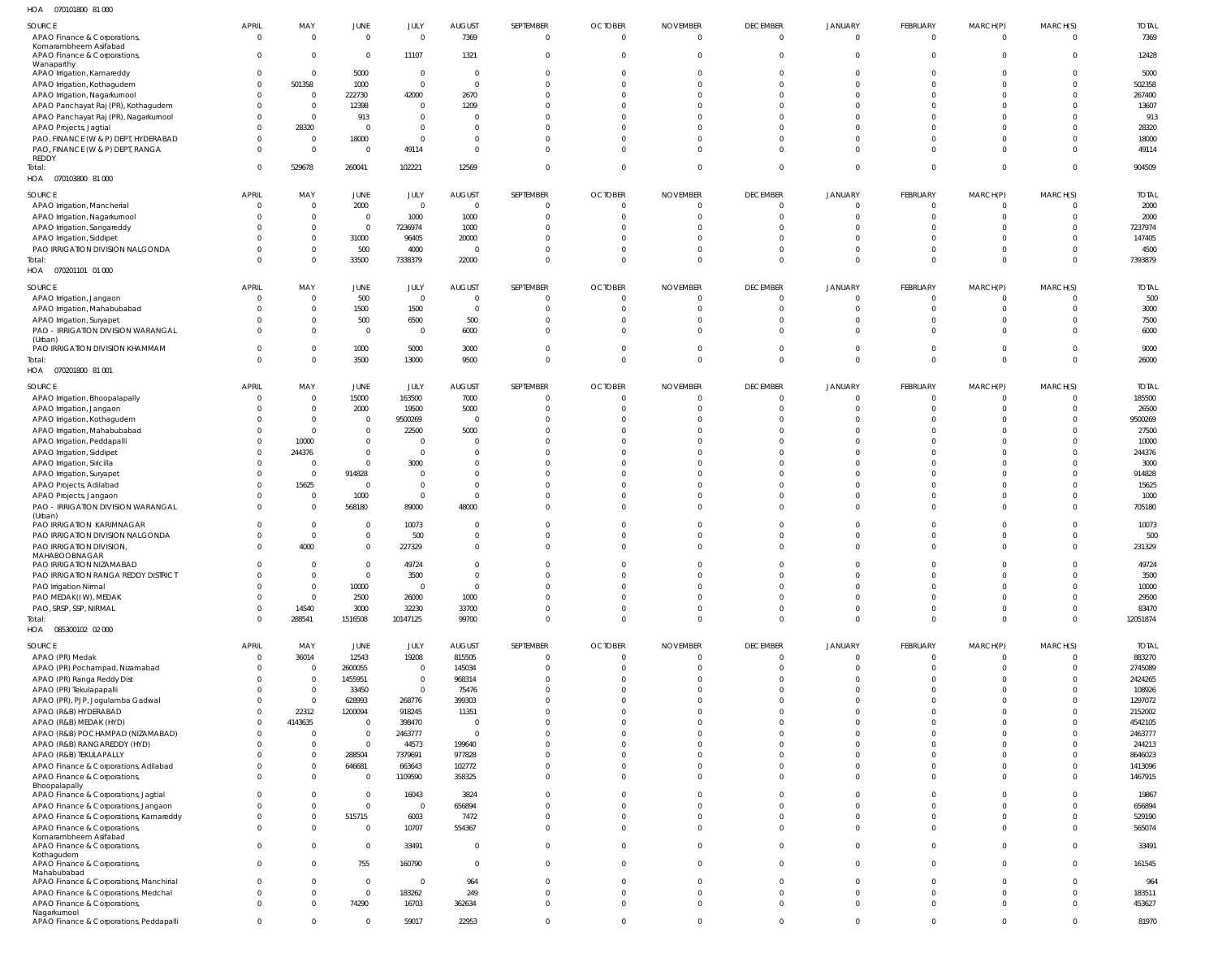HOA 070101800 81 000

| SOURCE | APRIL | MAY | JUNE | JULY | AUGUST | SEPTEMBER | OCTOBER | NOVEMBER | DECEMBER | JANUARY | FEBRUARY | MARCH(P) | MARCH(S) | TOTAL |
|---|---|---|---|---|---|---|---|---|---|---|---|---|---|---|
| APAO Finance & Corporations, Komarambheem Asifabad | 0 | 0 | 0 | 0 | 7369 | 0 | 0 | 0 | 0 | 0 | 0 | 0 | 0 | 7369 |
| APAO Finance & Corporations, Wanaparthy | 0 | 0 | 0 | 11107 | 1321 | 0 | 0 | 0 | 0 | 0 | 0 | 0 | 0 | 12428 |
| APAO Irrigation, Kamareddy | 0 | 0 | 5000 | 0 | 0 | 0 | 0 | 0 | 0 | 0 | 0 | 0 | 0 | 5000 |
| APAO Irrigation, Kothagudem | 0 | 501358 | 1000 | 0 | 0 | 0 | 0 | 0 | 0 | 0 | 0 | 0 | 0 | 502358 |
| APAO Irrigation, Nagarkurnool | 0 | 0 | 222730 | 42000 | 2670 | 0 | 0 | 0 | 0 | 0 | 0 | 0 | 0 | 267400 |
| APAO Panchayat Raj (PR), Kothagudem | 0 | 0 | 12398 | 0 | 1209 | 0 | 0 | 0 | 0 | 0 | 0 | 0 | 0 | 13607 |
| APAO Panchayat Raj (PR), Nagarkurnool | 0 | 0 | 913 | 0 | 0 | 0 | 0 | 0 | 0 | 0 | 0 | 0 | 0 | 913 |
| APAO Projects, Jagtial | 0 | 28320 | 0 | 0 | 0 | 0 | 0 | 0 | 0 | 0 | 0 | 0 | 0 | 28320 |
| PAO, FINANCE (W & P) DEPT, HYDERABAD | 0 | 0 | 18000 | 0 | 0 | 0 | 0 | 0 | 0 | 0 | 0 | 0 | 0 | 18000 |
| PAO, FINANCE (W & P) DEPT, RANGA REDDY | 0 | 0 | 0 | 49114 | 0 | 0 | 0 | 0 | 0 | 0 | 0 | 0 | 0 | 49114 |
| Total: | 0 | 529678 | 260041 | 102221 | 12569 | 0 | 0 | 0 | 0 | 0 | 0 | 0 | 0 | 904509 |

HOA 070103800 81 000

| SOURCE | APRIL | MAY | JUNE | JULY | AUGUST | SEPTEMBER | OCTOBER | NOVEMBER | DECEMBER | JANUARY | FEBRUARY | MARCH(P) | MARCH(S) | TOTAL |
|---|---|---|---|---|---|---|---|---|---|---|---|---|---|---|
| APAO Irrigation, Mancherial | 0 | 0 | 2000 | 0 | 0 | 0 | 0 | 0 | 0 | 0 | 0 | 0 | 0 | 2000 |
| APAO Irrigation, Nagarkurnool | 0 | 0 | 0 | 1000 | 1000 | 0 | 0 | 0 | 0 | 0 | 0 | 0 | 0 | 2000 |
| APAO Irrigation, Sangareddy | 0 | 0 | 0 | 7236974 | 1000 | 0 | 0 | 0 | 0 | 0 | 0 | 0 | 0 | 7237974 |
| APAO Irrigation, Siddipet | 0 | 0 | 31000 | 96405 | 20000 | 0 | 0 | 0 | 0 | 0 | 0 | 0 | 0 | 147405 |
| PAO IRRIGATION DIVISION NALGONDA | 0 | 0 | 500 | 4000 | 0 | 0 | 0 | 0 | 0 | 0 | 0 | 0 | 0 | 4500 |
| Total: | 0 | 0 | 33500 | 7338379 | 22000 | 0 | 0 | 0 | 0 | 0 | 0 | 0 | 0 | 7393879 |

HOA 070201101 01 000

| SOURCE | APRIL | MAY | JUNE | JULY | AUGUST | SEPTEMBER | OCTOBER | NOVEMBER | DECEMBER | JANUARY | FEBRUARY | MARCH(P) | MARCH(S) | TOTAL |
|---|---|---|---|---|---|---|---|---|---|---|---|---|---|---|
| APAO Irrigation, Jangaon | 0 | 0 | 500 | 0 | 0 | 0 | 0 | 0 | 0 | 0 | 0 | 0 | 0 | 500 |
| APAO Irrigation, Mahabubabad | 0 | 0 | 1500 | 1500 | 0 | 0 | 0 | 0 | 0 | 0 | 0 | 0 | 0 | 3000 |
| APAO Irrigation, Suryapet | 0 | 0 | 500 | 6500 | 500 | 0 | 0 | 0 | 0 | 0 | 0 | 0 | 0 | 7500 |
| PAO - IRRIGATION DIVISION WARANGAL (Urban) | 0 | 0 | 0 | 0 | 6000 | 0 | 0 | 0 | 0 | 0 | 0 | 0 | 0 | 6000 |
| PAO IRRIGATION DIVISION KHAMMAM | 0 | 0 | 1000 | 5000 | 3000 | 0 | 0 | 0 | 0 | 0 | 0 | 0 | 0 | 9000 |
| Total: | 0 | 0 | 3500 | 13000 | 9500 | 0 | 0 | 0 | 0 | 0 | 0 | 0 | 0 | 26000 |

HOA 070201800 81 001

| SOURCE | APRIL | MAY | JUNE | JULY | AUGUST | SEPTEMBER | OCTOBER | NOVEMBER | DECEMBER | JANUARY | FEBRUARY | MARCH(P) | MARCH(S) | TOTAL |
|---|---|---|---|---|---|---|---|---|---|---|---|---|---|---|
| APAO Irrigation, Bhoopalapally | 0 | 0 | 15000 | 163500 | 7000 | 0 | 0 | 0 | 0 | 0 | 0 | 0 | 0 | 185500 |
| APAO Irrigation, Jangaon | 0 | 0 | 2000 | 19500 | 5000 | 0 | 0 | 0 | 0 | 0 | 0 | 0 | 0 | 26500 |
| APAO Irrigation, Kothagudem | 0 | 0 | 0 | 9500269 | 0 | 0 | 0 | 0 | 0 | 0 | 0 | 0 | 0 | 9500269 |
| APAO Irrigation, Mahabubabad | 0 | 0 | 0 | 22500 | 5000 | 0 | 0 | 0 | 0 | 0 | 0 | 0 | 0 | 27500 |
| APAO Irrigation, Peddapalli | 0 | 10000 | 0 | 0 | 0 | 0 | 0 | 0 | 0 | 0 | 0 | 0 | 0 | 10000 |
| APAO Irrigation, Siddipet | 0 | 244376 | 0 | 0 | 0 | 0 | 0 | 0 | 0 | 0 | 0 | 0 | 0 | 244376 |
| APAO Irrigation, Siricilla | 0 | 0 | 0 | 3000 | 0 | 0 | 0 | 0 | 0 | 0 | 0 | 0 | 0 | 3000 |
| APAO Irrigation, Suryapet | 0 | 0 | 914828 | 0 | 0 | 0 | 0 | 0 | 0 | 0 | 0 | 0 | 0 | 914828 |
| APAO Projects, Adilabad | 0 | 15625 | 0 | 0 | 0 | 0 | 0 | 0 | 0 | 0 | 0 | 0 | 0 | 15625 |
| APAO Projects, Jangaon | 0 | 0 | 1000 | 0 | 0 | 0 | 0 | 0 | 0 | 0 | 0 | 0 | 0 | 1000 |
| PAO - IRRIGATION DIVISION WARANGAL (Urban) | 0 | 0 | 568180 | 89000 | 48000 | 0 | 0 | 0 | 0 | 0 | 0 | 0 | 0 | 705180 |
| PAO IRRIGATION KARIMNAGAR | 0 | 0 | 0 | 10073 | 0 | 0 | 0 | 0 | 0 | 0 | 0 | 0 | 0 | 10073 |
| PAO IRRIGATION DIVISION NALGONDA | 0 | 0 | 0 | 500 | 0 | 0 | 0 | 0 | 0 | 0 | 0 | 0 | 0 | 500 |
| PAO IRRIGATION DIVISION, MAHABOOBNAGAR | 0 | 4000 | 0 | 227329 | 0 | 0 | 0 | 0 | 0 | 0 | 0 | 0 | 0 | 231329 |
| PAO IRRIGATION NIZAMABAD | 0 | 0 | 0 | 49724 | 0 | 0 | 0 | 0 | 0 | 0 | 0 | 0 | 0 | 49724 |
| PAO IRRIGATION RANGA REDDY DISTRICT | 0 | 0 | 0 | 3500 | 0 | 0 | 0 | 0 | 0 | 0 | 0 | 0 | 0 | 3500 |
| PAO Irrigation Nirmal | 0 | 0 | 10000 | 0 | 0 | 0 | 0 | 0 | 0 | 0 | 0 | 0 | 0 | 10000 |
| PAO MEDAK(IW), MEDAK | 0 | 0 | 2500 | 26000 | 1000 | 0 | 0 | 0 | 0 | 0 | 0 | 0 | 0 | 29500 |
| PAO, SRSP, SSP, NIRMAL | 0 | 14540 | 3000 | 32230 | 33700 | 0 | 0 | 0 | 0 | 0 | 0 | 0 | 0 | 83470 |
| Total: | 0 | 288541 | 1516508 | 10147125 | 99700 | 0 | 0 | 0 | 0 | 0 | 0 | 0 | 0 | 12051874 |

HOA 085300102 02 000

| SOURCE | APRIL | MAY | JUNE | JULY | AUGUST | SEPTEMBER | OCTOBER | NOVEMBER | DECEMBER | JANUARY | FEBRUARY | MARCH(P) | MARCH(S) | TOTAL |
|---|---|---|---|---|---|---|---|---|---|---|---|---|---|---|
| APAO (PR) Medak | 0 | 36014 | 12543 | 19208 | 815505 | 0 | 0 | 0 | 0 | 0 | 0 | 0 | 0 | 883270 |
| APAO (PR) Pochampad, Nizamabad | 0 | 0 | 2600055 | 0 | 145034 | 0 | 0 | 0 | 0 | 0 | 0 | 0 | 0 | 2745089 |
| APAO (PR) Ranga Reddy Dist | 0 | 0 | 1455951 | 0 | 968314 | 0 | 0 | 0 | 0 | 0 | 0 | 0 | 0 | 2424265 |
| APAO (PR) Tekulapapalli | 0 | 0 | 33450 | 0 | 75476 | 0 | 0 | 0 | 0 | 0 | 0 | 0 | 0 | 108926 |
| APAO (PR), PJP, Jogulamba Gadwal | 0 | 0 | 628993 | 268776 | 399303 | 0 | 0 | 0 | 0 | 0 | 0 | 0 | 0 | 1297072 |
| APAO (R&B) HYDERABAD | 0 | 22312 | 1200094 | 918245 | 11351 | 0 | 0 | 0 | 0 | 0 | 0 | 0 | 0 | 2152002 |
| APAO (R&B) MEDAK (HYD) | 0 | 4143635 | 0 | 398470 | 0 | 0 | 0 | 0 | 0 | 0 | 0 | 0 | 0 | 4542105 |
| APAO (R&B) POCHAMPAD (NIZAMABAD) | 0 | 0 | 0 | 2463777 | 0 | 0 | 0 | 0 | 0 | 0 | 0 | 0 | 0 | 2463777 |
| APAO (R&B) RANGAREDDY (HYD) | 0 | 0 | 0 | 44573 | 199640 | 0 | 0 | 0 | 0 | 0 | 0 | 0 | 0 | 244213 |
| APAO (R&B) TEKULAPALLY | 0 | 0 | 288504 | 7379691 | 977828 | 0 | 0 | 0 | 0 | 0 | 0 | 0 | 0 | 8646023 |
| APAO Finance & Corporations, Adilabad | 0 | 0 | 646681 | 663643 | 102772 | 0 | 0 | 0 | 0 | 0 | 0 | 0 | 0 | 1413096 |
| APAO Finance & Corporations, Bhoopalapally | 0 | 0 | 0 | 1109590 | 358325 | 0 | 0 | 0 | 0 | 0 | 0 | 0 | 0 | 1467915 |
| APAO Finance & Corporations, Jagtial | 0 | 0 | 0 | 16043 | 3824 | 0 | 0 | 0 | 0 | 0 | 0 | 0 | 0 | 19867 |
| APAO Finance & Corporations, Jangaon | 0 | 0 | 0 | 0 | 656894 | 0 | 0 | 0 | 0 | 0 | 0 | 0 | 0 | 656894 |
| APAO Finance & Corporations, Kamareddy | 0 | 0 | 515715 | 6003 | 7472 | 0 | 0 | 0 | 0 | 0 | 0 | 0 | 0 | 529190 |
| APAO Finance & Corporations, Komarambheem Asifabad | 0 | 0 | 0 | 10707 | 554367 | 0 | 0 | 0 | 0 | 0 | 0 | 0 | 0 | 565074 |
| APAO Finance & Corporations, Kothagudem | 0 | 0 | 0 | 33491 | 0 | 0 | 0 | 0 | 0 | 0 | 0 | 0 | 0 | 33491 |
| APAO Finance & Corporations, Mahabubabad | 0 | 0 | 755 | 160790 | 0 | 0 | 0 | 0 | 0 | 0 | 0 | 0 | 0 | 161545 |
| APAO Finance & Corporations, Manchirial | 0 | 0 | 0 | 0 | 964 | 0 | 0 | 0 | 0 | 0 | 0 | 0 | 0 | 964 |
| APAO Finance & Corporations, Medchal | 0 | 0 | 0 | 183262 | 249 | 0 | 0 | 0 | 0 | 0 | 0 | 0 | 0 | 183511 |
| APAO Finance & Corporations, Nagarkurnool | 0 | 0 | 74290 | 16703 | 362634 | 0 | 0 | 0 | 0 | 0 | 0 | 0 | 0 | 453627 |
| APAO Finance & Corporations, Peddapalli | 0 | 0 | 0 | 59017 | 22953 | 0 | 0 | 0 | 0 | 0 | 0 | 0 | 0 | 81970 |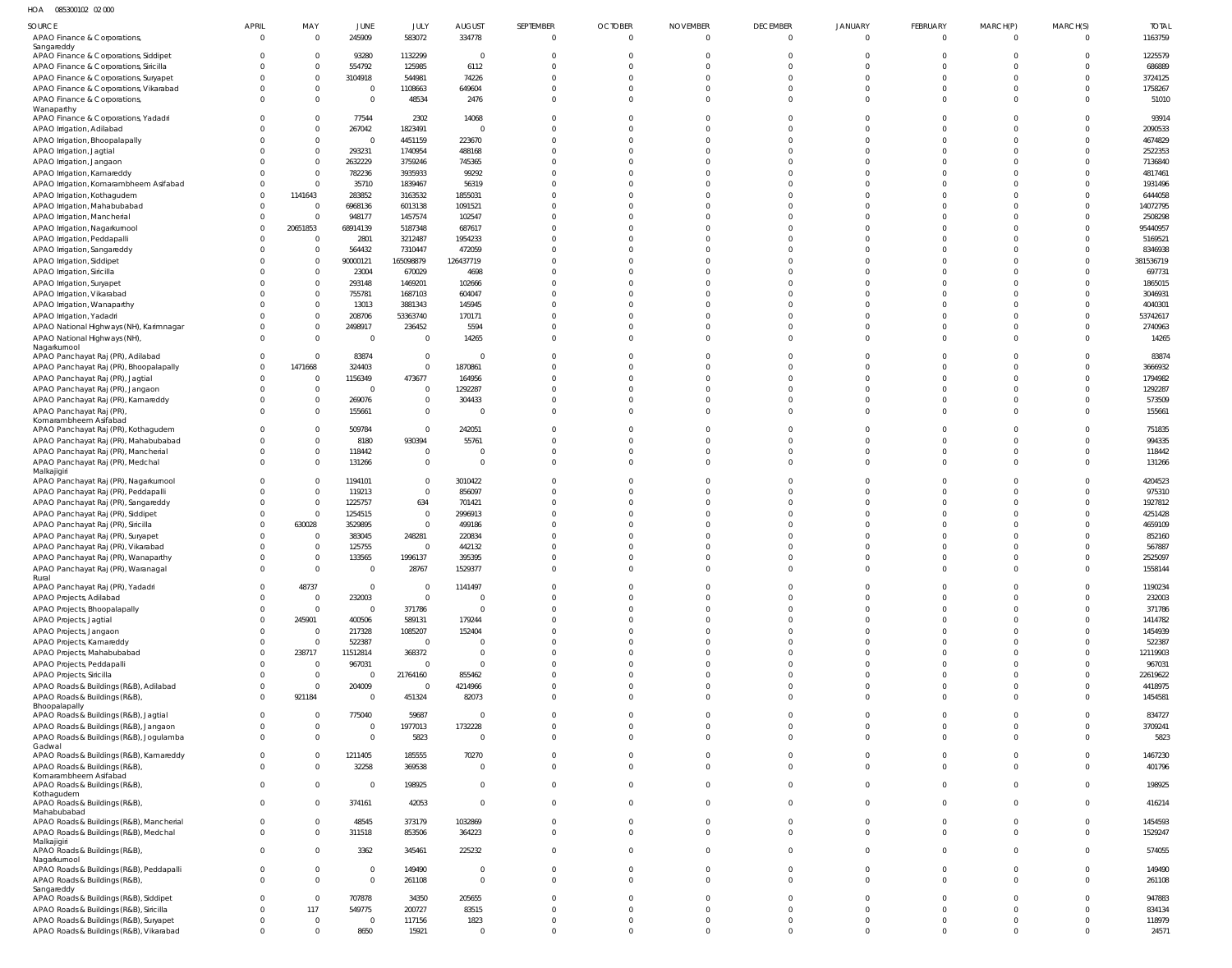HOA 085300102 02 000

| SOURCE | APRIL | MAY | JUNE | JULY | AUGUST | SEPTEMBER | OCTOBER | NOVEMBER | DECEMBER | JANUARY | FEBRUARY | MARCH(P) | MARCH(S) | TOTAL |
|---|---|---|---|---|---|---|---|---|---|---|---|---|---|---|
| APAO Finance & Corporations, Sangareddy | 0 | 0 | 245909 | 583072 | 334778 | 0 | 0 | 0 | 0 | 0 | 0 | 0 | 0 | 1163759 |
| APAO Finance & Corporations, Siddipet | 0 | 0 | 93280 | 1132299 | 0 | 0 | 0 | 0 | 0 | 0 | 0 | 0 | 0 | 1225579 |
| APAO Finance & Corporations, Siricilla | 0 | 0 | 554792 | 125985 | 6112 | 0 | 0 | 0 | 0 | 0 | 0 | 0 | 0 | 686889 |
| APAO Finance & Corporations, Suryapet | 0 | 0 | 3104918 | 544981 | 74226 | 0 | 0 | 0 | 0 | 0 | 0 | 0 | 0 | 3724125 |
| APAO Finance & Corporations, Vikarabad | 0 | 0 | 0 | 1108663 | 649604 | 0 | 0 | 0 | 0 | 0 | 0 | 0 | 0 | 1758267 |
| APAO Finance & Corporations, Wanaparthy | 0 | 0 | 0 | 48534 | 2476 | 0 | 0 | 0 | 0 | 0 | 0 | 0 | 0 | 51010 |
| APAO Finance & Corporations, Yadadri | 0 | 0 | 77544 | 2302 | 14068 | 0 | 0 | 0 | 0 | 0 | 0 | 0 | 0 | 93914 |
| APAO Irrigation, Adilabad | 0 | 0 | 267042 | 1823491 | 0 | 0 | 0 | 0 | 0 | 0 | 0 | 0 | 0 | 2090533 |
| APAO Irrigation, Bhoopalapally | 0 | 0 | 0 | 4451159 | 223670 | 0 | 0 | 0 | 0 | 0 | 0 | 0 | 0 | 4674829 |
| APAO Irrigation, Jagtial | 0 | 0 | 293231 | 1740954 | 488168 | 0 | 0 | 0 | 0 | 0 | 0 | 0 | 0 | 2522353 |
| APAO Irrigation, Jangaon | 0 | 0 | 2632229 | 3759246 | 745365 | 0 | 0 | 0 | 0 | 0 | 0 | 0 | 0 | 7136840 |
| APAO Irrigation, Kamareddy | 0 | 0 | 782236 | 3935933 | 99292 | 0 | 0 | 0 | 0 | 0 | 0 | 0 | 0 | 4817461 |
| APAO Irrigation, Komarambheem Asifabad | 0 | 0 | 35710 | 1839467 | 56319 | 0 | 0 | 0 | 0 | 0 | 0 | 0 | 0 | 1931496 |
| APAO Irrigation, Kothagudem | 0 | 1141643 | 283852 | 3163532 | 1855031 | 0 | 0 | 0 | 0 | 0 | 0 | 0 | 0 | 6444058 |
| APAO Irrigation, Mahabubabad | 0 | 0 | 6968136 | 6013138 | 1091521 | 0 | 0 | 0 | 0 | 0 | 0 | 0 | 0 | 14072795 |
| APAO Irrigation, Mancherial | 0 | 0 | 948177 | 1457574 | 102547 | 0 | 0 | 0 | 0 | 0 | 0 | 0 | 0 | 2508298 |
| APAO Irrigation, Nagarkurnool | 0 | 20651853 | 68914139 | 5187348 | 687617 | 0 | 0 | 0 | 0 | 0 | 0 | 0 | 0 | 95440957 |
| APAO Irrigation, Peddapalli | 0 | 0 | 2801 | 3212487 | 1954233 | 0 | 0 | 0 | 0 | 0 | 0 | 0 | 0 | 5169521 |
| APAO Irrigation, Sangareddy | 0 | 0 | 564432 | 7310447 | 472059 | 0 | 0 | 0 | 0 | 0 | 0 | 0 | 0 | 8346938 |
| APAO Irrigation, Siddipet | 0 | 0 | 90000121 | 165098879 | 126437719 | 0 | 0 | 0 | 0 | 0 | 0 | 0 | 0 | 381536719 |
| APAO Irrigation, Siricilla | 0 | 0 | 23004 | 670029 | 4698 | 0 | 0 | 0 | 0 | 0 | 0 | 0 | 0 | 697731 |
| APAO Irrigation, Suryapet | 0 | 0 | 293148 | 1469201 | 102666 | 0 | 0 | 0 | 0 | 0 | 0 | 0 | 0 | 1865015 |
| APAO Irrigation, Vikarabad | 0 | 0 | 755781 | 1687103 | 604047 | 0 | 0 | 0 | 0 | 0 | 0 | 0 | 0 | 3046931 |
| APAO Irrigation, Wanaparthy | 0 | 0 | 13013 | 3881343 | 145945 | 0 | 0 | 0 | 0 | 0 | 0 | 0 | 0 | 4040301 |
| APAO Irrigation, Yadadri | 0 | 0 | 208706 | 53363740 | 170171 | 0 | 0 | 0 | 0 | 0 | 0 | 0 | 0 | 53742617 |
| APAO National Highways (NH), Karimnagar | 0 | 0 | 2498917 | 236452 | 5594 | 0 | 0 | 0 | 0 | 0 | 0 | 0 | 0 | 2740963 |
| APAO National Highways (NH), Nagarkurnool | 0 | 0 | 0 | 0 | 14265 | 0 | 0 | 0 | 0 | 0 | 0 | 0 | 0 | 14265 |
| APAO Panchayat Raj (PR), Adilabad | 0 | 0 | 83874 | 0 | 0 | 0 | 0 | 0 | 0 | 0 | 0 | 0 | 0 | 83874 |
| APAO Panchayat Raj (PR), Bhoopalapally | 0 | 1471668 | 324403 | 0 | 1870861 | 0 | 0 | 0 | 0 | 0 | 0 | 0 | 0 | 3666932 |
| APAO Panchayat Raj (PR), Jagtial | 0 | 0 | 1156349 | 473677 | 164956 | 0 | 0 | 0 | 0 | 0 | 0 | 0 | 0 | 1794982 |
| APAO Panchayat Raj (PR), Jangaon | 0 | 0 | 0 | 0 | 1292287 | 0 | 0 | 0 | 0 | 0 | 0 | 0 | 0 | 1292287 |
| APAO Panchayat Raj (PR), Kamareddy | 0 | 0 | 269076 | 0 | 304433 | 0 | 0 | 0 | 0 | 0 | 0 | 0 | 0 | 573509 |
| APAO Panchayat Raj (PR), Komarambheem Asifabad | 0 | 0 | 155661 | 0 | 0 | 0 | 0 | 0 | 0 | 0 | 0 | 0 | 0 | 155661 |
| APAO Panchayat Raj (PR), Kothagudem | 0 | 0 | 509784 | 0 | 242051 | 0 | 0 | 0 | 0 | 0 | 0 | 0 | 0 | 751835 |
| APAO Panchayat Raj (PR), Mahabubabad | 0 | 0 | 8180 | 930394 | 55761 | 0 | 0 | 0 | 0 | 0 | 0 | 0 | 0 | 994335 |
| APAO Panchayat Raj (PR), Mancherial | 0 | 0 | 118442 | 0 | 0 | 0 | 0 | 0 | 0 | 0 | 0 | 0 | 0 | 118442 |
| APAO Panchayat Raj (PR), Medchal Malkajigiri | 0 | 0 | 131266 | 0 | 0 | 0 | 0 | 0 | 0 | 0 | 0 | 0 | 0 | 131266 |
| APAO Panchayat Raj (PR), Nagarkurnool | 0 | 0 | 1194101 | 0 | 3010422 | 0 | 0 | 0 | 0 | 0 | 0 | 0 | 0 | 4204523 |
| APAO Panchayat Raj (PR), Peddapalli | 0 | 0 | 119213 | 0 | 856097 | 0 | 0 | 0 | 0 | 0 | 0 | 0 | 0 | 975310 |
| APAO Panchayat Raj (PR), Sangareddy | 0 | 0 | 1225757 | 634 | 701421 | 0 | 0 | 0 | 0 | 0 | 0 | 0 | 0 | 1927812 |
| APAO Panchayat Raj (PR), Siddipet | 0 | 0 | 1254515 | 0 | 2996913 | 0 | 0 | 0 | 0 | 0 | 0 | 0 | 0 | 4251428 |
| APAO Panchayat Raj (PR), Siricilla | 0 | 630028 | 3529895 | 0 | 499186 | 0 | 0 | 0 | 0 | 0 | 0 | 0 | 0 | 4659109 |
| APAO Panchayat Raj (PR), Suryapet | 0 | 0 | 383045 | 248281 | 220834 | 0 | 0 | 0 | 0 | 0 | 0 | 0 | 0 | 852160 |
| APAO Panchayat Raj (PR), Vikarabad | 0 | 0 | 125755 | 0 | 442132 | 0 | 0 | 0 | 0 | 0 | 0 | 0 | 0 | 567887 |
| APAO Panchayat Raj (PR), Wanaparthy | 0 | 0 | 133565 | 1996137 | 395395 | 0 | 0 | 0 | 0 | 0 | 0 | 0 | 0 | 2525097 |
| APAO Panchayat Raj (PR), Waranagal Rural | 0 | 0 | 0 | 28767 | 1529377 | 0 | 0 | 0 | 0 | 0 | 0 | 0 | 0 | 1558144 |
| APAO Panchayat Raj (PR), Yadadri | 0 | 48737 | 0 | 0 | 1141497 | 0 | 0 | 0 | 0 | 0 | 0 | 0 | 0 | 1190234 |
| APAO Projects, Adilabad | 0 | 0 | 232003 | 0 | 0 | 0 | 0 | 0 | 0 | 0 | 0 | 0 | 0 | 232003 |
| APAO Projects, Bhoopalapally | 0 | 0 | 0 | 371786 | 0 | 0 | 0 | 0 | 0 | 0 | 0 | 0 | 0 | 371786 |
| APAO Projects, Jagtial | 0 | 245901 | 400506 | 589131 | 179244 | 0 | 0 | 0 | 0 | 0 | 0 | 0 | 0 | 1414782 |
| APAO Projects, Jangaon | 0 | 0 | 217328 | 1085207 | 152404 | 0 | 0 | 0 | 0 | 0 | 0 | 0 | 0 | 1454939 |
| APAO Projects, Kamareddy | 0 | 0 | 522387 | 0 | 0 | 0 | 0 | 0 | 0 | 0 | 0 | 0 | 0 | 522387 |
| APAO Projects, Mahabubabad | 0 | 238717 | 11512814 | 368372 | 0 | 0 | 0 | 0 | 0 | 0 | 0 | 0 | 0 | 12119903 |
| APAO Projects, Peddapalli | 0 | 0 | 967031 | 0 | 0 | 0 | 0 | 0 | 0 | 0 | 0 | 0 | 0 | 967031 |
| APAO Projects, Siricilla | 0 | 0 | 0 | 21764160 | 855462 | 0 | 0 | 0 | 0 | 0 | 0 | 0 | 0 | 22619622 |
| APAO Roads & Buildings (R&B), Adilabad | 0 | 0 | 204009 | 0 | 4214966 | 0 | 0 | 0 | 0 | 0 | 0 | 0 | 0 | 4418975 |
| APAO Roads & Buildings (R&B), Bhoopalapally | 0 | 921184 | 0 | 451324 | 82073 | 0 | 0 | 0 | 0 | 0 | 0 | 0 | 0 | 1454581 |
| APAO Roads & Buildings (R&B), Jagtial | 0 | 0 | 775040 | 59687 | 0 | 0 | 0 | 0 | 0 | 0 | 0 | 0 | 0 | 834727 |
| APAO Roads & Buildings (R&B), Jangaon | 0 | 0 | 0 | 1977013 | 1732228 | 0 | 0 | 0 | 0 | 0 | 0 | 0 | 0 | 3709241 |
| APAO Roads & Buildings (R&B), Jogulamba Gadwal | 0 | 0 | 0 | 5823 | 0 | 0 | 0 | 0 | 0 | 0 | 0 | 0 | 0 | 5823 |
| APAO Roads & Buildings (R&B), Kamareddy | 0 | 0 | 1211405 | 185555 | 70270 | 0 | 0 | 0 | 0 | 0 | 0 | 0 | 0 | 1467230 |
| APAO Roads & Buildings (R&B), Komarambheem Asifabad | 0 | 0 | 32258 | 369538 | 0 | 0 | 0 | 0 | 0 | 0 | 0 | 0 | 0 | 401796 |
| APAO Roads & Buildings (R&B), Kothagudem | 0 | 0 | 0 | 198925 | 0 | 0 | 0 | 0 | 0 | 0 | 0 | 0 | 0 | 198925 |
| APAO Roads & Buildings (R&B), Mahabubabad | 0 | 0 | 374161 | 42053 | 0 | 0 | 0 | 0 | 0 | 0 | 0 | 0 | 0 | 416214 |
| APAO Roads & Buildings (R&B), Mancherial | 0 | 0 | 48545 | 373179 | 1032869 | 0 | 0 | 0 | 0 | 0 | 0 | 0 | 0 | 1454593 |
| APAO Roads & Buildings (R&B), Medchal Malkajigiri | 0 | 0 | 311518 | 853506 | 364223 | 0 | 0 | 0 | 0 | 0 | 0 | 0 | 0 | 1529247 |
| APAO Roads & Buildings (R&B), Nagarkurnool | 0 | 0 | 3362 | 345461 | 225232 | 0 | 0 | 0 | 0 | 0 | 0 | 0 | 0 | 574055 |
| APAO Roads & Buildings (R&B), Peddapalli | 0 | 0 | 0 | 149490 | 0 | 0 | 0 | 0 | 0 | 0 | 0 | 0 | 0 | 149490 |
| APAO Roads & Buildings (R&B), Sangareddy | 0 | 0 | 0 | 261108 | 0 | 0 | 0 | 0 | 0 | 0 | 0 | 0 | 0 | 261108 |
| APAO Roads & Buildings (R&B), Siddipet | 0 | 0 | 707878 | 34350 | 205655 | 0 | 0 | 0 | 0 | 0 | 0 | 0 | 0 | 947883 |
| APAO Roads & Buildings (R&B), Siricilla | 0 | 117 | 549775 | 200727 | 83515 | 0 | 0 | 0 | 0 | 0 | 0 | 0 | 0 | 834134 |
| APAO Roads & Buildings (R&B), Suryapet | 0 | 0 | 0 | 117156 | 1823 | 0 | 0 | 0 | 0 | 0 | 0 | 0 | 0 | 118979 |
| APAO Roads & Buildings (R&B), Vikarabad | 0 | 0 | 8650 | 15921 | 0 | 0 | 0 | 0 | 0 | 0 | 0 | 0 | 0 | 24571 |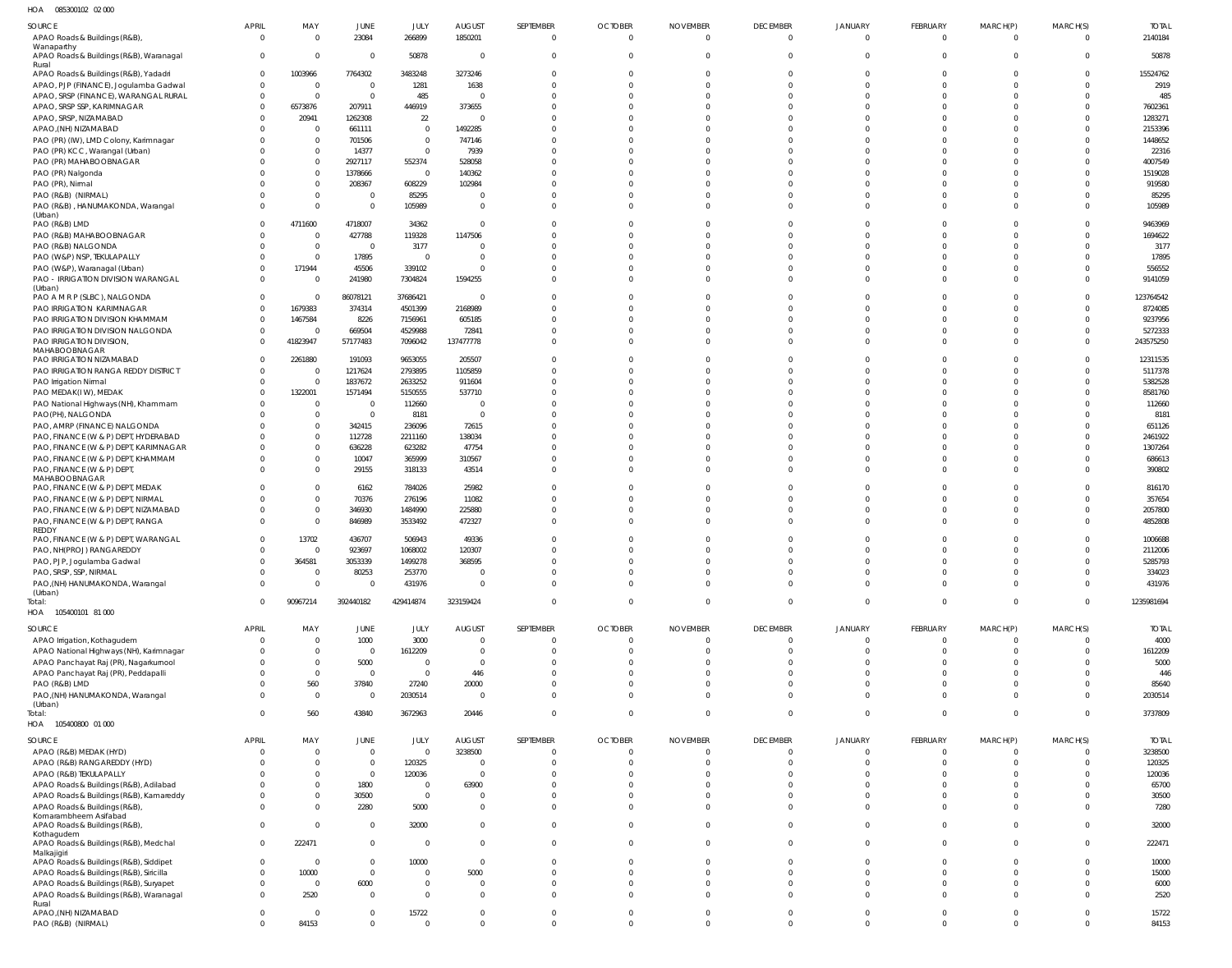HOA 085300102 02 000

| SOURCE | APRIL | MAY | JUNE | JULY | AUGUST | SEPTEMBER | OCTOBER | NOVEMBER | DECEMBER | JANUARY | FEBRUARY | MARCH(P) | MARCH(S) | TOTAL |
|---|---|---|---|---|---|---|---|---|---|---|---|---|---|---|
| APAO Roads & Buildings (R&B), Wanaparthy | 0 | 0 | 23084 | 266899 | 1850201 | 0 | 0 | 0 | 0 | 0 | 0 | 0 | 0 | 2140184 |
| APAO Roads & Buildings (R&B), Waranagal Rural | 0 | 0 | 0 | 50878 | 0 | 0 | 0 | 0 | 0 | 0 | 0 | 0 | 0 | 50878 |
| APAO Roads & Buildings (R&B), Yadadri | 0 | 1003966 | 7764302 | 3483248 | 3273246 | 0 | 0 | 0 | 0 | 0 | 0 | 0 | 0 | 15524762 |
| APAO, PJP (FINANCE), Jogulamba Gadwal | 0 | 0 | 0 | 1281 | 1638 | 0 | 0 | 0 | 0 | 0 | 0 | 0 | 0 | 2919 |
| APAO, SRSP (FINANCE), WARANGAL RURAL | 0 | 0 | 0 | 485 | 0 | 0 | 0 | 0 | 0 | 0 | 0 | 0 | 0 | 485 |
| APAO, SRSP SSP, KARIMNAGAR | 0 | 6573876 | 207911 | 446919 | 373655 | 0 | 0 | 0 | 0 | 0 | 0 | 0 | 0 | 7602361 |
| APAO, SRSP, NIZAMABAD | 0 | 20941 | 1262308 | 22 | 0 | 0 | 0 | 0 | 0 | 0 | 0 | 0 | 0 | 1283271 |
| APAO,(NH) NIZAMABAD | 0 | 0 | 661111 | 0 | 1492285 | 0 | 0 | 0 | 0 | 0 | 0 | 0 | 0 | 2153396 |
| PAO (PR) (IW), LMD Colony, Karimnagar | 0 | 0 | 701506 | 0 | 747146 | 0 | 0 | 0 | 0 | 0 | 0 | 0 | 0 | 1448652 |
| PAO (PR) KCC, Warangal (Urban) | 0 | 0 | 14377 | 0 | 7939 | 0 | 0 | 0 | 0 | 0 | 0 | 0 | 0 | 22316 |
| PAO (PR) MAHABOOBNAGAR | 0 | 0 | 2927117 | 552374 | 528058 | 0 | 0 | 0 | 0 | 0 | 0 | 0 | 0 | 4007549 |
| PAO (PR) Nalgonda | 0 | 0 | 1378666 | 0 | 140362 | 0 | 0 | 0 | 0 | 0 | 0 | 0 | 0 | 1519028 |
| PAO (PR), Nirmal | 0 | 0 | 208367 | 608229 | 102984 | 0 | 0 | 0 | 0 | 0 | 0 | 0 | 0 | 919580 |
| PAO (R&B) (NIRMAL) | 0 | 0 | 0 | 85295 | 0 | 0 | 0 | 0 | 0 | 0 | 0 | 0 | 0 | 85295 |
| PAO (R&B), HANUMAKONDA, Warangal (Urban) | 0 | 0 | 0 | 105989 | 0 | 0 | 0 | 0 | 0 | 0 | 0 | 0 | 0 | 105989 |
| PAO (R&B) LMD | 0 | 4711600 | 4718007 | 34362 | 0 | 0 | 0 | 0 | 0 | 0 | 0 | 0 | 0 | 9463969 |
| PAO (R&B) MAHABOOBNAGAR | 0 | 0 | 427788 | 119328 | 1147506 | 0 | 0 | 0 | 0 | 0 | 0 | 0 | 0 | 1694622 |
| PAO (R&B) NALGONDA | 0 | 0 | 0 | 3177 | 0 | 0 | 0 | 0 | 0 | 0 | 0 | 0 | 0 | 3177 |
| PAO (W&P) NSP, TEKULAPALLY | 0 | 0 | 17895 | 0 | 0 | 0 | 0 | 0 | 0 | 0 | 0 | 0 | 0 | 17895 |
| PAO (W&P), Waranagal (Urban) | 0 | 171944 | 45506 | 339102 | 0 | 0 | 0 | 0 | 0 | 0 | 0 | 0 | 0 | 556552 |
| PAO - IRRIGATION DIVISION WARANGAL (Urban) | 0 | 0 | 241980 | 7304824 | 1594255 | 0 | 0 | 0 | 0 | 0 | 0 | 0 | 0 | 9141059 |
| PAO A M R P (SLBC), NALGONDA | 0 | 0 | 86078121 | 37686421 | 0 | 0 | 0 | 0 | 0 | 0 | 0 | 0 | 0 | 123764542 |
| PAO IRRIGATION KARIMNAGAR | 0 | 1679383 | 374314 | 4501399 | 2168989 | 0 | 0 | 0 | 0 | 0 | 0 | 0 | 0 | 8724085 |
| PAO IRRIGATION DIVISION KHAMMAM | 0 | 1467584 | 8226 | 7156961 | 605185 | 0 | 0 | 0 | 0 | 0 | 0 | 0 | 0 | 9237956 |
| PAO IRRIGATION DIVISION NALGONDA | 0 | 0 | 669504 | 4529988 | 72841 | 0 | 0 | 0 | 0 | 0 | 0 | 0 | 0 | 5272333 |
| PAO IRRIGATION DIVISION, MAHABOOBNAGAR | 0 | 41823947 | 57177483 | 7096042 | 137477778 | 0 | 0 | 0 | 0 | 0 | 0 | 0 | 0 | 243575250 |
| PAO IRRIGATION NIZAMABAD | 0 | 2261880 | 191093 | 9653055 | 205507 | 0 | 0 | 0 | 0 | 0 | 0 | 0 | 0 | 12311535 |
| PAO IRRIGATION RANGA REDDY DISTRICT | 0 | 0 | 1217624 | 2793895 | 1105859 | 0 | 0 | 0 | 0 | 0 | 0 | 0 | 0 | 5117378 |
| PAO Irrigation Nirmal | 0 | 0 | 1837672 | 2633252 | 911604 | 0 | 0 | 0 | 0 | 0 | 0 | 0 | 0 | 5382528 |
| PAO MEDAK(IW), MEDAK | 0 | 1322001 | 1571494 | 5150555 | 537710 | 0 | 0 | 0 | 0 | 0 | 0 | 0 | 0 | 8581760 |
| PAO National Highways (NH), Khammam | 0 | 0 | 0 | 112660 | 0 | 0 | 0 | 0 | 0 | 0 | 0 | 0 | 0 | 112660 |
| PAO(PH), NALGONDA | 0 | 0 | 0 | 8181 | 0 | 0 | 0 | 0 | 0 | 0 | 0 | 0 | 0 | 8181 |
| PAO, AMRP (FINANCE) NALGONDA | 0 | 0 | 342415 | 236096 | 72615 | 0 | 0 | 0 | 0 | 0 | 0 | 0 | 0 | 651126 |
| PAO, FINANCE (W & P) DEPT, HYDERABAD | 0 | 0 | 112728 | 2211160 | 138034 | 0 | 0 | 0 | 0 | 0 | 0 | 0 | 0 | 2461922 |
| PAO, FINANCE (W & P) DEPT, KARIMNAGAR | 0 | 0 | 636228 | 623282 | 47754 | 0 | 0 | 0 | 0 | 0 | 0 | 0 | 0 | 1307264 |
| PAO, FINANCE (W & P) DEPT, KHAMMAM | 0 | 0 | 10047 | 365999 | 310567 | 0 | 0 | 0 | 0 | 0 | 0 | 0 | 0 | 686613 |
| PAO, FINANCE (W & P) DEPT, MAHABOOBNAGAR | 0 | 0 | 29155 | 318133 | 43514 | 0 | 0 | 0 | 0 | 0 | 0 | 0 | 0 | 390802 |
| PAO, FINANCE (W & P) DEPT, MEDAK | 0 | 0 | 6162 | 784026 | 25982 | 0 | 0 | 0 | 0 | 0 | 0 | 0 | 0 | 816170 |
| PAO, FINANCE (W & P) DEPT, NIRMAL | 0 | 0 | 70376 | 276196 | 11082 | 0 | 0 | 0 | 0 | 0 | 0 | 0 | 0 | 357654 |
| PAO, FINANCE (W & P) DEPT, NIZAMABAD | 0 | 0 | 346930 | 1484990 | 225880 | 0 | 0 | 0 | 0 | 0 | 0 | 0 | 0 | 2057800 |
| PAO, FINANCE (W & P) DEPT, RANGA REDDY | 0 | 0 | 846989 | 3533492 | 472327 | 0 | 0 | 0 | 0 | 0 | 0 | 0 | 0 | 4852808 |
| PAO, FINANCE (W & P) DEPT, WARANGAL | 0 | 13702 | 436707 | 506943 | 49336 | 0 | 0 | 0 | 0 | 0 | 0 | 0 | 0 | 1006688 |
| PAO, NH(PROJ) RANGAREDDY | 0 | 0 | 923697 | 1068002 | 120307 | 0 | 0 | 0 | 0 | 0 | 0 | 0 | 0 | 2112006 |
| PAO, PJP, Jogulamba Gadwal | 0 | 364581 | 3053339 | 1499278 | 368595 | 0 | 0 | 0 | 0 | 0 | 0 | 0 | 0 | 5285793 |
| PAO, SRSP, SSP, NIRMAL | 0 | 0 | 80253 | 253770 | 0 | 0 | 0 | 0 | 0 | 0 | 0 | 0 | 0 | 334023 |
| PAO,(NH) HANUMAKONDA, Warangal (Urban) | 0 | 0 | 0 | 431976 | 0 | 0 | 0 | 0 | 0 | 0 | 0 | 0 | 0 | 431976 |
| Total: | 0 | 90967214 | 392440182 | 429414874 | 323159424 | 0 | 0 | 0 | 0 | 0 | 0 | 0 | 0 | 1235981694 |

HOA 105400101 81 000

| SOURCE | APRIL | MAY | JUNE | JULY | AUGUST | SEPTEMBER | OCTOBER | NOVEMBER | DECEMBER | JANUARY | FEBRUARY | MARCH(P) | MARCH(S) | TOTAL |
|---|---|---|---|---|---|---|---|---|---|---|---|---|---|---|
| APAO Irrigation, Kothagudem | 0 | 0 | 1000 | 3000 | 0 | 0 | 0 | 0 | 0 | 0 | 0 | 0 | 0 | 4000 |
| APAO National Highways (NH), Karimnagar | 0 | 0 | 0 | 1612209 | 0 | 0 | 0 | 0 | 0 | 0 | 0 | 0 | 0 | 1612209 |
| APAO Panchayat Raj (PR), Nagarkurnool | 0 | 0 | 5000 | 0 | 0 | 0 | 0 | 0 | 0 | 0 | 0 | 0 | 0 | 5000 |
| APAO Panchayat Raj (PR), Peddapalli | 0 | 0 | 0 | 0 | 446 | 0 | 0 | 0 | 0 | 0 | 0 | 0 | 0 | 446 |
| PAO (R&B) LMD | 0 | 560 | 37840 | 27240 | 20000 | 0 | 0 | 0 | 0 | 0 | 0 | 0 | 0 | 85640 |
| PAO,(NH) HANUMAKONDA, Warangal (Urban) | 0 | 0 | 0 | 2030514 | 0 | 0 | 0 | 0 | 0 | 0 | 0 | 0 | 0 | 2030514 |
| Total: | 0 | 560 | 43840 | 3672963 | 20446 | 0 | 0 | 0 | 0 | 0 | 0 | 0 | 0 | 3737809 |

HOA 105400800 01 000

| SOURCE | APRIL | MAY | JUNE | JULY | AUGUST | SEPTEMBER | OCTOBER | NOVEMBER | DECEMBER | JANUARY | FEBRUARY | MARCH(P) | MARCH(S) | TOTAL |
|---|---|---|---|---|---|---|---|---|---|---|---|---|---|---|
| APAO (R&B) MEDAK (HYD) | 0 | 0 | 0 | 0 | 3238500 | 0 | 0 | 0 | 0 | 0 | 0 | 0 | 0 | 3238500 |
| APAO (R&B) RANGAREDDY (HYD) | 0 | 0 | 0 | 120325 | 0 | 0 | 0 | 0 | 0 | 0 | 0 | 0 | 0 | 120325 |
| APAO (R&B) TEKULAPALLY | 0 | 0 | 0 | 120036 | 0 | 0 | 0 | 0 | 0 | 0 | 0 | 0 | 0 | 120036 |
| APAO Roads & Buildings (R&B), Adilabad | 0 | 0 | 1800 | 0 | 63900 | 0 | 0 | 0 | 0 | 0 | 0 | 0 | 0 | 65700 |
| APAO Roads & Buildings (R&B), Kamareddy | 0 | 0 | 30500 | 0 | 0 | 0 | 0 | 0 | 0 | 0 | 0 | 0 | 0 | 30500 |
| APAO Roads & Buildings (R&B), Komarambheem Asifabad | 0 | 0 | 2280 | 5000 | 0 | 0 | 0 | 0 | 0 | 0 | 0 | 0 | 0 | 7280 |
| APAO Roads & Buildings (R&B), Kothagudem | 0 | 0 | 0 | 32000 | 0 | 0 | 0 | 0 | 0 | 0 | 0 | 0 | 0 | 32000 |
| APAO Roads & Buildings (R&B), Medchal Malkajigiri | 0 | 222471 | 0 | 0 | 0 | 0 | 0 | 0 | 0 | 0 | 0 | 0 | 0 | 222471 |
| APAO Roads & Buildings (R&B), Siddipet | 0 | 0 | 0 | 10000 | 0 | 0 | 0 | 0 | 0 | 0 | 0 | 0 | 0 | 10000 |
| APAO Roads & Buildings (R&B), Siricilla | 0 | 10000 | 0 | 0 | 5000 | 0 | 0 | 0 | 0 | 0 | 0 | 0 | 0 | 15000 |
| APAO Roads & Buildings (R&B), Suryapet | 0 | 0 | 6000 | 0 | 0 | 0 | 0 | 0 | 0 | 0 | 0 | 0 | 0 | 6000 |
| APAO Roads & Buildings (R&B), Waranagal Rural | 0 | 2520 | 0 | 0 | 0 | 0 | 0 | 0 | 0 | 0 | 0 | 0 | 0 | 2520 |
| APAO,(NH) NIZAMABAD | 0 | 0 | 0 | 15722 | 0 | 0 | 0 | 0 | 0 | 0 | 0 | 0 | 0 | 15722 |
| PAO (R&B) (NIRMAL) | 0 | 84153 | 0 | 0 | 0 | 0 | 0 | 0 | 0 | 0 | 0 | 0 | 0 | 84153 |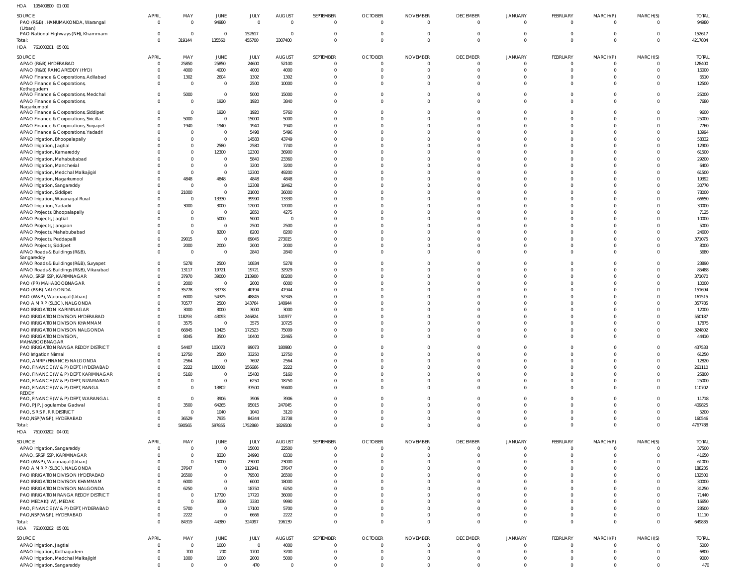HOA 105400800 01 000

| SOURCE | APRIL | MAY | JUNE | JULY | AUGUST | SEPTEMBER | OCTOBER | NOVEMBER | DECEMBER | JANUARY | FEBRUARY | MARCH(P) | MARCH(S) | TOTAL |
|---|---|---|---|---|---|---|---|---|---|---|---|---|---|---|
| PAO (R&B) , HANUMAKONDA, Warangal (Urban) | 0 | 0 | 94980 | 0 | 0 | 0 | 0 | 0 | 0 | 0 | 0 | 0 | 0 | 94980 |
| PAO National Highways (NH), Khammam | 0 | 0 | 0 | 152617 | 0 | 0 | 0 | 0 | 0 | 0 | 0 | 0 | 0 | 152617 |
| Total: | 0 | 319144 | 135560 | 455700 | 3307400 | 0 | 0 | 0 | 0 | 0 | 0 | 0 | 0 | 4217804 |

HOA 761000201 05 001

| SOURCE | APRIL | MAY | JUNE | JULY | AUGUST | SEPTEMBER | OCTOBER | NOVEMBER | DECEMBER | JANUARY | FEBRUARY | MARCH(P) | MARCH(S) | TOTAL |
|---|---|---|---|---|---|---|---|---|---|---|---|---|---|---|
| APAO (R&B) HYDERABAD | 0 | 25850 | 25850 | 24600 | 52100 | 0 | 0 | 0 | 0 | 0 | 0 | 0 | 0 | 128400 |
| APAO (R&B) RANGAREDDY (HYD) | 0 | 4000 | 4000 | 4000 | 4000 | 0 | 0 | 0 | 0 | 0 | 0 | 0 | 0 | 16000 |
| APAO Finance & Corporations, Adilabad | 0 | 1302 | 2604 | 1302 | 1302 | 0 | 0 | 0 | 0 | 0 | 0 | 0 | 0 | 6510 |
| APAO Finance & Corporations, Kothagudem | 0 | 0 | 0 | 2500 | 10000 | 0 | 0 | 0 | 0 | 0 | 0 | 0 | 0 | 12500 |
| APAO Finance & Corporations, Medchal | 0 | 5000 | 0 | 5000 | 15000 | 0 | 0 | 0 | 0 | 0 | 0 | 0 | 0 | 25000 |
| APAO Finance & Corporations, Nagarkurnool | 0 | 0 | 1920 | 1920 | 3840 | 0 | 0 | 0 | 0 | 0 | 0 | 0 | 0 | 7680 |
| APAO Finance & Corporations, Siddipet | 0 | 0 | 1920 | 1920 | 5760 | 0 | 0 | 0 | 0 | 0 | 0 | 0 | 0 | 9600 |
| APAO Finance & Corporations, Siricilla | 0 | 5000 | 0 | 15000 | 5000 | 0 | 0 | 0 | 0 | 0 | 0 | 0 | 0 | 25000 |
| APAO Finance & Corporations, Suryapet | 0 | 1940 | 1940 | 1940 | 1940 | 0 | 0 | 0 | 0 | 0 | 0 | 0 | 0 | 7760 |
| APAO Finance & Corporations, Yadadri | 0 | 0 | 0 | 5498 | 5496 | 0 | 0 | 0 | 0 | 0 | 0 | 0 | 0 | 10994 |
| APAO Irrigation, Bhoopalapally | 0 | 0 | 0 | 14583 | 43749 | 0 | 0 | 0 | 0 | 0 | 0 | 0 | 0 | 58332 |
| APAO Irrigation, Jagtial | 0 | 0 | 2580 | 2580 | 7740 | 0 | 0 | 0 | 0 | 0 | 0 | 0 | 0 | 12900 |
| APAO Irrigation, Kamareddy | 0 | 0 | 12300 | 12300 | 36900 | 0 | 0 | 0 | 0 | 0 | 0 | 0 | 0 | 61500 |
| APAO Irrigation, Mahabubabad | 0 | 0 | 0 | 5840 | 23360 | 0 | 0 | 0 | 0 | 0 | 0 | 0 | 0 | 29200 |
| APAO Irrigation, Mancherial | 0 | 0 | 0 | 3200 | 3200 | 0 | 0 | 0 | 0 | 0 | 0 | 0 | 0 | 6400 |
| APAO Irrigation, Medchal Malkajigiri | 0 | 0 | 0 | 12300 | 49200 | 0 | 0 | 0 | 0 | 0 | 0 | 0 | 0 | 61500 |
| APAO Irrigation, Nagarkurnool | 0 | 4848 | 4848 | 4848 | 4848 | 0 | 0 | 0 | 0 | 0 | 0 | 0 | 0 | 19392 |
| APAO Irrigation, Sangareddy | 0 | 0 | 0 | 12308 | 18462 | 0 | 0 | 0 | 0 | 0 | 0 | 0 | 0 | 30770 |
| APAO Irrigation, Siddipet | 0 | 21000 | 0 | 21000 | 36000 | 0 | 0 | 0 | 0 | 0 | 0 | 0 | 0 | 78000 |
| APAO Irrigation, Waranagal Rural | 0 | 0 | 13330 | 39990 | 13330 | 0 | 0 | 0 | 0 | 0 | 0 | 0 | 0 | 66650 |
| APAO Irrigation, Yadadri | 0 | 3000 | 3000 | 12000 | 12000 | 0 | 0 | 0 | 0 | 0 | 0 | 0 | 0 | 30000 |
| APAO Projects, Bhoopalapally | 0 | 0 | 0 | 2850 | 4275 | 0 | 0 | 0 | 0 | 0 | 0 | 0 | 0 | 7125 |
| APAO Projects, Jagtial | 0 | 0 | 5000 | 5000 | 0 | 0 | 0 | 0 | 0 | 0 | 0 | 0 | 0 | 10000 |
| APAO Projects, Jangaon | 0 | 0 | 0 | 2500 | 2500 | 0 | 0 | 0 | 0 | 0 | 0 | 0 | 0 | 5000 |
| APAO Projects, Mahabubabad | 0 | 0 | 8200 | 8200 | 8200 | 0 | 0 | 0 | 0 | 0 | 0 | 0 | 0 | 24600 |
| APAO Projects, Peddapalli | 0 | 29015 | 0 | 69045 | 273015 | 0 | 0 | 0 | 0 | 0 | 0 | 0 | 0 | 371075 |
| APAO Projects, Siddipet | 0 | 2000 | 2000 | 2000 | 2000 | 0 | 0 | 0 | 0 | 0 | 0 | 0 | 0 | 8000 |
| APAO Roads & Buildings (R&B), Sangareddy | 0 | 0 | 0 | 2840 | 2840 | 0 | 0 | 0 | 0 | 0 | 0 | 0 | 0 | 5680 |
| APAO Roads & Buildings (R&B), Suryapet | 0 | 5278 | 2500 | 10834 | 5278 | 0 | 0 | 0 | 0 | 0 | 0 | 0 | 0 | 23890 |
| APAO Roads & Buildings (R&B), Vikarabad | 0 | 13117 | 19721 | 19721 | 32929 | 0 | 0 | 0 | 0 | 0 | 0 | 0 | 0 | 85488 |
| APAO, SRSP SSP, KARIMNAGAR | 0 | 37970 | 39000 | 213900 | 80200 | 0 | 0 | 0 | 0 | 0 | 0 | 0 | 0 | 371070 |
| PAO (PR) MAHABOOBNAGAR | 0 | 2000 | 0 | 2000 | 6000 | 0 | 0 | 0 | 0 | 0 | 0 | 0 | 0 | 10000 |
| PAO (R&B) NALGONDA | 0 | 35778 | 33778 | 40194 | 41944 | 0 | 0 | 0 | 0 | 0 | 0 | 0 | 0 | 151694 |
| PAO (W&P), Waranagal (Urban) | 0 | 6000 | 54325 | 48845 | 52345 | 0 | 0 | 0 | 0 | 0 | 0 | 0 | 0 | 161515 |
| PAO A M R P (SLBC), NALGONDA | 0 | 70577 | 2500 | 143764 | 140944 | 0 | 0 | 0 | 0 | 0 | 0 | 0 | 0 | 357785 |
| PAO IRRIGATION KARIMNAGAR | 0 | 3000 | 3000 | 3000 | 3000 | 0 | 0 | 0 | 0 | 0 | 0 | 0 | 0 | 12000 |
| PAO IRRIGATION DIVISION HYDERABAD | 0 | 118293 | 43093 | 246824 | 141977 | 0 | 0 | 0 | 0 | 0 | 0 | 0 | 0 | 550187 |
| PAO IRRIGATION DIVISION KHAMMAM | 0 | 3575 | 0 | 3575 | 10725 | 0 | 0 | 0 | 0 | 0 | 0 | 0 | 0 | 17875 |
| PAO IRRIGATION DIVISION NALGONDA | 0 | 66845 | 10425 | 172523 | 75009 | 0 | 0 | 0 | 0 | 0 | 0 | 0 | 0 | 324802 |
| PAO IRRIGATION DIVISION, MAHABOOBNAGAR | 0 | 8045 | 3500 | 10400 | 22465 | 0 | 0 | 0 | 0 | 0 | 0 | 0 | 0 | 44410 |
| PAO IRRIGATION RANGA REDDY DISTRICT | 0 | 54407 | 103073 | 99073 | 180980 | 0 | 0 | 0 | 0 | 0 | 0 | 0 | 0 | 437533 |
| PAO Irrigation Nirmal | 0 | 12750 | 2500 | 33250 | 12750 | 0 | 0 | 0 | 0 | 0 | 0 | 0 | 0 | 61250 |
| PAO, AMRP (FINANCE) NALGONDA | 0 | 2564 | 0 | 7692 | 2564 | 0 | 0 | 0 | 0 | 0 | 0 | 0 | 0 | 12820 |
| PAO, FINANCE (W & P) DEPT, HYDERABAD | 0 | 2222 | 100000 | 156666 | 2222 | 0 | 0 | 0 | 0 | 0 | 0 | 0 | 0 | 261110 |
| PAO, FINANCE (W & P) DEPT, KARIMNAGAR | 0 | 5160 | 0 | 15480 | 5160 | 0 | 0 | 0 | 0 | 0 | 0 | 0 | 0 | 25800 |
| PAO, FINANCE (W & P) DEPT, NIZAMABAD | 0 | 0 | 0 | 6250 | 18750 | 0 | 0 | 0 | 0 | 0 | 0 | 0 | 0 | 25000 |
| PAO, FINANCE (W & P) DEPT, RANGA REDDY | 0 | 0 | 13802 | 37500 | 59400 | 0 | 0 | 0 | 0 | 0 | 0 | 0 | 0 | 110702 |
| PAO, FINANCE (W & P) DEPT, WARANGAL | 0 | 0 | 3906 | 3906 | 3906 | 0 | 0 | 0 | 0 | 0 | 0 | 0 | 0 | 11718 |
| PAO, PJP, Jogulamba Gadwal | 0 | 3500 | 64265 | 95015 | 247045 | 0 | 0 | 0 | 0 | 0 | 0 | 0 | 0 | 409825 |
| PAO, S R S P, R R DISTRICT | 0 | 0 | 1040 | 1040 | 3120 | 0 | 0 | 0 | 0 | 0 | 0 | 0 | 0 | 5200 |
| PAO,NSP(W&P), HYDERABAD | 0 | 36529 | 7935 | 84344 | 31738 | 0 | 0 | 0 | 0 | 0 | 0 | 0 | 0 | 160546 |
| Total: | 0 | 590565 | 597855 | 1752860 | 1826508 | 0 | 0 | 0 | 0 | 0 | 0 | 0 | 0 | 4767788 |

HOA 761000202 04 001

| SOURCE | APRIL | MAY | JUNE | JULY | AUGUST | SEPTEMBER | OCTOBER | NOVEMBER | DECEMBER | JANUARY | FEBRUARY | MARCH(P) | MARCH(S) | TOTAL |
|---|---|---|---|---|---|---|---|---|---|---|---|---|---|---|
| APAO Irrigation, Sangareddy | 0 | 0 | 0 | 15000 | 22500 | 0 | 0 | 0 | 0 | 0 | 0 | 0 | 0 | 37500 |
| APAO, SRSP SSP, KARIMNAGAR | 0 | 0 | 8330 | 24990 | 8330 | 0 | 0 | 0 | 0 | 0 | 0 | 0 | 0 | 41650 |
| PAO (W&P), Waranagal (Urban) | 0 | 0 | 15000 | 23000 | 23000 | 0 | 0 | 0 | 0 | 0 | 0 | 0 | 0 | 61000 |
| PAO A M R P (SLBC), NALGONDA | 0 | 37647 | 0 | 112941 | 37647 | 0 | 0 | 0 | 0 | 0 | 0 | 0 | 0 | 188235 |
| PAO IRRIGATION DIVISION HYDERABAD | 0 | 26500 | 0 | 79500 | 26500 | 0 | 0 | 0 | 0 | 0 | 0 | 0 | 0 | 132500 |
| PAO IRRIGATION DIVISION KHAMMAM | 0 | 6000 | 0 | 6000 | 18000 | 0 | 0 | 0 | 0 | 0 | 0 | 0 | 0 | 30000 |
| PAO IRRIGATION DIVISION NALGONDA | 0 | 6250 | 0 | 18750 | 6250 | 0 | 0 | 0 | 0 | 0 | 0 | 0 | 0 | 31250 |
| PAO IRRIGATION RANGA REDDY DISTRICT | 0 | 0 | 17720 | 17720 | 36000 | 0 | 0 | 0 | 0 | 0 | 0 | 0 | 0 | 71440 |
| PAO MEDAK(IW), MEDAK | 0 | 0 | 3330 | 3330 | 9990 | 0 | 0 | 0 | 0 | 0 | 0 | 0 | 0 | 16650 |
| PAO, FINANCE (W & P) DEPT, HYDERABAD | 0 | 5700 | 0 | 17100 | 5700 | 0 | 0 | 0 | 0 | 0 | 0 | 0 | 0 | 28500 |
| PAO,NSP(W&P), HYDERABAD | 0 | 2222 | 0 | 6666 | 2222 | 0 | 0 | 0 | 0 | 0 | 0 | 0 | 0 | 11110 |
| Total: | 0 | 84319 | 44380 | 324997 | 196139 | 0 | 0 | 0 | 0 | 0 | 0 | 0 | 0 | 649835 |

HOA 761000202 05 001

| SOURCE | APRIL | MAY | JUNE | JULY | AUGUST | SEPTEMBER | OCTOBER | NOVEMBER | DECEMBER | JANUARY | FEBRUARY | MARCH(P) | MARCH(S) | TOTAL |
|---|---|---|---|---|---|---|---|---|---|---|---|---|---|---|
| APAO Irrigation, Jagtial | 0 | 0 | 1000 | 0 | 4000 | 0 | 0 | 0 | 0 | 0 | 0 | 0 | 0 | 5000 |
| APAO Irrigation, Kothagudem | 0 | 700 | 700 | 1700 | 3700 | 0 | 0 | 0 | 0 | 0 | 0 | 0 | 0 | 6800 |
| APAO Irrigation, Medchal Malkajigiri | 0 | 1000 | 1000 | 2000 | 5000 | 0 | 0 | 0 | 0 | 0 | 0 | 0 | 0 | 9000 |
| APAO Irrigation, Sangareddy | 0 | 0 | 0 | 470 | 0 | 0 | 0 | 0 | 0 | 0 | 0 | 0 | 0 | 470 |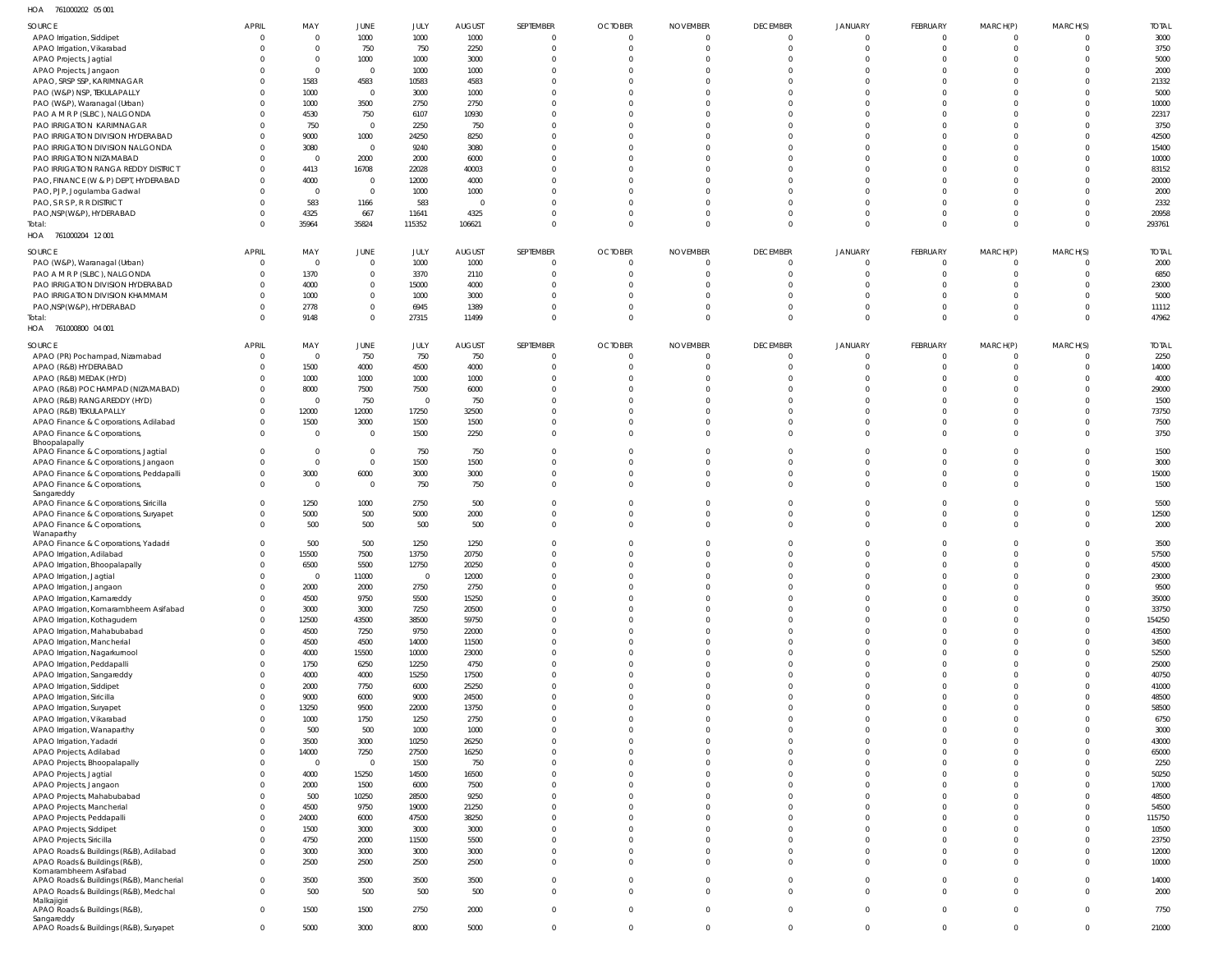HOA 761000202 05 001

| SOURCE | APRIL | MAY | JUNE | JULY | AUGUST | SEPTEMBER | OCTOBER | NOVEMBER | DECEMBER | JANUARY | FEBRUARY | MARCH(P) | MARCH(S) | TOTAL |
|---|---|---|---|---|---|---|---|---|---|---|---|---|---|---|
| APAO Irrigation, Siddipet | 0 | 0 | 1000 | 1000 | 1000 | 0 | 0 | 0 | 0 | 0 | 0 | 0 | 0 | 3000 |
| APAO Irrigation, Vikarabad | 0 | 0 | 750 | 750 | 2250 | 0 | 0 | 0 | 0 | 0 | 0 | 0 | 0 | 3750 |
| APAO Projects, Jagtial | 0 | 0 | 1000 | 1000 | 3000 | 0 | 0 | 0 | 0 | 0 | 0 | 0 | 0 | 5000 |
| APAO Projects, Jangaon | 0 | 0 | 0 | 1000 | 1000 | 0 | 0 | 0 | 0 | 0 | 0 | 0 | 0 | 2000 |
| APAO, SRSP SSP, KARIMNAGAR | 0 | 1583 | 4583 | 10583 | 4583 | 0 | 0 | 0 | 0 | 0 | 0 | 0 | 0 | 21332 |
| PAO (W&P) NSP, TEKULAPALLY | 0 | 1000 | 0 | 3000 | 1000 | 0 | 0 | 0 | 0 | 0 | 0 | 0 | 0 | 5000 |
| PAO (W&P), Waranagal (Urban) | 0 | 1000 | 3500 | 2750 | 2750 | 0 | 0 | 0 | 0 | 0 | 0 | 0 | 0 | 10000 |
| PAO A M R P (SLBC), NALGONDA | 0 | 4530 | 750 | 6107 | 10930 | 0 | 0 | 0 | 0 | 0 | 0 | 0 | 0 | 22317 |
| PAO IRRIGATION KARIMNAGAR | 0 | 750 | 0 | 2250 | 750 | 0 | 0 | 0 | 0 | 0 | 0 | 0 | 0 | 3750 |
| PAO IRRIGATION DIVISION HYDERABAD | 0 | 9000 | 1000 | 24250 | 8250 | 0 | 0 | 0 | 0 | 0 | 0 | 0 | 0 | 42500 |
| PAO IRRIGATION DIVISION NALGONDA | 0 | 3080 | 0 | 9240 | 3080 | 0 | 0 | 0 | 0 | 0 | 0 | 0 | 0 | 15400 |
| PAO IRRIGATION NIZAMABAD | 0 | 0 | 2000 | 2000 | 6000 | 0 | 0 | 0 | 0 | 0 | 0 | 0 | 0 | 10000 |
| PAO IRRIGATION RANGA REDDY DISTRICT | 0 | 4413 | 16708 | 22028 | 40003 | 0 | 0 | 0 | 0 | 0 | 0 | 0 | 0 | 83152 |
| PAO, FINANCE (W & P) DEPT, HYDERABAD | 0 | 4000 | 0 | 12000 | 4000 | 0 | 0 | 0 | 0 | 0 | 0 | 0 | 0 | 20000 |
| PAO, PJP, Jogulamba Gadwal | 0 | 0 | 0 | 1000 | 1000 | 0 | 0 | 0 | 0 | 0 | 0 | 0 | 0 | 2000 |
| PAO, S R S P, R R DISTRICT | 0 | 583 | 1166 | 583 | 0 | 0 | 0 | 0 | 0 | 0 | 0 | 0 | 0 | 2332 |
| PAO,NSP(W&P), HYDERABAD | 0 | 4325 | 667 | 11641 | 4325 | 0 | 0 | 0 | 0 | 0 | 0 | 0 | 0 | 20958 |
| Total: | 0 | 35964 | 35824 | 115352 | 106621 | 0 | 0 | 0 | 0 | 0 | 0 | 0 | 0 | 293761 |

HOA 761000204 12 001

| SOURCE | APRIL | MAY | JUNE | JULY | AUGUST | SEPTEMBER | OCTOBER | NOVEMBER | DECEMBER | JANUARY | FEBRUARY | MARCH(P) | MARCH(S) | TOTAL |
|---|---|---|---|---|---|---|---|---|---|---|---|---|---|---|
| PAO (W&P), Waranagal (Urban) | 0 | 0 | 0 | 1000 | 1000 | 0 | 0 | 0 | 0 | 0 | 0 | 0 | 0 | 2000 |
| PAO A M R P (SLBC), NALGONDA | 0 | 1370 | 0 | 3370 | 2110 | 0 | 0 | 0 | 0 | 0 | 0 | 0 | 0 | 6850 |
| PAO IRRIGATION DIVISION HYDERABAD | 0 | 4000 | 0 | 15000 | 4000 | 0 | 0 | 0 | 0 | 0 | 0 | 0 | 0 | 23000 |
| PAO IRRIGATION DIVISION KHAMMAM | 0 | 1000 | 0 | 1000 | 3000 | 0 | 0 | 0 | 0 | 0 | 0 | 0 | 0 | 5000 |
| PAO,NSP(W&P), HYDERABAD | 0 | 2778 | 0 | 6945 | 1389 | 0 | 0 | 0 | 0 | 0 | 0 | 0 | 0 | 11112 |
| Total: | 0 | 9148 | 0 | 27315 | 11499 | 0 | 0 | 0 | 0 | 0 | 0 | 0 | 0 | 47962 |

HOA 761000800 04 001

| SOURCE | APRIL | MAY | JUNE | JULY | AUGUST | SEPTEMBER | OCTOBER | NOVEMBER | DECEMBER | JANUARY | FEBRUARY | MARCH(P) | MARCH(S) | TOTAL |
|---|---|---|---|---|---|---|---|---|---|---|---|---|---|---|
| APAO (PR) Pochampad, Nizamabad | 0 | 0 | 750 | 750 | 750 | 0 | 0 | 0 | 0 | 0 | 0 | 0 | 0 | 2250 |
| APAO (R&B) HYDERABAD | 0 | 1500 | 4000 | 4500 | 4000 | 0 | 0 | 0 | 0 | 0 | 0 | 0 | 0 | 14000 |
| APAO (R&B) MEDAK (HYD) | 0 | 1000 | 1000 | 1000 | 1000 | 0 | 0 | 0 | 0 | 0 | 0 | 0 | 0 | 4000 |
| APAO (R&B) POCHAMPAD (NIZAMABAD) | 0 | 8000 | 7500 | 7500 | 6000 | 0 | 0 | 0 | 0 | 0 | 0 | 0 | 0 | 29000 |
| APAO (R&B) RANGAREDDY (HYD) | 0 | 0 | 750 | 0 | 750 | 0 | 0 | 0 | 0 | 0 | 0 | 0 | 0 | 1500 |
| APAO (R&B) TEKULAPALLY | 0 | 12000 | 12000 | 17250 | 32500 | 0 | 0 | 0 | 0 | 0 | 0 | 0 | 0 | 73750 |
| APAO Finance & Corporations, Adilabad | 0 | 1500 | 3000 | 1500 | 1500 | 0 | 0 | 0 | 0 | 0 | 0 | 0 | 0 | 7500 |
| APAO Finance & Corporations, Bhoopalapally | 0 | 0 | 0 | 1500 | 2250 | 0 | 0 | 0 | 0 | 0 | 0 | 0 | 0 | 3750 |
| APAO Finance & Corporations, Jagtial | 0 | 0 | 0 | 750 | 750 | 0 | 0 | 0 | 0 | 0 | 0 | 0 | 0 | 1500 |
| APAO Finance & Corporations, Jangaon | 0 | 0 | 0 | 1500 | 1500 | 0 | 0 | 0 | 0 | 0 | 0 | 0 | 0 | 3000 |
| APAO Finance & Corporations, Peddapalli | 0 | 3000 | 6000 | 3000 | 3000 | 0 | 0 | 0 | 0 | 0 | 0 | 0 | 0 | 15000 |
| APAO Finance & Corporations, Sangareddy | 0 | 0 | 0 | 750 | 750 | 0 | 0 | 0 | 0 | 0 | 0 | 0 | 0 | 1500 |
| APAO Finance & Corporations, Siricilla | 0 | 1250 | 1000 | 2750 | 500 | 0 | 0 | 0 | 0 | 0 | 0 | 0 | 0 | 5500 |
| APAO Finance & Corporations, Suryapet | 0 | 5000 | 500 | 5000 | 2000 | 0 | 0 | 0 | 0 | 0 | 0 | 0 | 0 | 12500 |
| APAO Finance & Corporations, Wanaparthy | 0 | 500 | 500 | 500 | 500 | 0 | 0 | 0 | 0 | 0 | 0 | 0 | 0 | 2000 |
| APAO Finance & Corporations, Yadadri | 0 | 500 | 500 | 1250 | 1250 | 0 | 0 | 0 | 0 | 0 | 0 | 0 | 0 | 3500 |
| APAO Irrigation, Adilabad | 0 | 15500 | 7500 | 13750 | 20750 | 0 | 0 | 0 | 0 | 0 | 0 | 0 | 0 | 57500 |
| APAO Irrigation, Bhoopalapally | 0 | 6500 | 5500 | 12750 | 20250 | 0 | 0 | 0 | 0 | 0 | 0 | 0 | 0 | 45000 |
| APAO Irrigation, Jagtial | 0 | 0 | 11000 | 0 | 12000 | 0 | 0 | 0 | 0 | 0 | 0 | 0 | 0 | 23000 |
| APAO Irrigation, Jangaon | 0 | 2000 | 2000 | 2750 | 2750 | 0 | 0 | 0 | 0 | 0 | 0 | 0 | 0 | 9500 |
| APAO Irrigation, Kamareddy | 0 | 4500 | 9750 | 5500 | 15250 | 0 | 0 | 0 | 0 | 0 | 0 | 0 | 0 | 35000 |
| APAO Irrigation, Komarambheem Asifabad | 0 | 3000 | 3000 | 7250 | 20500 | 0 | 0 | 0 | 0 | 0 | 0 | 0 | 0 | 33750 |
| APAO Irrigation, Kothagudem | 0 | 12500 | 43500 | 38500 | 59750 | 0 | 0 | 0 | 0 | 0 | 0 | 0 | 0 | 154250 |
| APAO Irrigation, Mahabubabad | 0 | 4500 | 7250 | 9750 | 22000 | 0 | 0 | 0 | 0 | 0 | 0 | 0 | 0 | 43500 |
| APAO Irrigation, Mancherial | 0 | 4500 | 4500 | 14000 | 11500 | 0 | 0 | 0 | 0 | 0 | 0 | 0 | 0 | 34500 |
| APAO Irrigation, Nagarkurnool | 0 | 4000 | 15500 | 10000 | 23000 | 0 | 0 | 0 | 0 | 0 | 0 | 0 | 0 | 52500 |
| APAO Irrigation, Peddapalli | 0 | 1750 | 6250 | 12250 | 4750 | 0 | 0 | 0 | 0 | 0 | 0 | 0 | 0 | 25000 |
| APAO Irrigation, Sangareddy | 0 | 4000 | 4000 | 15250 | 17500 | 0 | 0 | 0 | 0 | 0 | 0 | 0 | 0 | 40750 |
| APAO Irrigation, Siddipet | 0 | 2000 | 7750 | 6000 | 25250 | 0 | 0 | 0 | 0 | 0 | 0 | 0 | 0 | 41000 |
| APAO Irrigation, Siricilla | 0 | 9000 | 6000 | 9000 | 24500 | 0 | 0 | 0 | 0 | 0 | 0 | 0 | 0 | 48500 |
| APAO Irrigation, Suryapet | 0 | 13250 | 9500 | 22000 | 13750 | 0 | 0 | 0 | 0 | 0 | 0 | 0 | 0 | 58500 |
| APAO Irrigation, Vikarabad | 0 | 1000 | 1750 | 1250 | 2750 | 0 | 0 | 0 | 0 | 0 | 0 | 0 | 0 | 6750 |
| APAO Irrigation, Wanaparthy | 0 | 500 | 500 | 1000 | 1000 | 0 | 0 | 0 | 0 | 0 | 0 | 0 | 0 | 3000 |
| APAO Irrigation, Yadadri | 0 | 3500 | 3000 | 10250 | 26250 | 0 | 0 | 0 | 0 | 0 | 0 | 0 | 0 | 43000 |
| APAO Projects, Adilabad | 0 | 14000 | 7250 | 27500 | 16250 | 0 | 0 | 0 | 0 | 0 | 0 | 0 | 0 | 65000 |
| APAO Projects, Bhoopalapally | 0 | 0 | 0 | 1500 | 750 | 0 | 0 | 0 | 0 | 0 | 0 | 0 | 0 | 2250 |
| APAO Projects, Jagtial | 0 | 4000 | 15250 | 14500 | 16500 | 0 | 0 | 0 | 0 | 0 | 0 | 0 | 0 | 50250 |
| APAO Projects, Jangaon | 0 | 2000 | 1500 | 6000 | 7500 | 0 | 0 | 0 | 0 | 0 | 0 | 0 | 0 | 17000 |
| APAO Projects, Mahabubabad | 0 | 500 | 10250 | 28500 | 9250 | 0 | 0 | 0 | 0 | 0 | 0 | 0 | 0 | 48500 |
| APAO Projects, Mancherial | 0 | 4500 | 9750 | 19000 | 21250 | 0 | 0 | 0 | 0 | 0 | 0 | 0 | 0 | 54500 |
| APAO Projects, Peddapalli | 0 | 24000 | 6000 | 47500 | 38250 | 0 | 0 | 0 | 0 | 0 | 0 | 0 | 0 | 115750 |
| APAO Projects, Siddipet | 0 | 1500 | 3000 | 3000 | 3000 | 0 | 0 | 0 | 0 | 0 | 0 | 0 | 0 | 10500 |
| APAO Projects, Siricilla | 0 | 4750 | 2000 | 11500 | 5500 | 0 | 0 | 0 | 0 | 0 | 0 | 0 | 0 | 23750 |
| APAO Roads & Buildings (R&B), Adilabad | 0 | 3000 | 3000 | 3000 | 3000 | 0 | 0 | 0 | 0 | 0 | 0 | 0 | 0 | 12000 |
| APAO Roads & Buildings (R&B), Komarambheem Asifabad | 0 | 2500 | 2500 | 2500 | 2500 | 0 | 0 | 0 | 0 | 0 | 0 | 0 | 0 | 10000 |
| APAO Roads & Buildings (R&B), Mancherial | 0 | 3500 | 3500 | 3500 | 3500 | 0 | 0 | 0 | 0 | 0 | 0 | 0 | 0 | 14000 |
| APAO Roads & Buildings (R&B), Medchal Malkajigiri | 0 | 500 | 500 | 500 | 500 | 0 | 0 | 0 | 0 | 0 | 0 | 0 | 0 | 2000 |
| APAO Roads & Buildings (R&B), Sangareddy | 0 | 1500 | 1500 | 2750 | 2000 | 0 | 0 | 0 | 0 | 0 | 0 | 0 | 0 | 7750 |
| APAO Roads & Buildings (R&B), Suryapet | 0 | 5000 | 3000 | 8000 | 5000 | 0 | 0 | 0 | 0 | 0 | 0 | 0 | 0 | 21000 |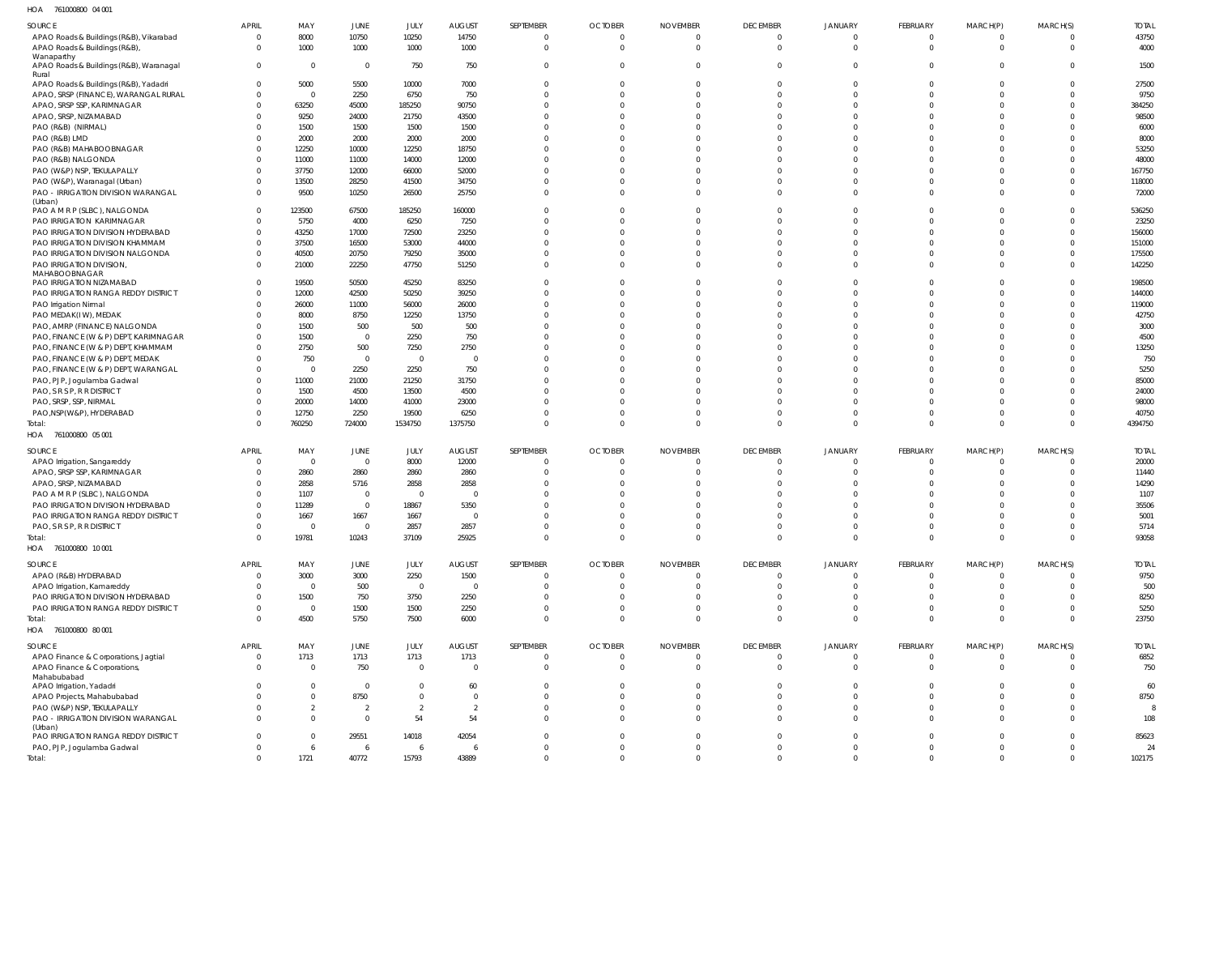HOA 761000800 04 001

| SOURCE | APRIL | MAY | JUNE | JULY | AUGUST | SEPTEMBER | OCTOBER | NOVEMBER | DECEMBER | JANUARY | FEBRUARY | MARCH(P) | MARCH(S) | TOTAL |
|---|---|---|---|---|---|---|---|---|---|---|---|---|---|---|
| APAO Roads & Buildings (R&B), Vikarabad | 0 | 8000 | 10750 | 10250 | 14750 | 0 | 0 | 0 | 0 | 0 | 0 | 0 | 0 | 43750 |
| APAO Roads & Buildings (R&B), Wanaparthy | 0 | 1000 | 1000 | 1000 | 1000 | 0 | 0 | 0 | 0 | 0 | 0 | 0 | 0 | 4000 |
| APAO Roads & Buildings (R&B), Waranagal Rural | 0 | 0 | 0 | 750 | 750 | 0 | 0 | 0 | 0 | 0 | 0 | 0 | 0 | 1500 |
| APAO Roads & Buildings (R&B), Yadadri | 0 | 5000 | 5500 | 10000 | 7000 | 0 | 0 | 0 | 0 | 0 | 0 | 0 | 0 | 27500 |
| APAO, SRSP (FINANCE), WARANGAL RURAL | 0 | 0 | 2250 | 6750 | 750 | 0 | 0 | 0 | 0 | 0 | 0 | 0 | 0 | 9750 |
| APAO, SRSP SSP, KARIMNAGAR | 0 | 63250 | 45000 | 185250 | 90750 | 0 | 0 | 0 | 0 | 0 | 0 | 0 | 0 | 384250 |
| APAO, SRSP, NIZAMABAD | 0 | 9250 | 24000 | 21750 | 43500 | 0 | 0 | 0 | 0 | 0 | 0 | 0 | 0 | 98500 |
| PAO (R&B) (NIRMAL) | 0 | 1500 | 1500 | 1500 | 1500 | 0 | 0 | 0 | 0 | 0 | 0 | 0 | 0 | 6000 |
| PAO (R&B) LMD | 0 | 2000 | 2000 | 2000 | 2000 | 0 | 0 | 0 | 0 | 0 | 0 | 0 | 0 | 8000 |
| PAO (R&B) MAHABOOBNAGAR | 0 | 12250 | 10000 | 12250 | 18750 | 0 | 0 | 0 | 0 | 0 | 0 | 0 | 0 | 53250 |
| PAO (R&B) NALGONDA | 0 | 11000 | 11000 | 14000 | 12000 | 0 | 0 | 0 | 0 | 0 | 0 | 0 | 0 | 48000 |
| PAO (W&P) NSP, TEKULAPALLY | 0 | 37750 | 12000 | 66000 | 52000 | 0 | 0 | 0 | 0 | 0 | 0 | 0 | 0 | 167750 |
| PAO (W&P), Waranagal (Urban) | 0 | 13500 | 28250 | 41500 | 34750 | 0 | 0 | 0 | 0 | 0 | 0 | 0 | 0 | 118000 |
| PAO - IRRIGATION DIVISION WARANGAL (Urban) | 0 | 9500 | 10250 | 26500 | 25750 | 0 | 0 | 0 | 0 | 0 | 0 | 0 | 0 | 72000 |
| PAO A M R P (SLBC), NALGONDA | 0 | 123500 | 67500 | 185250 | 160000 | 0 | 0 | 0 | 0 | 0 | 0 | 0 | 0 | 536250 |
| PAO IRRIGATION KARIMNAGAR | 0 | 5750 | 4000 | 6250 | 7250 | 0 | 0 | 0 | 0 | 0 | 0 | 0 | 0 | 23250 |
| PAO IRRIGATION DIVISION HYDERABAD | 0 | 43250 | 17000 | 72500 | 23250 | 0 | 0 | 0 | 0 | 0 | 0 | 0 | 0 | 156000 |
| PAO IRRIGATION DIVISION KHAMMAM | 0 | 37500 | 16500 | 53000 | 44000 | 0 | 0 | 0 | 0 | 0 | 0 | 0 | 0 | 151000 |
| PAO IRRIGATION DIVISION NALGONDA | 0 | 40500 | 20750 | 79250 | 35000 | 0 | 0 | 0 | 0 | 0 | 0 | 0 | 0 | 175500 |
| PAO IRRIGATION DIVISION, MAHABOOBNAGAR | 0 | 21000 | 22250 | 47750 | 51250 | 0 | 0 | 0 | 0 | 0 | 0 | 0 | 0 | 142250 |
| PAO IRRIGATION NIZAMABAD | 0 | 19500 | 50500 | 45250 | 83250 | 0 | 0 | 0 | 0 | 0 | 0 | 0 | 0 | 198500 |
| PAO IRRIGATION RANGA REDDY DISTRICT | 0 | 12000 | 42500 | 50250 | 39250 | 0 | 0 | 0 | 0 | 0 | 0 | 0 | 0 | 144000 |
| PAO Irrigation Nirmal | 0 | 26000 | 11000 | 56000 | 26000 | 0 | 0 | 0 | 0 | 0 | 0 | 0 | 0 | 119000 |
| PAO MEDAK(IW), MEDAK | 0 | 8000 | 8750 | 12250 | 13750 | 0 | 0 | 0 | 0 | 0 | 0 | 0 | 0 | 42750 |
| PAO, AMRP (FINANCE) NALGONDA | 0 | 1500 | 500 | 500 | 500 | 0 | 0 | 0 | 0 | 0 | 0 | 0 | 0 | 3000 |
| PAO, FINANCE (W & P) DEPT, KARIMNAGAR | 0 | 1500 | 0 | 2250 | 750 | 0 | 0 | 0 | 0 | 0 | 0 | 0 | 0 | 4500 |
| PAO, FINANCE (W & P) DEPT, KHAMMAM | 0 | 2750 | 500 | 7250 | 2750 | 0 | 0 | 0 | 0 | 0 | 0 | 0 | 0 | 13250 |
| PAO, FINANCE (W & P) DEPT, MEDAK | 0 | 750 | 0 | 0 | 0 | 0 | 0 | 0 | 0 | 0 | 0 | 0 | 0 | 750 |
| PAO, FINANCE (W & P) DEPT, WARANGAL | 0 | 0 | 2250 | 2250 | 750 | 0 | 0 | 0 | 0 | 0 | 0 | 0 | 0 | 5250 |
| PAO, PJP, Jogulamba Gadwal | 0 | 11000 | 21000 | 21250 | 31750 | 0 | 0 | 0 | 0 | 0 | 0 | 0 | 0 | 85000 |
| PAO, S R S P, R R DISTRICT | 0 | 1500 | 4500 | 13500 | 4500 | 0 | 0 | 0 | 0 | 0 | 0 | 0 | 0 | 24000 |
| PAO, SRSP, SSP, NIRMAL | 0 | 20000 | 14000 | 41000 | 23000 | 0 | 0 | 0 | 0 | 0 | 0 | 0 | 0 | 98000 |
| PAO,NSP(W&P), HYDERABAD | 0 | 12750 | 2250 | 19500 | 6250 | 0 | 0 | 0 | 0 | 0 | 0 | 0 | 0 | 40750 |
| Total: | 0 | 760250 | 724000 | 1534750 | 1375750 | 0 | 0 | 0 | 0 | 0 | 0 | 0 | 0 | 4394750 |

HOA 761000800 05 001

| SOURCE | APRIL | MAY | JUNE | JULY | AUGUST | SEPTEMBER | OCTOBER | NOVEMBER | DECEMBER | JANUARY | FEBRUARY | MARCH(P) | MARCH(S) | TOTAL |
|---|---|---|---|---|---|---|---|---|---|---|---|---|---|---|
| APAO Irrigation, Sangareddy | 0 | 0 | 0 | 8000 | 12000 | 0 | 0 | 0 | 0 | 0 | 0 | 0 | 0 | 20000 |
| APAO, SRSP SSP, KARIMNAGAR | 0 | 2860 | 2860 | 2860 | 2860 | 0 | 0 | 0 | 0 | 0 | 0 | 0 | 0 | 11440 |
| APAO, SRSP, NIZAMABAD | 0 | 2858 | 5716 | 2858 | 2858 | 0 | 0 | 0 | 0 | 0 | 0 | 0 | 0 | 14290 |
| PAO A M R P (SLBC), NALGONDA | 0 | 1107 | 0 | 0 | 0 | 0 | 0 | 0 | 0 | 0 | 0 | 0 | 0 | 1107 |
| PAO IRRIGATION DIVISION HYDERABAD | 0 | 11289 | 0 | 18867 | 5350 | 0 | 0 | 0 | 0 | 0 | 0 | 0 | 0 | 35506 |
| PAO IRRIGATION RANGA REDDY DISTRICT | 0 | 1667 | 1667 | 1667 | 0 | 0 | 0 | 0 | 0 | 0 | 0 | 0 | 0 | 5001 |
| PAO, S R S P, R R DISTRICT | 0 | 0 | 0 | 2857 | 2857 | 0 | 0 | 0 | 0 | 0 | 0 | 0 | 0 | 5714 |
| Total: | 0 | 19781 | 10243 | 37109 | 25925 | 0 | 0 | 0 | 0 | 0 | 0 | 0 | 0 | 93058 |

HOA 761000800 10 001

| SOURCE | APRIL | MAY | JUNE | JULY | AUGUST | SEPTEMBER | OCTOBER | NOVEMBER | DECEMBER | JANUARY | FEBRUARY | MARCH(P) | MARCH(S) | TOTAL |
|---|---|---|---|---|---|---|---|---|---|---|---|---|---|---|
| APAO (R&B) HYDERABAD | 0 | 3000 | 3000 | 2250 | 1500 | 0 | 0 | 0 | 0 | 0 | 0 | 0 | 0 | 9750 |
| APAO Irrigation, Kamareddy | 0 | 0 | 500 | 0 | 0 | 0 | 0 | 0 | 0 | 0 | 0 | 0 | 0 | 500 |
| PAO IRRIGATION DIVISION HYDERABAD | 0 | 1500 | 750 | 3750 | 2250 | 0 | 0 | 0 | 0 | 0 | 0 | 0 | 0 | 8250 |
| PAO IRRIGATION RANGA REDDY DISTRICT | 0 | 0 | 1500 | 1500 | 2250 | 0 | 0 | 0 | 0 | 0 | 0 | 0 | 0 | 5250 |
| Total: | 0 | 4500 | 5750 | 7500 | 6000 | 0 | 0 | 0 | 0 | 0 | 0 | 0 | 0 | 23750 |

HOA 761000800 80 001

| SOURCE | APRIL | MAY | JUNE | JULY | AUGUST | SEPTEMBER | OCTOBER | NOVEMBER | DECEMBER | JANUARY | FEBRUARY | MARCH(P) | MARCH(S) | TOTAL |
|---|---|---|---|---|---|---|---|---|---|---|---|---|---|---|
| APAO Finance & Corporations, Jagtial | 0 | 1713 | 1713 | 1713 | 1713 | 0 | 0 | 0 | 0 | 0 | 0 | 0 | 0 | 6852 |
| APAO Finance & Corporations, Mahabubabad | 0 | 0 | 750 | 0 | 0 | 0 | 0 | 0 | 0 | 0 | 0 | 0 | 0 | 750 |
| APAO Irrigation, Yadadri | 0 | 0 | 0 | 0 | 60 | 0 | 0 | 0 | 0 | 0 | 0 | 0 | 0 | 60 |
| APAO Projects, Mahabubabad | 0 | 0 | 8750 | 0 | 0 | 0 | 0 | 0 | 0 | 0 | 0 | 0 | 0 | 8750 |
| PAO (W&P) NSP, TEKULAPALLY | 0 | 2 | 2 | 2 | 2 | 0 | 0 | 0 | 0 | 0 | 0 | 0 | 0 | 8 |
| PAO - IRRIGATION DIVISION WARANGAL (Urban) | 0 | 0 | 0 | 54 | 54 | 0 | 0 | 0 | 0 | 0 | 0 | 0 | 0 | 108 |
| PAO IRRIGATION RANGA REDDY DISTRICT | 0 | 0 | 29551 | 14018 | 42054 | 0 | 0 | 0 | 0 | 0 | 0 | 0 | 0 | 85623 |
| PAO, PJP, Jogulamba Gadwal | 0 | 6 | 6 | 6 | 6 | 0 | 0 | 0 | 0 | 0 | 0 | 0 | 0 | 24 |
| Total: | 0 | 1721 | 40772 | 15793 | 43889 | 0 | 0 | 0 | 0 | 0 | 0 | 0 | 0 | 102175 |